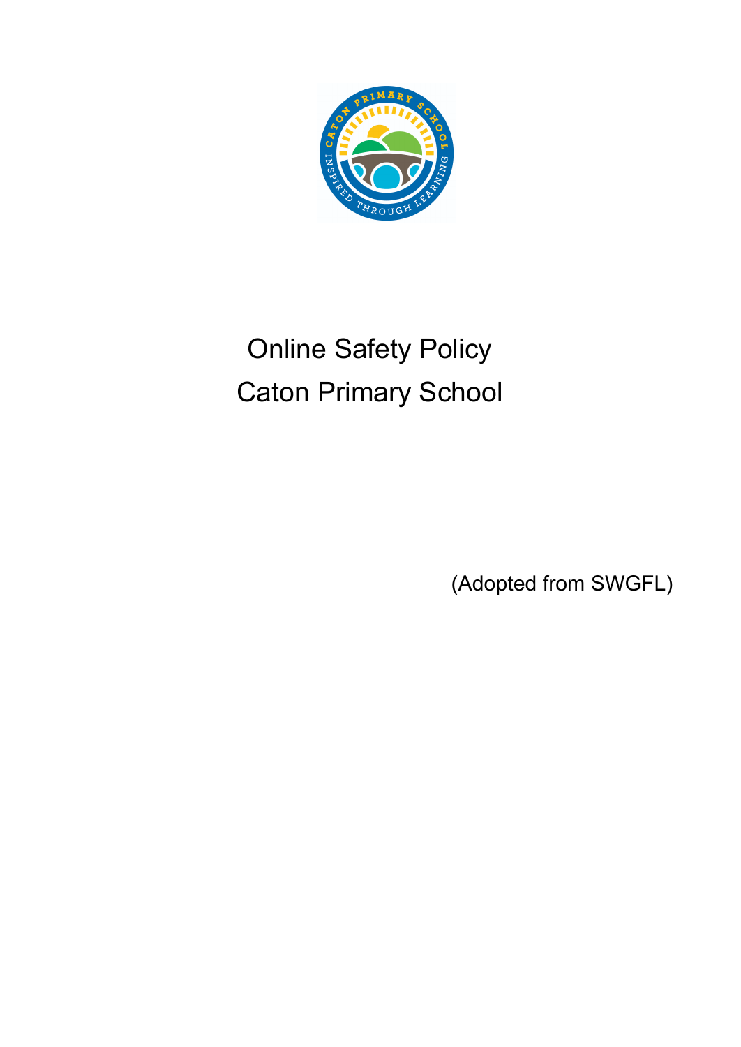# Online Safety Policy
# Caton Primary School

(Adopted from SWGFL)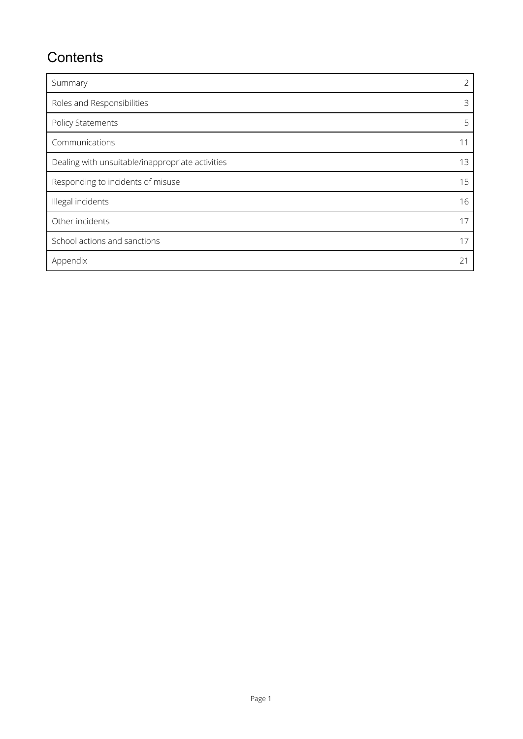# Contents

| | |
|---|---|
| Summary | 2 |
| Roles and Responsibilities | 3 |
| Policy Statements | 5 |
| Communications | 11 |
| Dealing with unsuitable/inappropriate activities | 13 |
| Responding to incidents of misuse | 15 |
| Illegal incidents | 16 |
| Other incidents | 17 |
| School actions and sanctions | 17 |
| Appendix | 21 |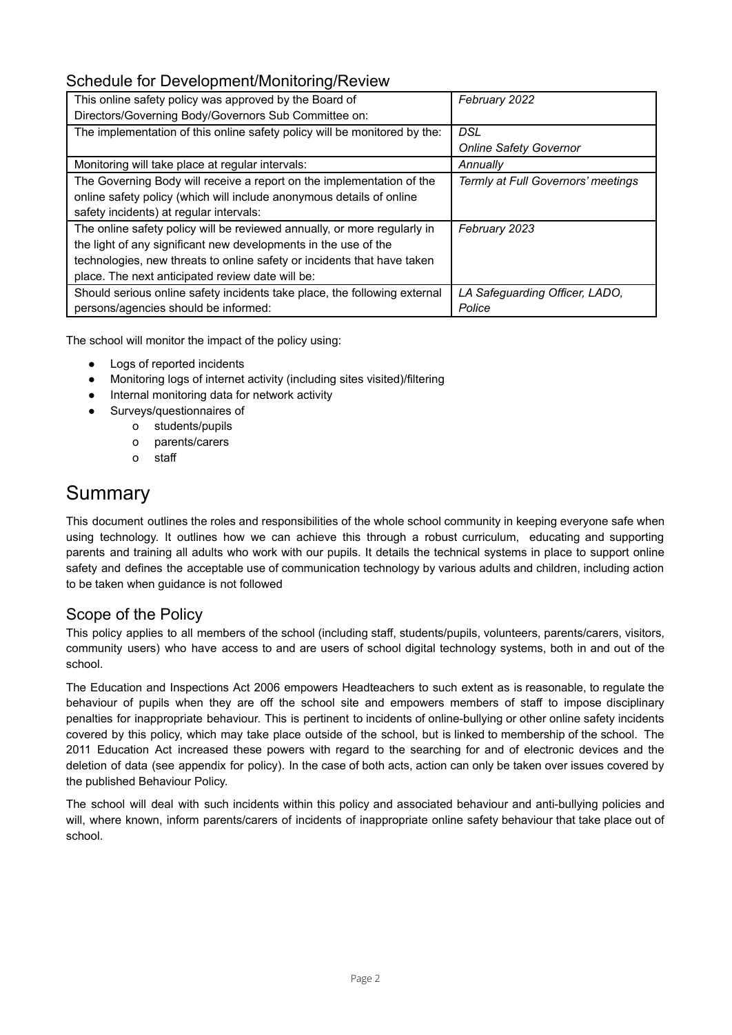## Schedule for Development/Monitoring/Review

| | |
|---|---|
| This online safety policy was approved by the Board of Directors/Governing Body/Governors Sub Committee on: | *February 2022* |
| The implementation of this online safety policy will be monitored by the: | *DSL*<br>*Online Safety Governor* |
| Monitoring will take place at regular intervals: | *Annually* |
| The Governing Body will receive a report on the implementation of the online safety policy (which will include anonymous details of online safety incidents) at regular intervals: | *Termly at Full Governors' meetings* |
| The online safety policy will be reviewed annually, or more regularly in the light of any significant new developments in the use of the technologies, new threats to online safety or incidents that have taken place. The next anticipated review date will be: | *February 2023* |
| Should serious online safety incidents take place, the following external persons/agencies should be informed: | *LA Safeguarding Officer, LADO, Police* |

The school will monitor the impact of the policy using:

- Logs of reported incidents
- Monitoring logs of internet activity (including sites visited)/filtering
- Internal monitoring data for network activity
- Surveys/questionnaires of
    - students/pupils
    - parents/carers
    - staff

# Summary

This document outlines the roles and responsibilities of the whole school community in keeping everyone safe when using technology. It outlines how we can achieve this through a robust curriculum, educating and supporting parents and training all adults who work with our pupils. It details the technical systems in place to support online safety and defines the acceptable use of communication technology by various adults and children, including action to be taken when guidance is not followed

## Scope of the Policy

This policy applies to all members of the school (including staff, students/pupils, volunteers, parents/carers, visitors, community users) who have access to and are users of school digital technology systems, both in and out of the school.

The Education and Inspections Act 2006 empowers Headteachers to such extent as is reasonable, to regulate the behaviour of pupils when they are off the school site and empowers members of staff to impose disciplinary penalties for inappropriate behaviour. This is pertinent to incidents of online-bullying or other online safety incidents covered by this policy, which may take place outside of the school, but is linked to membership of the school. The 2011 Education Act increased these powers with regard to the searching for and of electronic devices and the deletion of data (see appendix for policy). In the case of both acts, action can only be taken over issues covered by the published Behaviour Policy.

The school will deal with such incidents within this policy and associated behaviour and anti-bullying policies and will, where known, inform parents/carers of incidents of inappropriate online safety behaviour that take place out of school.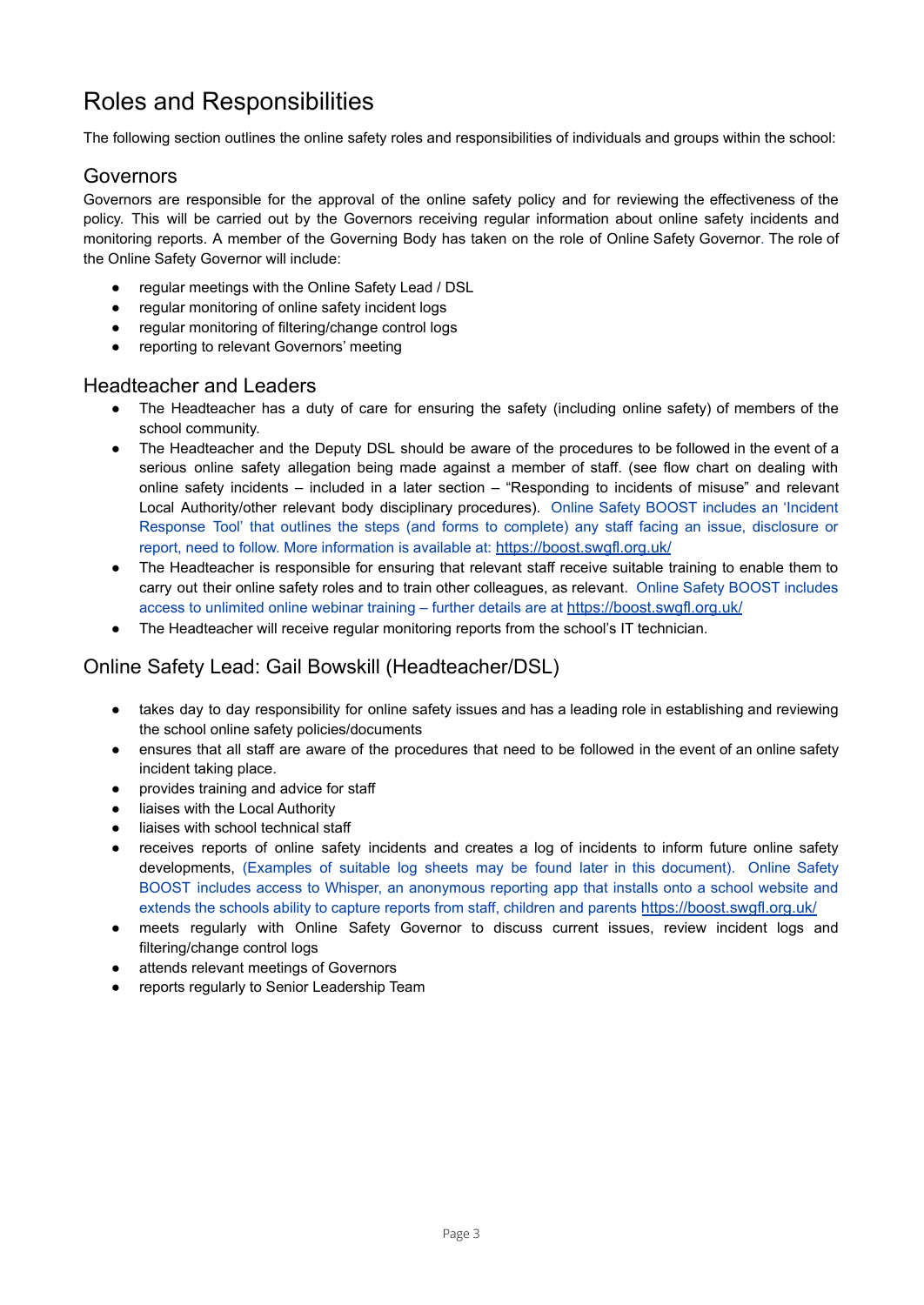# Roles and Responsibilities

The following section outlines the online safety roles and responsibilities of individuals and groups within the school:

## Governors

Governors are responsible for the approval of the online safety policy and for reviewing the effectiveness of the policy. This will be carried out by the Governors receiving regular information about online safety incidents and monitoring reports. A member of the Governing Body has taken on the role of Online Safety Governor. The role of the Online Safety Governor will include:

- regular meetings with the Online Safety Lead / DSL
- regular monitoring of online safety incident logs
- regular monitoring of filtering/change control logs
- reporting to relevant Governors' meeting

## Headteacher and Leaders

- The Headteacher has a duty of care for ensuring the safety (including online safety) of members of the school community.
- The Headteacher and the Deputy DSL should be aware of the procedures to be followed in the event of a serious online safety allegation being made against a member of staff. (see flow chart on dealing with online safety incidents – included in a later section – "Responding to incidents of misuse" and relevant Local Authority/other relevant body disciplinary procedures). Online Safety BOOST includes an 'Incident Response Tool' that outlines the steps (and forms to complete) any staff facing an issue, disclosure or report, need to follow. More information is available at: https://boost.swgfl.org.uk/
- The Headteacher is responsible for ensuring that relevant staff receive suitable training to enable them to carry out their online safety roles and to train other colleagues, as relevant. Online Safety BOOST includes access to unlimited online webinar training – further details are at https://boost.swgfl.org.uk/
- The Headteacher will receive regular monitoring reports from the school's IT technician.

## Online Safety Lead: Gail Bowskill (Headteacher/DSL)

- takes day to day responsibility for online safety issues and has a leading role in establishing and reviewing the school online safety policies/documents
- ensures that all staff are aware of the procedures that need to be followed in the event of an online safety incident taking place.
- provides training and advice for staff
- liaises with the Local Authority
- liaises with school technical staff
- receives reports of online safety incidents and creates a log of incidents to inform future online safety developments, (Examples of suitable log sheets may be found later in this document). Online Safety BOOST includes access to Whisper, an anonymous reporting app that installs onto a school website and extends the schools ability to capture reports from staff, children and parents https://boost.swgfl.org.uk/
- meets regularly with Online Safety Governor to discuss current issues, review incident logs and filtering/change control logs
- attends relevant meetings of Governors
- reports regularly to Senior Leadership Team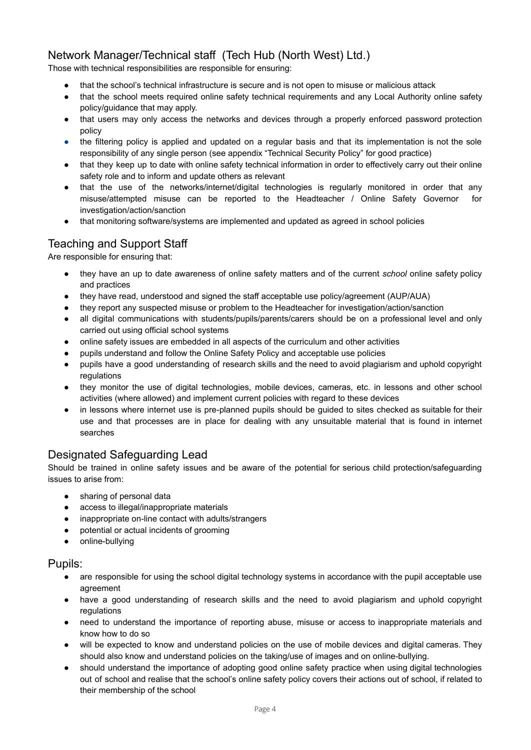## Network Manager/Technical staff (Tech Hub (North West) Ltd.)

Those with technical responsibilities are responsible for ensuring:

- that the school's technical infrastructure is secure and is not open to misuse or malicious attack
- that the school meets required online safety technical requirements and any Local Authority online safety policy/guidance that may apply.
- that users may only access the networks and devices through a properly enforced password protection policy
- the filtering policy is applied and updated on a regular basis and that its implementation is not the sole responsibility of any single person (see appendix "Technical Security Policy" for good practice)
- that they keep up to date with online safety technical information in order to effectively carry out their online safety role and to inform and update others as relevant
- that the use of the networks/internet/digital technologies is regularly monitored in order that any misuse/attempted misuse can be reported to the Headteacher / Online Safety Governor for investigation/action/sanction
- that monitoring software/systems are implemented and updated as agreed in school policies

## Teaching and Support Staff

Are responsible for ensuring that:

- they have an up to date awareness of online safety matters and of the current *school* online safety policy and practices
- they have read, understood and signed the staff acceptable use policy/agreement (AUP/AUA)
- they report any suspected misuse or problem to the Headteacher for investigation/action/sanction
- all digital communications with students/pupils/parents/carers should be on a professional level and only carried out using official school systems
- online safety issues are embedded in all aspects of the curriculum and other activities
- pupils understand and follow the Online Safety Policy and acceptable use policies
- pupils have a good understanding of research skills and the need to avoid plagiarism and uphold copyright regulations
- they monitor the use of digital technologies, mobile devices, cameras, etc. in lessons and other school activities (where allowed) and implement current policies with regard to these devices
- in lessons where internet use is pre-planned pupils should be guided to sites checked as suitable for their use and that processes are in place for dealing with any unsuitable material that is found in internet searches

## Designated Safeguarding Lead

Should be trained in online safety issues and be aware of the potential for serious child protection/safeguarding issues to arise from:

- sharing of personal data
- access to illegal/inappropriate materials
- inappropriate on-line contact with adults/strangers
- potential or actual incidents of grooming
- online-bullying

## Pupils:

- are responsible for using the school digital technology systems in accordance with the pupil acceptable use agreement
- have a good understanding of research skills and the need to avoid plagiarism and uphold copyright regulations
- need to understand the importance of reporting abuse, misuse or access to inappropriate materials and know how to do so
- will be expected to know and understand policies on the use of mobile devices and digital cameras. They should also know and understand policies on the taking/use of images and on online-bullying.
- should understand the importance of adopting good online safety practice when using digital technologies out of school and realise that the school's online safety policy covers their actions out of school, if related to their membership of the school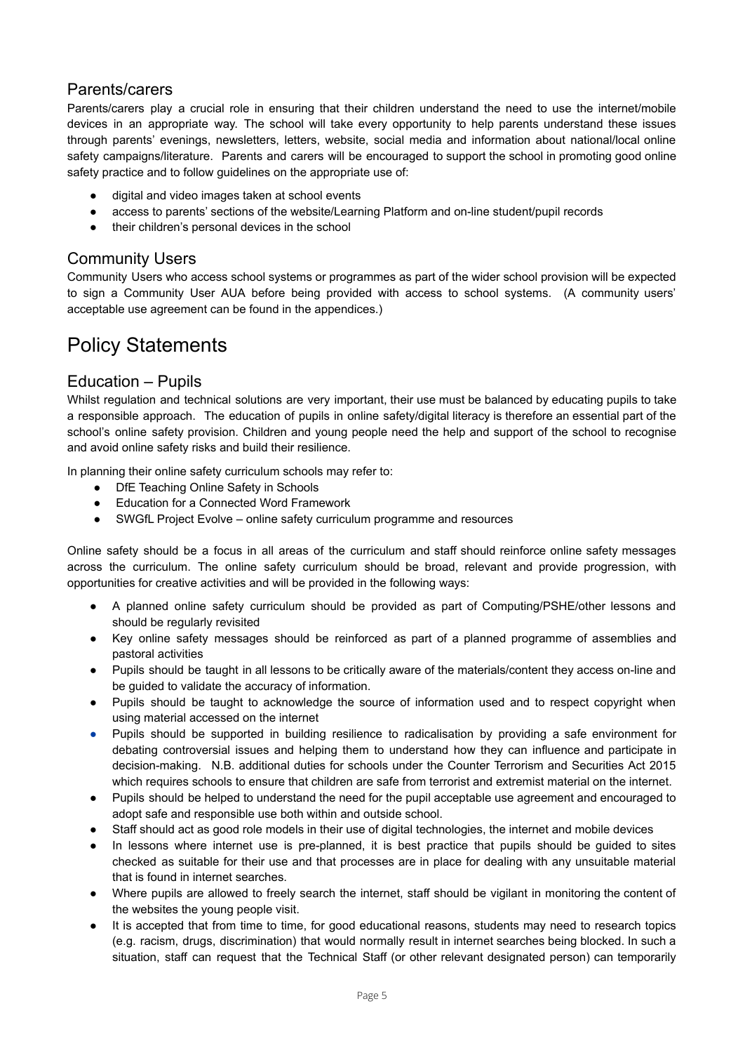## Parents/carers

Parents/carers play a crucial role in ensuring that their children understand the need to use the internet/mobile devices in an appropriate way. The school will take every opportunity to help parents understand these issues through parents' evenings, newsletters, letters, website, social media and information about national/local online safety campaigns/literature. Parents and carers will be encouraged to support the school in promoting good online safety practice and to follow guidelines on the appropriate use of:

- digital and video images taken at school events
- access to parents' sections of the website/Learning Platform and on-line student/pupil records
- their children's personal devices in the school

## Community Users

Community Users who access school systems or programmes as part of the wider school provision will be expected to sign a Community User AUA before being provided with access to school systems. (A community users' acceptable use agreement can be found in the appendices.)

# Policy Statements

## Education – Pupils

Whilst regulation and technical solutions are very important, their use must be balanced by educating pupils to take a responsible approach. The education of pupils in online safety/digital literacy is therefore an essential part of the school's online safety provision. Children and young people need the help and support of the school to recognise and avoid online safety risks and build their resilience.

In planning their online safety curriculum schools may refer to:

- DfE Teaching Online Safety in Schools
- Education for a Connected Word Framework
- SWGfL Project Evolve – online safety curriculum programme and resources

Online safety should be a focus in all areas of the curriculum and staff should reinforce online safety messages across the curriculum. The online safety curriculum should be broad, relevant and provide progression, with opportunities for creative activities and will be provided in the following ways:

- A planned online safety curriculum should be provided as part of Computing/PSHE/other lessons and should be regularly revisited
- Key online safety messages should be reinforced as part of a planned programme of assemblies and pastoral activities
- Pupils should be taught in all lessons to be critically aware of the materials/content they access on-line and be guided to validate the accuracy of information.
- Pupils should be taught to acknowledge the source of information used and to respect copyright when using material accessed on the internet
- Pupils should be supported in building resilience to radicalisation by providing a safe environment for debating controversial issues and helping them to understand how they can influence and participate in decision-making. N.B. additional duties for schools under the Counter Terrorism and Securities Act 2015 which requires schools to ensure that children are safe from terrorist and extremist material on the internet.
- Pupils should be helped to understand the need for the pupil acceptable use agreement and encouraged to adopt safe and responsible use both within and outside school.
- Staff should act as good role models in their use of digital technologies, the internet and mobile devices
- In lessons where internet use is pre-planned, it is best practice that pupils should be guided to sites checked as suitable for their use and that processes are in place for dealing with any unsuitable material that is found in internet searches.
- Where pupils are allowed to freely search the internet, staff should be vigilant in monitoring the content of the websites the young people visit.
- It is accepted that from time to time, for good educational reasons, students may need to research topics (e.g. racism, drugs, discrimination) that would normally result in internet searches being blocked. In such a situation, staff can request that the Technical Staff (or other relevant designated person) can temporarily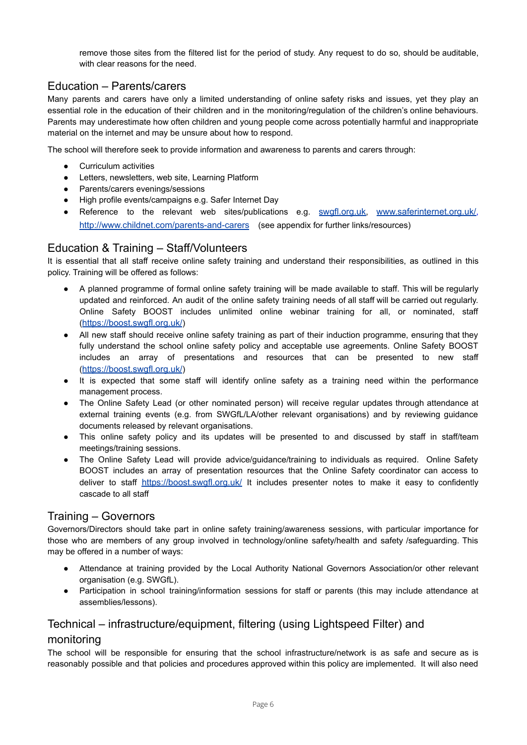remove those sites from the filtered list for the period of study. Any request to do so, should be auditable, with clear reasons for the need.

## Education – Parents/carers

Many parents and carers have only a limited understanding of online safety risks and issues, yet they play an essential role in the education of their children and in the monitoring/regulation of the children's online behaviours. Parents may underestimate how often children and young people come across potentially harmful and inappropriate material on the internet and may be unsure about how to respond.

The school will therefore seek to provide information and awareness to parents and carers through:

- Curriculum activities
- Letters, newsletters, web site, Learning Platform
- Parents/carers evenings/sessions
- High profile events/campaigns e.g. Safer Internet Day
- Reference to the relevant web sites/publications e.g. [swgfl.org.uk](swgfl.org.uk), [www.saferinternet.org.uk/](www.saferinternet.org.uk/), [http://www.childnet.com/parents-and-carers](http://www.childnet.com/parents-and-carers) (see appendix for further links/resources)

## Education & Training – Staff/Volunteers

It is essential that all staff receive online safety training and understand their responsibilities, as outlined in this policy. Training will be offered as follows:

- A planned programme of formal online safety training will be made available to staff. This will be regularly updated and reinforced. An audit of the online safety training needs of all staff will be carried out regularly. Online Safety BOOST includes unlimited online webinar training for all, or nominated, staff ([https://boost.swgfl.org.uk/](https://boost.swgfl.org.uk/))
- All new staff should receive online safety training as part of their induction programme, ensuring that they fully understand the school online safety policy and acceptable use agreements. Online Safety BOOST includes an array of presentations and resources that can be presented to new staff ([https://boost.swgfl.org.uk/](https://boost.swgfl.org.uk/))
- It is expected that some staff will identify online safety as a training need within the performance management process.
- The Online Safety Lead (or other nominated person) will receive regular updates through attendance at external training events (e.g. from SWGfL/LA/other relevant organisations) and by reviewing guidance documents released by relevant organisations.
- This online safety policy and its updates will be presented to and discussed by staff in staff/team meetings/training sessions.
- The Online Safety Lead will provide advice/guidance/training to individuals as required. Online Safety BOOST includes an array of presentation resources that the Online Safety coordinator can access to deliver to staff [https://boost.swgfl.org.uk/](https://boost.swgfl.org.uk/) It includes presenter notes to make it easy to confidently cascade to all staff

## Training – Governors

Governors/Directors should take part in online safety training/awareness sessions, with particular importance for those who are members of any group involved in technology/online safety/health and safety /safeguarding. This may be offered in a number of ways:

- Attendance at training provided by the Local Authority National Governors Association/or other relevant organisation (e.g. SWGfL).
- Participation in school training/information sessions for staff or parents (this may include attendance at assemblies/lessons).

## Technical – infrastructure/equipment, filtering (using Lightspeed Filter) and monitoring

The school will be responsible for ensuring that the school infrastructure/network is as safe and secure as is reasonably possible and that policies and procedures approved within this policy are implemented. It will also need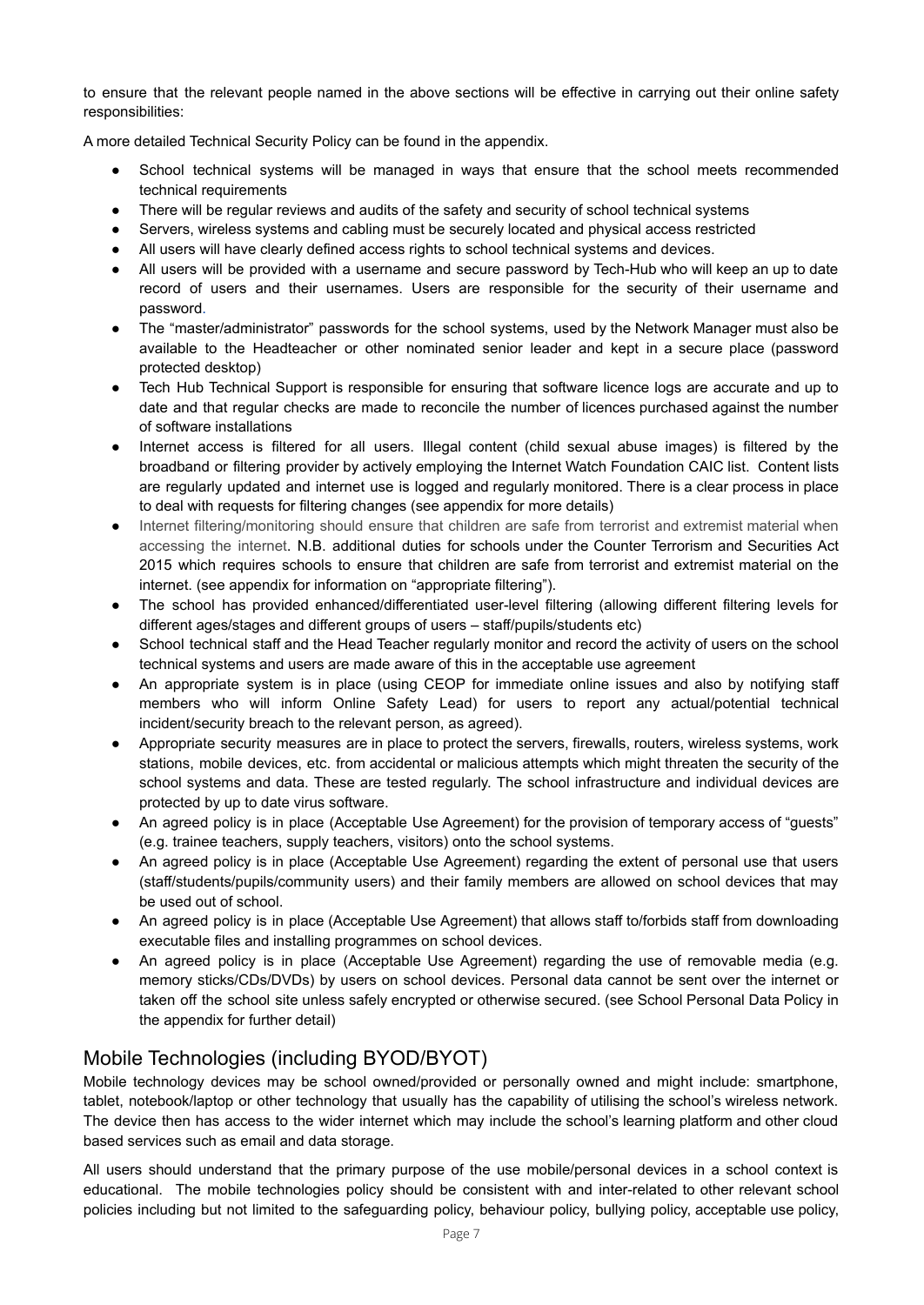to ensure that the relevant people named in the above sections will be effective in carrying out their online safety responsibilities:

A more detailed Technical Security Policy can be found in the appendix.

- School technical systems will be managed in ways that ensure that the school meets recommended technical requirements
- There will be regular reviews and audits of the safety and security of school technical systems
- Servers, wireless systems and cabling must be securely located and physical access restricted
- All users will have clearly defined access rights to school technical systems and devices.
- All users will be provided with a username and secure password by Tech-Hub who will keep an up to date record of users and their usernames. Users are responsible for the security of their username and password.
- The "master/administrator" passwords for the school systems, used by the Network Manager must also be available to the Headteacher or other nominated senior leader and kept in a secure place (password protected desktop)
- Tech Hub Technical Support is responsible for ensuring that software licence logs are accurate and up to date and that regular checks are made to reconcile the number of licences purchased against the number of software installations
- Internet access is filtered for all users. Illegal content (child sexual abuse images) is filtered by the broadband or filtering provider by actively employing the Internet Watch Foundation CAIC list. Content lists are regularly updated and internet use is logged and regularly monitored. There is a clear process in place to deal with requests for filtering changes (see appendix for more details)
- Internet filtering/monitoring should ensure that children are safe from terrorist and extremist material when accessing the internet. N.B. additional duties for schools under the Counter Terrorism and Securities Act 2015 which requires schools to ensure that children are safe from terrorist and extremist material on the internet. (see appendix for information on "appropriate filtering").
- The school has provided enhanced/differentiated user-level filtering (allowing different filtering levels for different ages/stages and different groups of users – staff/pupils/students etc)
- School technical staff and the Head Teacher regularly monitor and record the activity of users on the school technical systems and users are made aware of this in the acceptable use agreement
- An appropriate system is in place (using CEOP for immediate online issues and also by notifying staff members who will inform Online Safety Lead) for users to report any actual/potential technical incident/security breach to the relevant person, as agreed).
- Appropriate security measures are in place to protect the servers, firewalls, routers, wireless systems, work stations, mobile devices, etc. from accidental or malicious attempts which might threaten the security of the school systems and data. These are tested regularly. The school infrastructure and individual devices are protected by up to date virus software.
- An agreed policy is in place (Acceptable Use Agreement) for the provision of temporary access of "guests" (e.g. trainee teachers, supply teachers, visitors) onto the school systems.
- An agreed policy is in place (Acceptable Use Agreement) regarding the extent of personal use that users (staff/students/pupils/community users) and their family members are allowed on school devices that may be used out of school.
- An agreed policy is in place (Acceptable Use Agreement) that allows staff to/forbids staff from downloading executable files and installing programmes on school devices.
- An agreed policy is in place (Acceptable Use Agreement) regarding the use of removable media (e.g. memory sticks/CDs/DVDs) by users on school devices. Personal data cannot be sent over the internet or taken off the school site unless safely encrypted or otherwise secured. (see School Personal Data Policy in the appendix for further detail)

## Mobile Technologies (including BYOD/BYOT)

Mobile technology devices may be school owned/provided or personally owned and might include: smartphone, tablet, notebook/laptop or other technology that usually has the capability of utilising the school's wireless network. The device then has access to the wider internet which may include the school's learning platform and other cloud based services such as email and data storage.

All users should understand that the primary purpose of the use mobile/personal devices in a school context is educational. The mobile technologies policy should be consistent with and inter-related to other relevant school policies including but not limited to the safeguarding policy, behaviour policy, bullying policy, acceptable use policy,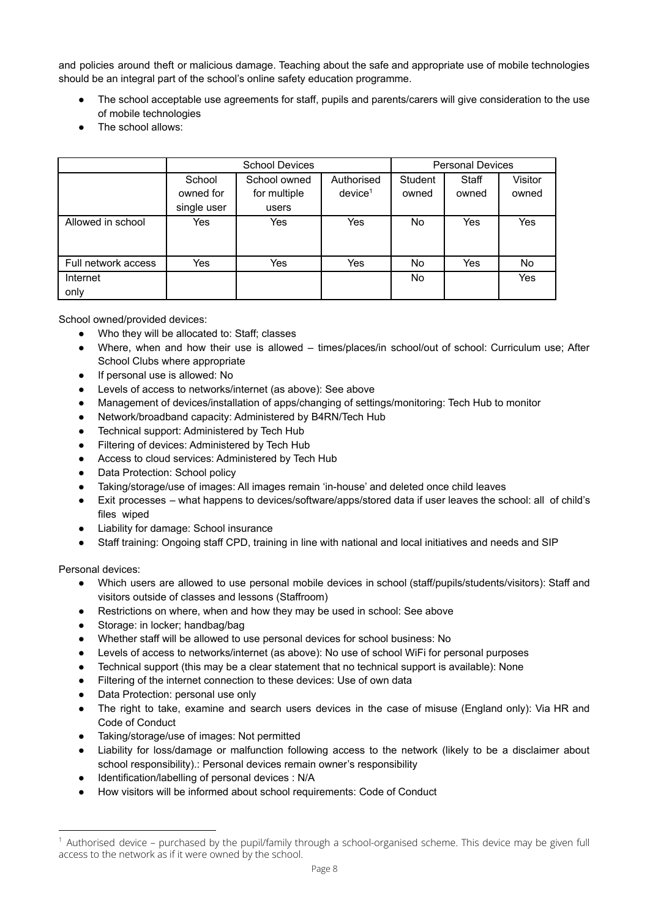and policies around theft or malicious damage. Teaching about the safe and appropriate use of mobile technologies should be an integral part of the school's online safety education programme.

- The school acceptable use agreements for staff, pupils and parents/carers will give consideration to the use of mobile technologies
- The school allows:

| | School Devices | | | Personal Devices | | |
|---|---|---|---|---|---|---|
| | School owned for single user | School owned for multiple users | Authorised device[1] | Student owned | Staff owned | Visitor owned |
| Allowed in school | Yes | Yes | Yes | No | Yes | Yes |
| Full network access | Yes | Yes | Yes | No | Yes | No |
| Internet only | | | | No | | Yes |

School owned/provided devices:

- Who they will be allocated to: Staff; classes
- Where, when and how their use is allowed – times/places/in school/out of school: Curriculum use; After School Clubs where appropriate
- If personal use is allowed: No
- Levels of access to networks/internet (as above): See above
- Management of devices/installation of apps/changing of settings/monitoring: Tech Hub to monitor
- Network/broadband capacity: Administered by B4RN/Tech Hub
- Technical support: Administered by Tech Hub
- Filtering of devices: Administered by Tech Hub
- Access to cloud services: Administered by Tech Hub
- Data Protection: School policy
- Taking/storage/use of images: All images remain 'in-house' and deleted once child leaves
- Exit processes – what happens to devices/software/apps/stored data if user leaves the school: all of child's files wiped
- Liability for damage: School insurance
- Staff training: Ongoing staff CPD, training in line with national and local initiatives and needs and SIP

Personal devices:

- Which users are allowed to use personal mobile devices in school (staff/pupils/students/visitors): Staff and visitors outside of classes and lessons (Staffroom)
- Restrictions on where, when and how they may be used in school: See above
- Storage: in locker; handbag/bag
- Whether staff will be allowed to use personal devices for school business: No
- Levels of access to networks/internet (as above): No use of school WiFi for personal purposes
- Technical support (this may be a clear statement that no technical support is available): None
- Filtering of the internet connection to these devices: Use of own data
- Data Protection: personal use only
- The right to take, examine and search users devices in the case of misuse (England only): Via HR and Code of Conduct
- Taking/storage/use of images: Not permitted
- Liability for loss/damage or malfunction following access to the network (likely to be a disclaimer about school responsibility).: Personal devices remain owner's responsibility
- Identification/labelling of personal devices : N/A
- How visitors will be informed about school requirements: Code of Conduct

---

[1] Authorised device – purchased by the pupil/family through a school-organised scheme. This device may be given full access to the network as if it were owned by the school.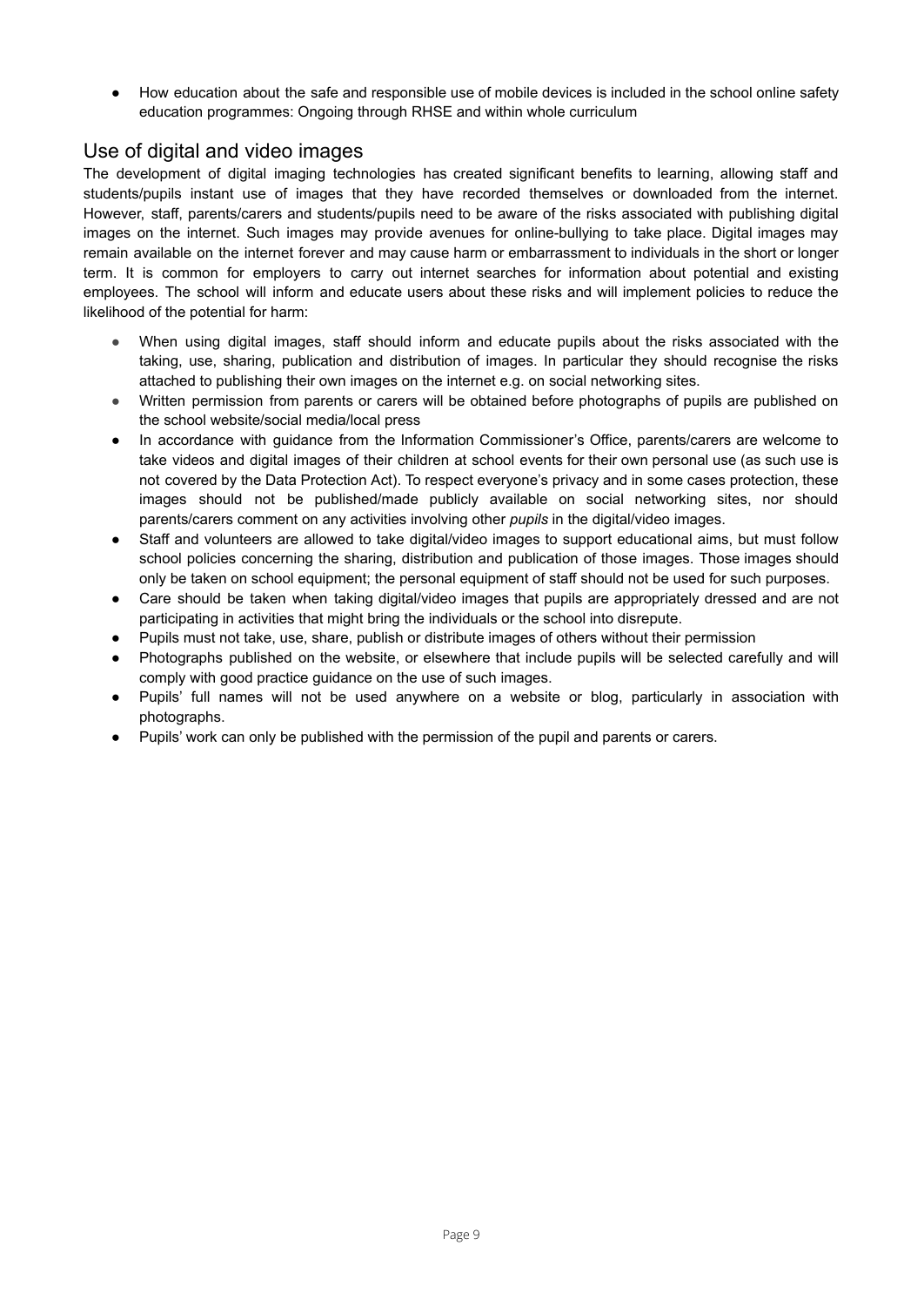- How education about the safe and responsible use of mobile devices is included in the school online safety education programmes: Ongoing through RHSE and within whole curriculum

## Use of digital and video images

The development of digital imaging technologies has created significant benefits to learning, allowing staff and students/pupils instant use of images that they have recorded themselves or downloaded from the internet. However, staff, parents/carers and students/pupils need to be aware of the risks associated with publishing digital images on the internet. Such images may provide avenues for online-bullying to take place. Digital images may remain available on the internet forever and may cause harm or embarrassment to individuals in the short or longer term. It is common for employers to carry out internet searches for information about potential and existing employees. The school will inform and educate users about these risks and will implement policies to reduce the likelihood of the potential for harm:

- When using digital images, staff should inform and educate pupils about the risks associated with the taking, use, sharing, publication and distribution of images. In particular they should recognise the risks attached to publishing their own images on the internet e.g. on social networking sites.
- Written permission from parents or carers will be obtained before photographs of pupils are published on the school website/social media/local press
- In accordance with guidance from the Information Commissioner's Office, parents/carers are welcome to take videos and digital images of their children at school events for their own personal use (as such use is not covered by the Data Protection Act). To respect everyone's privacy and in some cases protection, these images should not be published/made publicly available on social networking sites, nor should parents/carers comment on any activities involving other *pupils* in the digital/video images.
- Staff and volunteers are allowed to take digital/video images to support educational aims, but must follow school policies concerning the sharing, distribution and publication of those images. Those images should only be taken on school equipment; the personal equipment of staff should not be used for such purposes.
- Care should be taken when taking digital/video images that pupils are appropriately dressed and are not participating in activities that might bring the individuals or the school into disrepute.
- Pupils must not take, use, share, publish or distribute images of others without their permission
- Photographs published on the website, or elsewhere that include pupils will be selected carefully and will comply with good practice guidance on the use of such images.
- Pupils' full names will not be used anywhere on a website or blog, particularly in association with photographs.
- Pupils' work can only be published with the permission of the pupil and parents or carers.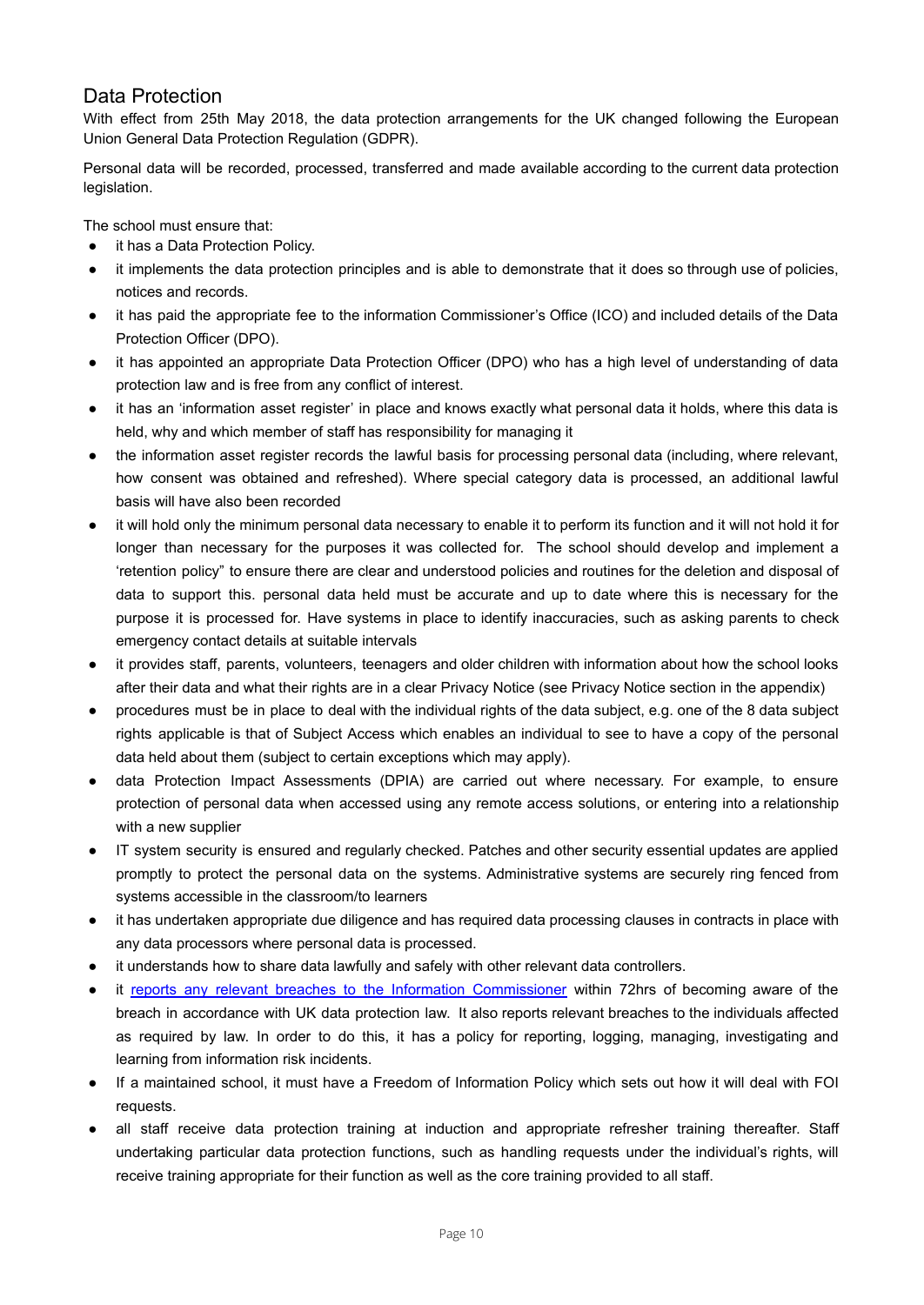## Data Protection

With effect from 25th May 2018, the data protection arrangements for the UK changed following the European Union General Data Protection Regulation (GDPR).

Personal data will be recorded, processed, transferred and made available according to the current data protection legislation.

The school must ensure that:

- it has a Data Protection Policy.
- it implements the data protection principles and is able to demonstrate that it does so through use of policies, notices and records.
- it has paid the appropriate fee to the information Commissioner's Office (ICO) and included details of the Data Protection Officer (DPO).
- it has appointed an appropriate Data Protection Officer (DPO) who has a high level of understanding of data protection law and is free from any conflict of interest.
- it has an 'information asset register' in place and knows exactly what personal data it holds, where this data is held, why and which member of staff has responsibility for managing it
- the information asset register records the lawful basis for processing personal data (including, where relevant, how consent was obtained and refreshed). Where special category data is processed, an additional lawful basis will have also been recorded
- it will hold only the minimum personal data necessary to enable it to perform its function and it will not hold it for longer than necessary for the purposes it was collected for. The school should develop and implement a 'retention policy" to ensure there are clear and understood policies and routines for the deletion and disposal of data to support this. personal data held must be accurate and up to date where this is necessary for the purpose it is processed for. Have systems in place to identify inaccuracies, such as asking parents to check emergency contact details at suitable intervals
- it provides staff, parents, volunteers, teenagers and older children with information about how the school looks after their data and what their rights are in a clear Privacy Notice (see Privacy Notice section in the appendix)
- procedures must be in place to deal with the individual rights of the data subject, e.g. one of the 8 data subject rights applicable is that of Subject Access which enables an individual to see to have a copy of the personal data held about them (subject to certain exceptions which may apply).
- data Protection Impact Assessments (DPIA) are carried out where necessary. For example, to ensure protection of personal data when accessed using any remote access solutions, or entering into a relationship with a new supplier
- IT system security is ensured and regularly checked. Patches and other security essential updates are applied promptly to protect the personal data on the systems. Administrative systems are securely ring fenced from systems accessible in the classroom/to learners
- it has undertaken appropriate due diligence and has required data processing clauses in contracts in place with any data processors where personal data is processed.
- it understands how to share data lawfully and safely with other relevant data controllers.
- it reports any relevant breaches to the Information Commissioner within 72hrs of becoming aware of the breach in accordance with UK data protection law. It also reports relevant breaches to the individuals affected as required by law. In order to do this, it has a policy for reporting, logging, managing, investigating and learning from information risk incidents.
- If a maintained school, it must have a Freedom of Information Policy which sets out how it will deal with FOI requests.
- all staff receive data protection training at induction and appropriate refresher training thereafter. Staff undertaking particular data protection functions, such as handling requests under the individual's rights, will receive training appropriate for their function as well as the core training provided to all staff.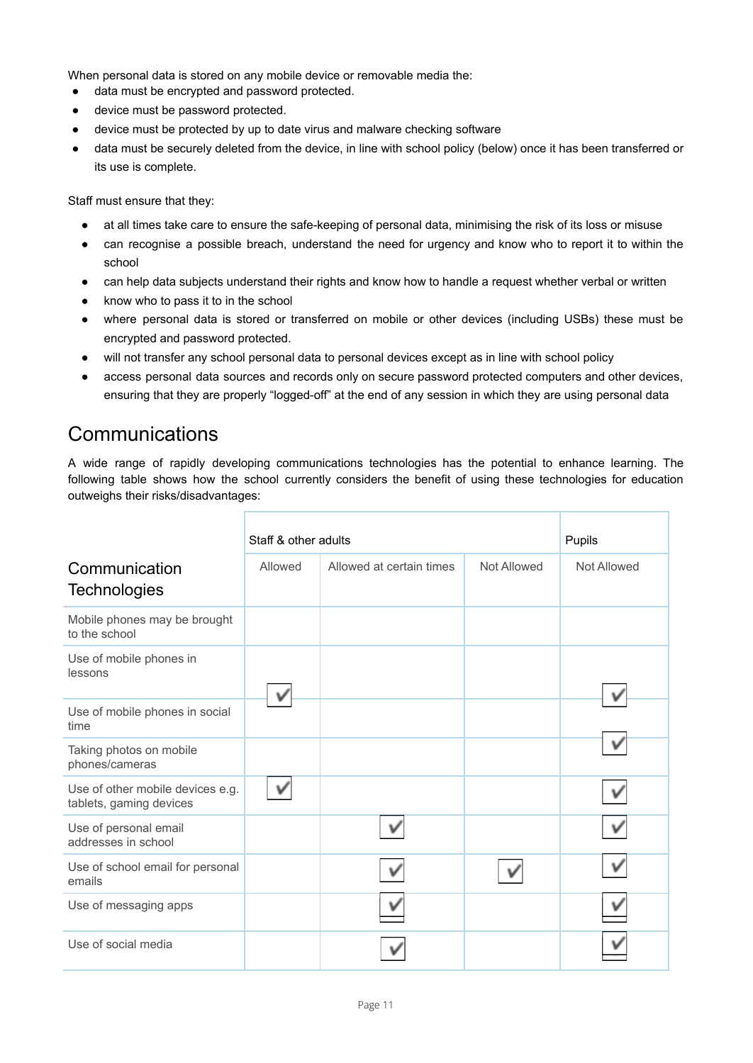When personal data is stored on any mobile device or removable media the:

- data must be encrypted and password protected.
- device must be password protected.
- device must be protected by up to date virus and malware checking software
- data must be securely deleted from the device, in line with school policy (below) once it has been transferred or its use is complete.

Staff must ensure that they:

- at all times take care to ensure the safe-keeping of personal data, minimising the risk of its loss or misuse
- can recognise a possible breach, understand the need for urgency and know who to report it to within the school
- can help data subjects understand their rights and know how to handle a request whether verbal or written
- know who to pass it to in the school
- where personal data is stored or transferred on mobile or other devices (including USBs) these must be encrypted and password protected.
- will not transfer any school personal data to personal devices except as in line with school policy
- access personal data sources and records only on secure password protected computers and other devices, ensuring that they are properly "logged-off" at the end of any session in which they are using personal data

# Communications

A wide range of rapidly developing communications technologies has the potential to enhance learning. The following table shows how the school currently considers the benefit of using these technologies for education outweighs their risks/disadvantages:

| Communication Technologies | Staff & other adults | | | Pupils |
|---|---|---|---|---|
| | Allowed | Allowed at certain times | Not Allowed | Not Allowed |
| Mobile phones may be brought to the school | | | | |
| Use of mobile phones in lessons | ✓ | | | ✓ |
| Use of mobile phones in social time | | | | |
| Taking photos on mobile phones/cameras | | | | ✓ |
| Use of other mobile devices e.g. tablets, gaming devices | ✓ | | | ✓ |
| Use of personal email addresses in school | | ✓ | | ✓ |
| Use of school email for personal emails | | ✓ | ✓ | ✓ |
| Use of messaging apps | | ✓ | | ✓ |
| Use of social media | | ✓ | | ✓ |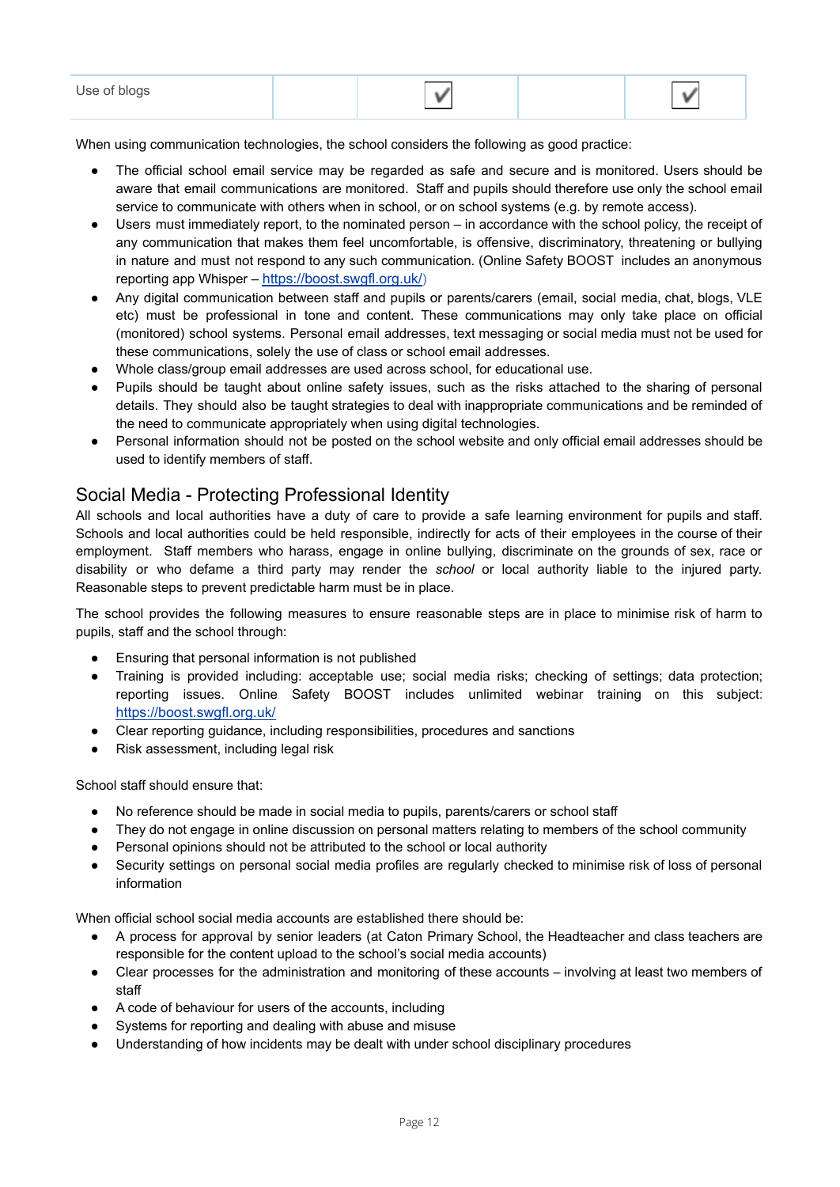| Use of blogs | | ✓ | | ✓ |
|---|---|---|---|---|

When using communication technologies, the school considers the following as good practice:

- The official school email service may be regarded as safe and secure and is monitored. Users should be aware that email communications are monitored. Staff and pupils should therefore use only the school email service to communicate with others when in school, or on school systems (e.g. by remote access).
- Users must immediately report, to the nominated person – in accordance with the school policy, the receipt of any communication that makes them feel uncomfortable, is offensive, discriminatory, threatening or bullying in nature and must not respond to any such communication. (Online Safety BOOST includes an anonymous reporting app Whisper – https://boost.swgfl.org.uk/)
- Any digital communication between staff and pupils or parents/carers (email, social media, chat, blogs, VLE etc) must be professional in tone and content. These communications may only take place on official (monitored) school systems. Personal email addresses, text messaging or social media must not be used for these communications, solely the use of class or school email addresses.
- Whole class/group email addresses are used across school, for educational use.
- Pupils should be taught about online safety issues, such as the risks attached to the sharing of personal details. They should also be taught strategies to deal with inappropriate communications and be reminded of the need to communicate appropriately when using digital technologies.
- Personal information should not be posted on the school website and only official email addresses should be used to identify members of staff.

## Social Media - Protecting Professional Identity

All schools and local authorities have a duty of care to provide a safe learning environment for pupils and staff. Schools and local authorities could be held responsible, indirectly for acts of their employees in the course of their employment. Staff members who harass, engage in online bullying, discriminate on the grounds of sex, race or disability or who defame a third party may render the *school* or local authority liable to the injured party. Reasonable steps to prevent predictable harm must be in place.

The school provides the following measures to ensure reasonable steps are in place to minimise risk of harm to pupils, staff and the school through:

- Ensuring that personal information is not published
- Training is provided including: acceptable use; social media risks; checking of settings; data protection; reporting issues. Online Safety BOOST includes unlimited webinar training on this subject: https://boost.swgfl.org.uk/
- Clear reporting guidance, including responsibilities, procedures and sanctions
- Risk assessment, including legal risk

School staff should ensure that:

- No reference should be made in social media to pupils, parents/carers or school staff
- They do not engage in online discussion on personal matters relating to members of the school community
- Personal opinions should not be attributed to the school or local authority
- Security settings on personal social media profiles are regularly checked to minimise risk of loss of personal information

When official school social media accounts are established there should be:

- A process for approval by senior leaders (at Caton Primary School, the Headteacher and class teachers are responsible for the content upload to the school's social media accounts)
- Clear processes for the administration and monitoring of these accounts – involving at least two members of staff
- A code of behaviour for users of the accounts, including
- Systems for reporting and dealing with abuse and misuse
- Understanding of how incidents may be dealt with under school disciplinary procedures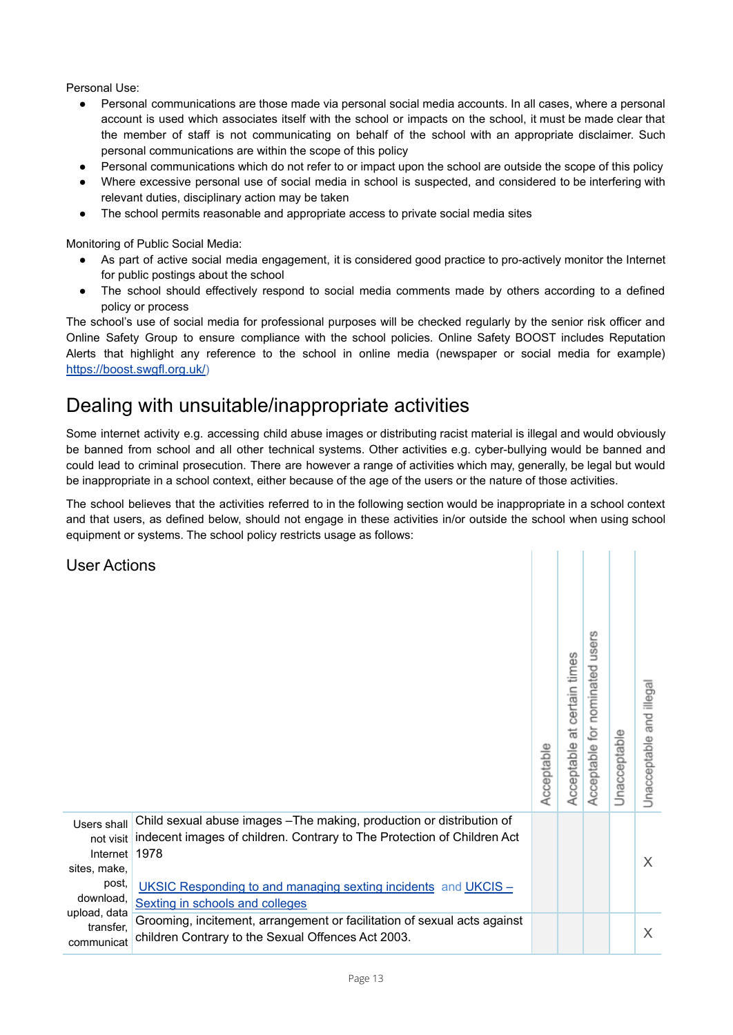Personal Use:

- Personal communications are those made via personal social media accounts. In all cases, where a personal account is used which associates itself with the school or impacts on the school, it must be made clear that the member of staff is not communicating on behalf of the school with an appropriate disclaimer. Such personal communications are within the scope of this policy
- Personal communications which do not refer to or impact upon the school are outside the scope of this policy
- Where excessive personal use of social media in school is suspected, and considered to be interfering with relevant duties, disciplinary action may be taken
- The school permits reasonable and appropriate access to private social media sites

Monitoring of Public Social Media:

- As part of active social media engagement, it is considered good practice to pro-actively monitor the Internet for public postings about the school
- The school should effectively respond to social media comments made by others according to a defined policy or process

The school's use of social media for professional purposes will be checked regularly by the senior risk officer and Online Safety Group to ensure compliance with the school policies. Online Safety BOOST includes Reputation Alerts that highlight any reference to the school in online media (newspaper or social media for example) https://boost.swgfl.org.uk/)

# Dealing with unsuitable/inappropriate activities

Some internet activity e.g. accessing child abuse images or distributing racist material is illegal and would obviously be banned from school and all other technical systems. Other activities e.g. cyber-bullying would be banned and could lead to criminal prosecution. There are however a range of activities which may, generally, be legal but would be inappropriate in a school context, either because of the age of the users or the nature of those activities.

The school believes that the activities referred to in the following section would be inappropriate in a school context and that users, as defined below, should not engage in these activities in/or outside the school when using school equipment or systems. The school policy restricts usage as follows:

| User Actions | | Acceptable | Acceptable at certain times | Acceptable for nominated users | Unacceptable | Unacceptable and illegal |
|---|---|---|---|---|---|---|
| Users shall not visit Internet sites, make, post, download, upload, data transfer, communicat | Child sexual abuse images –The making, production or distribution of indecent images of children. Contrary to The Protection of Children Act 1978<br><br>UKSIC Responding to and managing sexting incidents and UKCIS – Sexting in schools and colleges | | | | | X |
| | Grooming, incitement, arrangement or facilitation of sexual acts against children Contrary to the Sexual Offences Act 2003. | | | | | X |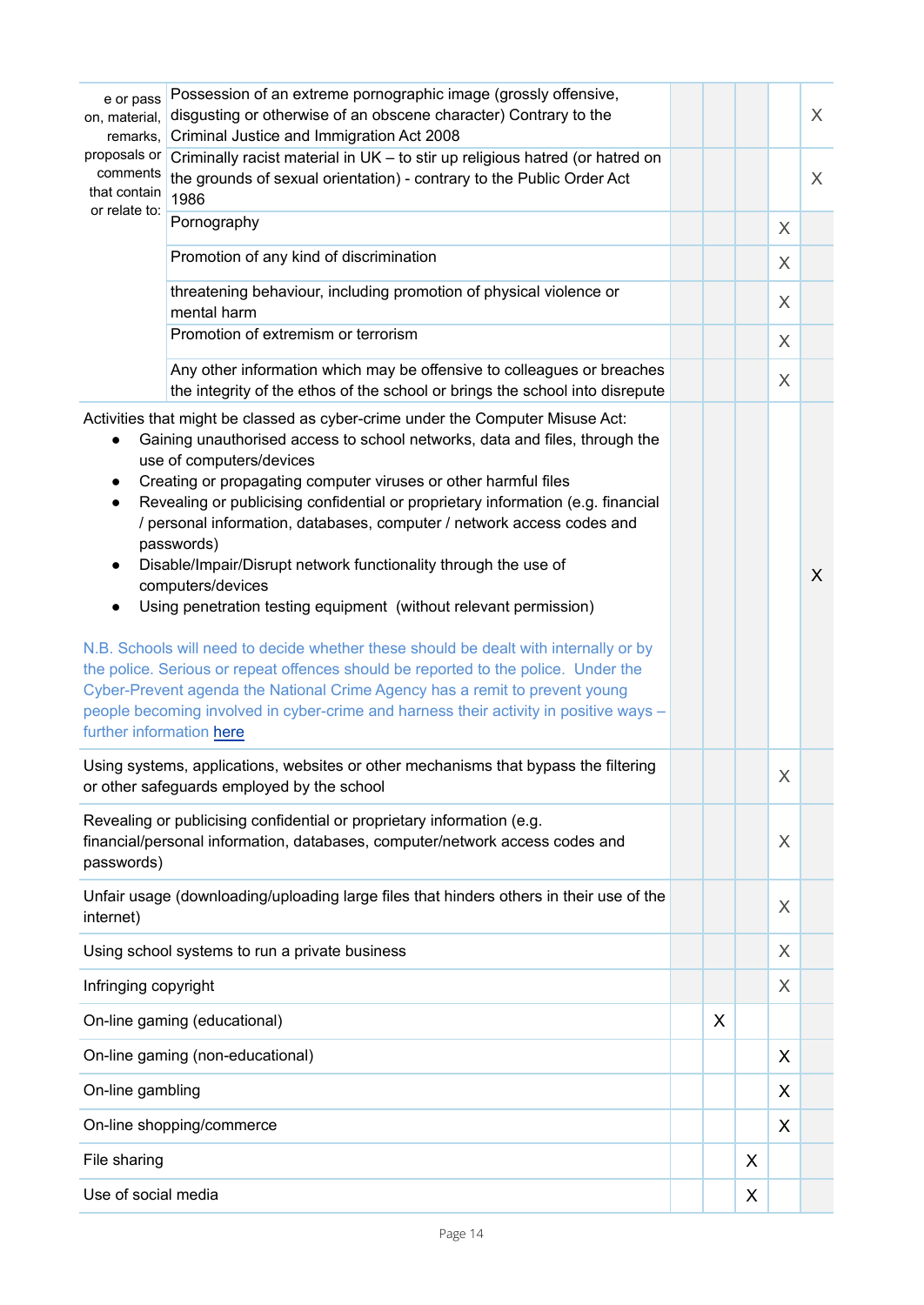| | | | | | | |
|---|---|---|---|---|---|---|
| e or pass on, material, remarks, proposals or comments that contain or relate to: | Possession of an extreme pornographic image (grossly offensive, disgusting or otherwise of an obscene character) Contrary to the Criminal Justice and Immigration Act 2008 | | | | | X |
| | Criminally racist material in UK – to stir up religious hatred (or hatred on the grounds of sexual orientation) - contrary to the Public Order Act 1986 | | | | | X |
| | Pornography | | | | X | |
| | Promotion of any kind of discrimination | | | | X | |
| | threatening behaviour, including promotion of physical violence or mental harm | | | | X | |
| | Promotion of extremism or terrorism | | | | X | |
| | Any other information which may be offensive to colleagues or breaches the integrity of the ethos of the school or brings the school into disrepute | | | | X | |
| Activities that might be classed as cyber-crime under the Computer Misuse Act:<br>• Gaining unauthorised access to school networks, data and files, through the use of computers/devices<br>• Creating or propagating computer viruses or other harmful files<br>• Revealing or publicising confidential or proprietary information (e.g. financial / personal information, databases, computer / network access codes and passwords)<br>• Disable/Impair/Disrupt network functionality through the use of computers/devices<br>• Using penetration testing equipment (without relevant permission)<br><br>N.B. Schools will need to decide whether these should be dealt with internally or by the police. Serious or repeat offences should be reported to the police. Under the Cyber-Prevent agenda the National Crime Agency has a remit to prevent young people becoming involved in cyber-crime and harness their activity in positive ways – further information here | | | | | | X |
| Using systems, applications, websites or other mechanisms that bypass the filtering or other safeguards employed by the school | | | | | X | |
| Revealing or publicising confidential or proprietary information (e.g. financial/personal information, databases, computer/network access codes and passwords) | | | | | X | |
| Unfair usage (downloading/uploading large files that hinders others in their use of the internet) | | | | | X | |
| Using school systems to run a private business | | | | | X | |
| Infringing copyright | | | | | X | |
| On-line gaming (educational) | | | X | | | |
| On-line gaming (non-educational) | | | | | X | |
| On-line gambling | | | | | X | |
| On-line shopping/commerce | | | | | X | |
| File sharing | | | | X | | |
| Use of social media | | | | X | | |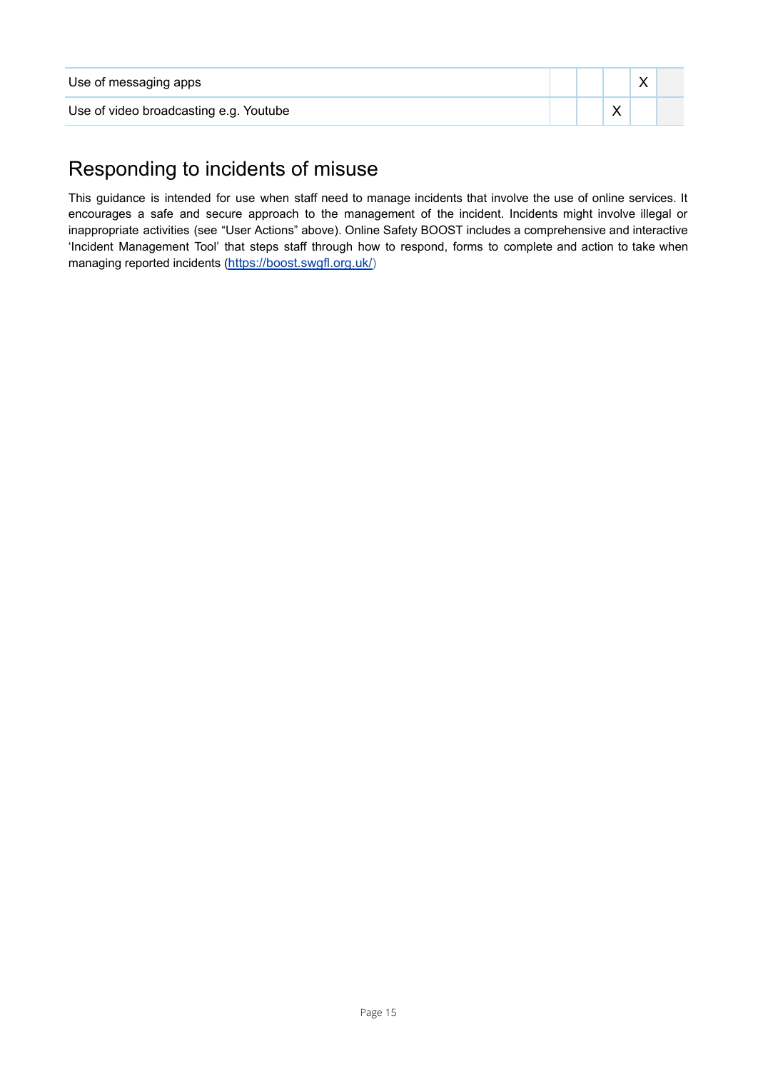| | | | | | |
|---|---|---|---|---|---|
| Use of messaging apps | | | | X | |
| Use of video broadcasting e.g. Youtube | | | X | | |

## Responding to incidents of misuse

This guidance is intended for use when staff need to manage incidents that involve the use of online services. It encourages a safe and secure approach to the management of the incident. Incidents might involve illegal or inappropriate activities (see "User Actions" above). Online Safety BOOST includes a comprehensive and interactive 'Incident Management Tool' that steps staff through how to respond, forms to complete and action to take when managing reported incidents (https://boost.swgfl.org.uk/)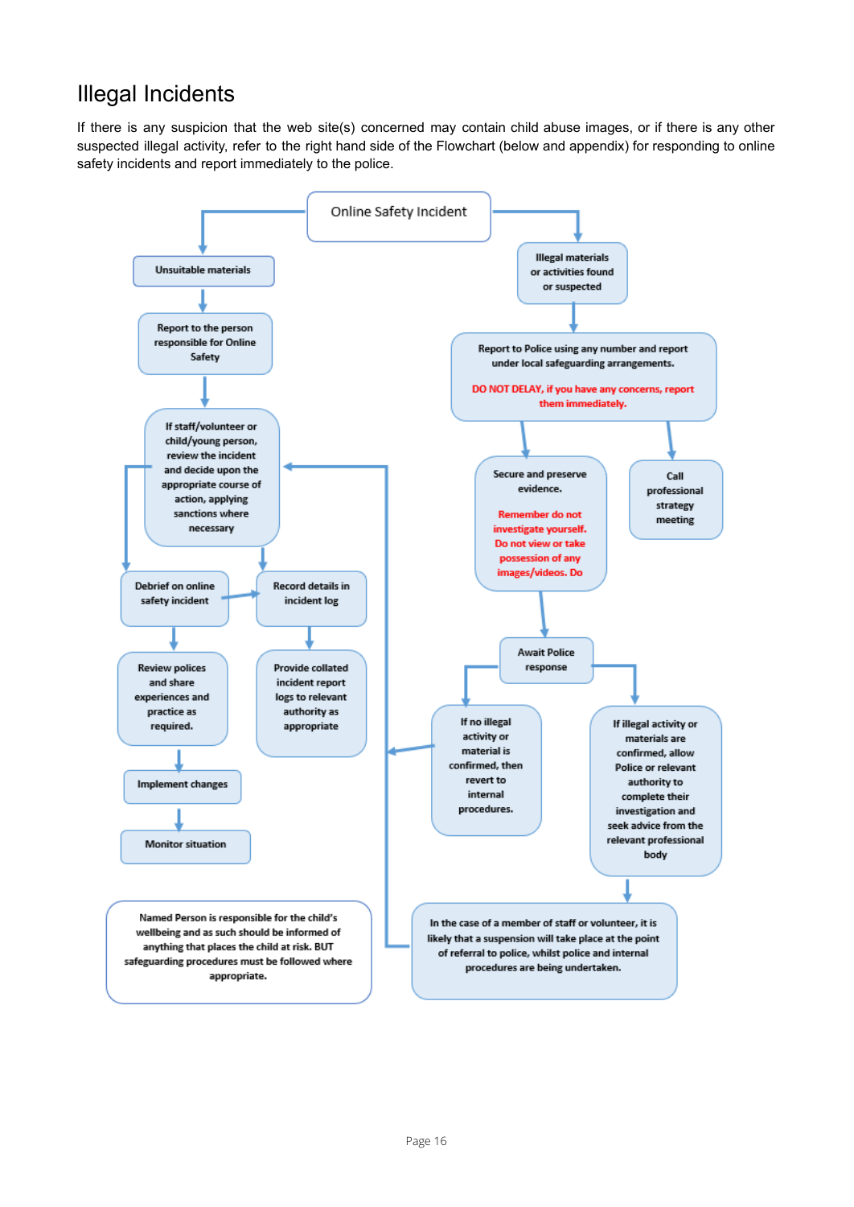## Illegal Incidents

If there is any suspicion that the web site(s) concerned may contain child abuse images, or if there is any other suspected illegal activity, refer to the right hand side of the Flowchart (below and appendix) for responding to online safety incidents and report immediately to the police.

**Online Safety Incident**

**Unsuitable materials**

- Report to the person responsible for Online Safety
- If staff/volunteer or child/young person, review the incident and decide upon the appropriate course of action, applying sanctions where necessary
- Debrief on online safety incident
  - Review polices and share experiences and practice as required.
  - Implement changes
  - Monitor situation
- Record details in incident log
  - Provide collated incident report logs to relevant authority as appropriate

**Illegal materials or activities found or suspected**

- Report to Police using any number and report under local safeguarding arrangements.

  DO NOT DELAY, if you have any concerns, report them immediately.
- Secure and preserve evidence.

  Remember do not investigate yourself. Do not view or take possession of any images/videos. Do
- Call professional strategy meeting
- Await Police response
  - If no illegal activity or material is confirmed, then revert to internal procedures.
  - If illegal activity or materials are confirmed, allow Police or relevant authority to complete their investigation and seek advice from the relevant professional body
    - In the case of a member of staff or volunteer, it is likely that a suspension will take place at the point of referral to police, whilst police and internal procedures are being undertaken.

Named Person is responsible for the child's wellbeing and as such should be informed of anything that places the child at risk. BUT safeguarding procedures must be followed where appropriate.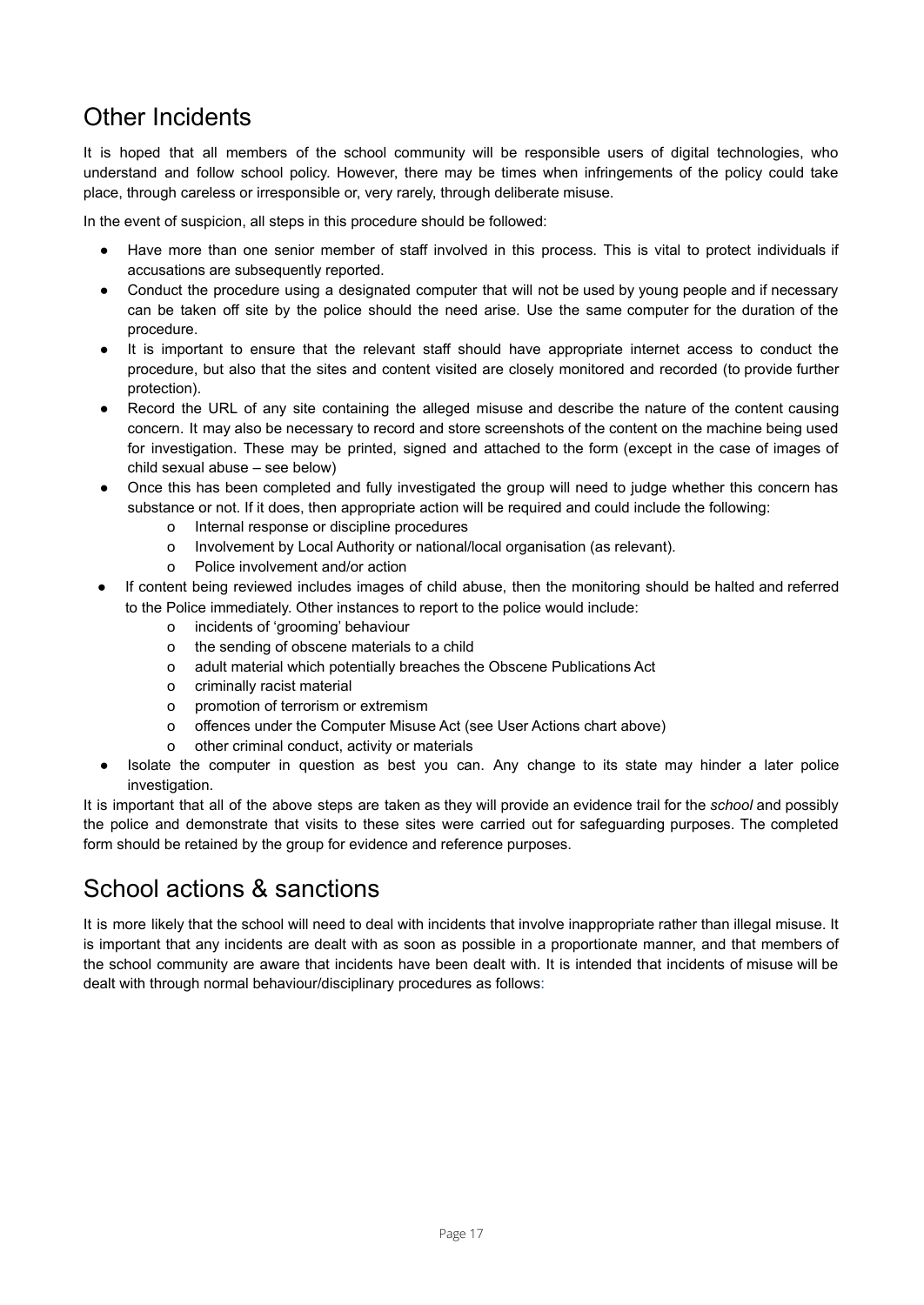## Other Incidents

It is hoped that all members of the school community will be responsible users of digital technologies, who understand and follow school policy. However, there may be times when infringements of the policy could take place, through careless or irresponsible or, very rarely, through deliberate misuse.

In the event of suspicion, all steps in this procedure should be followed:

- Have more than one senior member of staff involved in this process. This is vital to protect individuals if accusations are subsequently reported.
- Conduct the procedure using a designated computer that will not be used by young people and if necessary can be taken off site by the police should the need arise. Use the same computer for the duration of the procedure.
- It is important to ensure that the relevant staff should have appropriate internet access to conduct the procedure, but also that the sites and content visited are closely monitored and recorded (to provide further protection).
- Record the URL of any site containing the alleged misuse and describe the nature of the content causing concern. It may also be necessary to record and store screenshots of the content on the machine being used for investigation. These may be printed, signed and attached to the form (except in the case of images of child sexual abuse – see below)
- Once this has been completed and fully investigated the group will need to judge whether this concern has substance or not. If it does, then appropriate action will be required and could include the following:
    - Internal response or discipline procedures
    - Involvement by Local Authority or national/local organisation (as relevant).
    - Police involvement and/or action
- If content being reviewed includes images of child abuse, then the monitoring should be halted and referred to the Police immediately. Other instances to report to the police would include:
    - incidents of 'grooming' behaviour
    - the sending of obscene materials to a child
    - adult material which potentially breaches the Obscene Publications Act
    - criminally racist material
    - promotion of terrorism or extremism
    - offences under the Computer Misuse Act (see User Actions chart above)
    - other criminal conduct, activity or materials
- Isolate the computer in question as best you can. Any change to its state may hinder a later police investigation.

It is important that all of the above steps are taken as they will provide an evidence trail for the *school* and possibly the police and demonstrate that visits to these sites were carried out for safeguarding purposes. The completed form should be retained by the group for evidence and reference purposes.

## School actions & sanctions

It is more likely that the school will need to deal with incidents that involve inappropriate rather than illegal misuse. It is important that any incidents are dealt with as soon as possible in a proportionate manner, and that members of the school community are aware that incidents have been dealt with. It is intended that incidents of misuse will be dealt with through normal behaviour/disciplinary procedures as follows: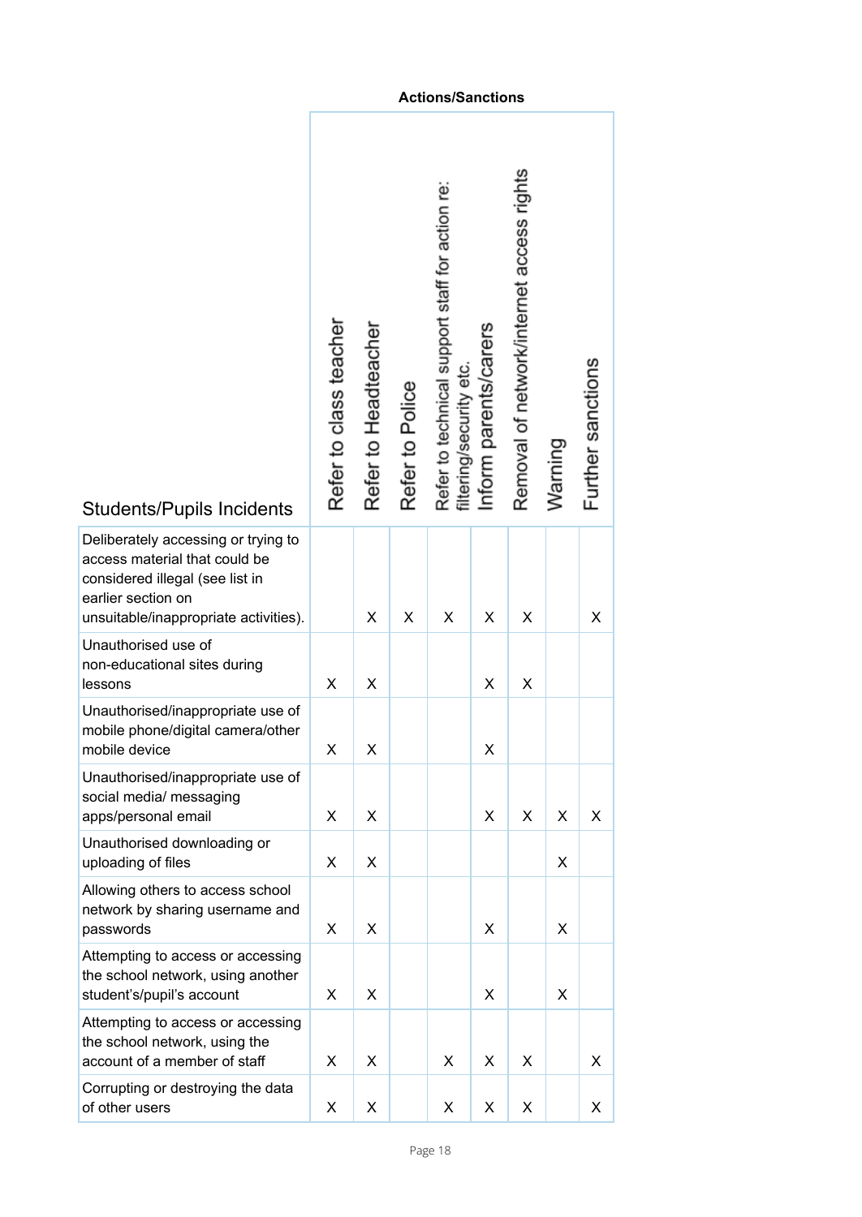**Actions/Sanctions**

| Students/Pupils Incidents | Refer to class teacher | Refer to Headteacher | Refer to Police | Refer to technical support staff for action re: filtering/security etc. | Inform parents/carers | Removal of network/internet access rights | Warning | Further sanctions |
|---|---|---|---|---|---|---|---|---|
| Deliberately accessing or trying to access material that could be considered illegal (see list in earlier section on unsuitable/inappropriate activities). | | X | X | X | X | X | | X |
| Unauthorised use of non-educational sites during lessons | X | X | | | X | X | | |
| Unauthorised/inappropriate use of mobile phone/digital camera/other mobile device | X | X | | | X | | | |
| Unauthorised/inappropriate use of social media/ messaging apps/personal email | X | X | | | X | X | X | X |
| Unauthorised downloading or uploading of files | X | X | | | | | X | |
| Allowing others to access school network by sharing username and passwords | X | X | | | X | | X | |
| Attempting to access or accessing the school network, using another student's/pupil's account | X | X | | | X | | X | |
| Attempting to access or accessing the school network, using the account of a member of staff | X | X | | X | X | X | | X |
| Corrupting or destroying the data of other users | X | X | | X | X | X | | X |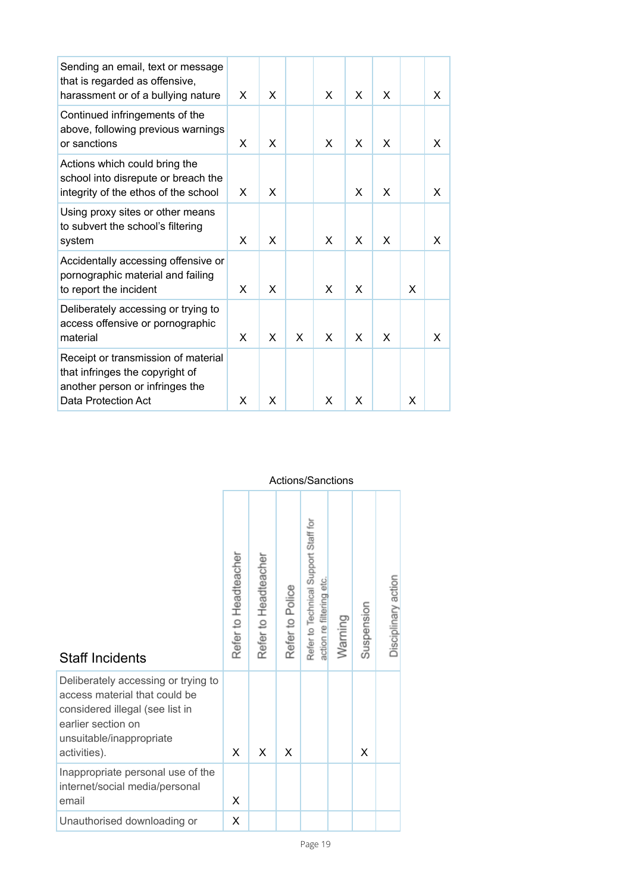| | | | | | | | | |
|---|---|---|---|---|---|---|---|---|
| Sending an email, text or message that is regarded as offensive, harassment or of a bullying nature | X | X | | X | X | X | | X |
| Continued infringements of the above, following previous warnings or sanctions | X | X | | X | X | X | | X |
| Actions which could bring the school into disrepute or breach the integrity of the ethos of the school | X | X | | | X | X | | X |
| Using proxy sites or other means to subvert the school's filtering system | X | X | | X | X | X | | X |
| Accidentally accessing offensive or pornographic material and failing to report the incident | X | X | | X | X | | X | |
| Deliberately accessing or trying to access offensive or pornographic material | X | X | X | X | X | X | | X |
| Receipt or transmission of material that infringes the copyright of another person or infringes the Data Protection Act | X | X | | X | X | | X | |

| | Actions/Sanctions | | | | | | |
|---|---|---|---|---|---|---|---|
| **Staff Incidents** | Refer to Headteacher | Refer to Headteacher | Refer to Police | Refer to Technical Support Staff for action re filtering etc. | Warning | Suspension | Disciplinary action |
| Deliberately accessing or trying to access material that could be considered illegal (see list in earlier section on unsuitable/inappropriate activities). | X | X | X | | | X | |
| Inappropriate personal use of the internet/social media/personal email | X | | | | | | |
| Unauthorised downloading or | X | | | | | | |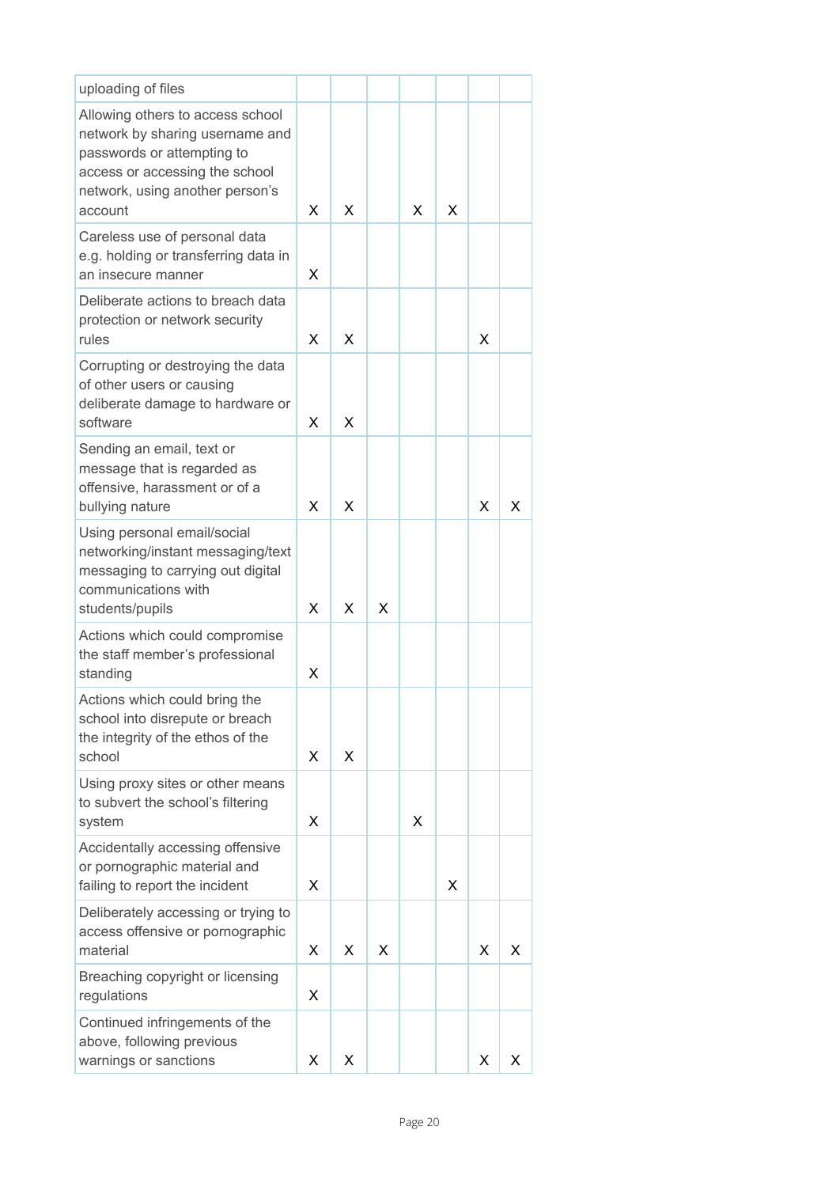| uploading of files | | | | | | | |
|---|---|---|---|---|---|---|---|
| Allowing others to access school network by sharing username and passwords or attempting to access or accessing the school network, using another person's account | X | X | | X | X | | |
| Careless use of personal data e.g. holding or transferring data in an insecure manner | X | | | | | | |
| Deliberate actions to breach data protection or network security rules | X | X | | | | X | |
| Corrupting or destroying the data of other users or causing deliberate damage to hardware or software | X | X | | | | | |
| Sending an email, text or message that is regarded as offensive, harassment or of a bullying nature | X | X | | | | X | X |
| Using personal email/social networking/instant messaging/text messaging to carrying out digital communications with students/pupils | X | X | X | | | | |
| Actions which could compromise the staff member's professional standing | X | | | | | | |
| Actions which could bring the school into disrepute or breach the integrity of the ethos of the school | X | X | | | | | |
| Using proxy sites or other means to subvert the school's filtering system | X | | | X | | | |
| Accidentally accessing offensive or pornographic material and failing to report the incident | X | | | | X | | |
| Deliberately accessing or trying to access offensive or pornographic material | X | X | X | | | X | X |
| Breaching copyright or licensing regulations | X | | | | | | |
| Continued infringements of the above, following previous warnings or sanctions | X | X | | | | X | X |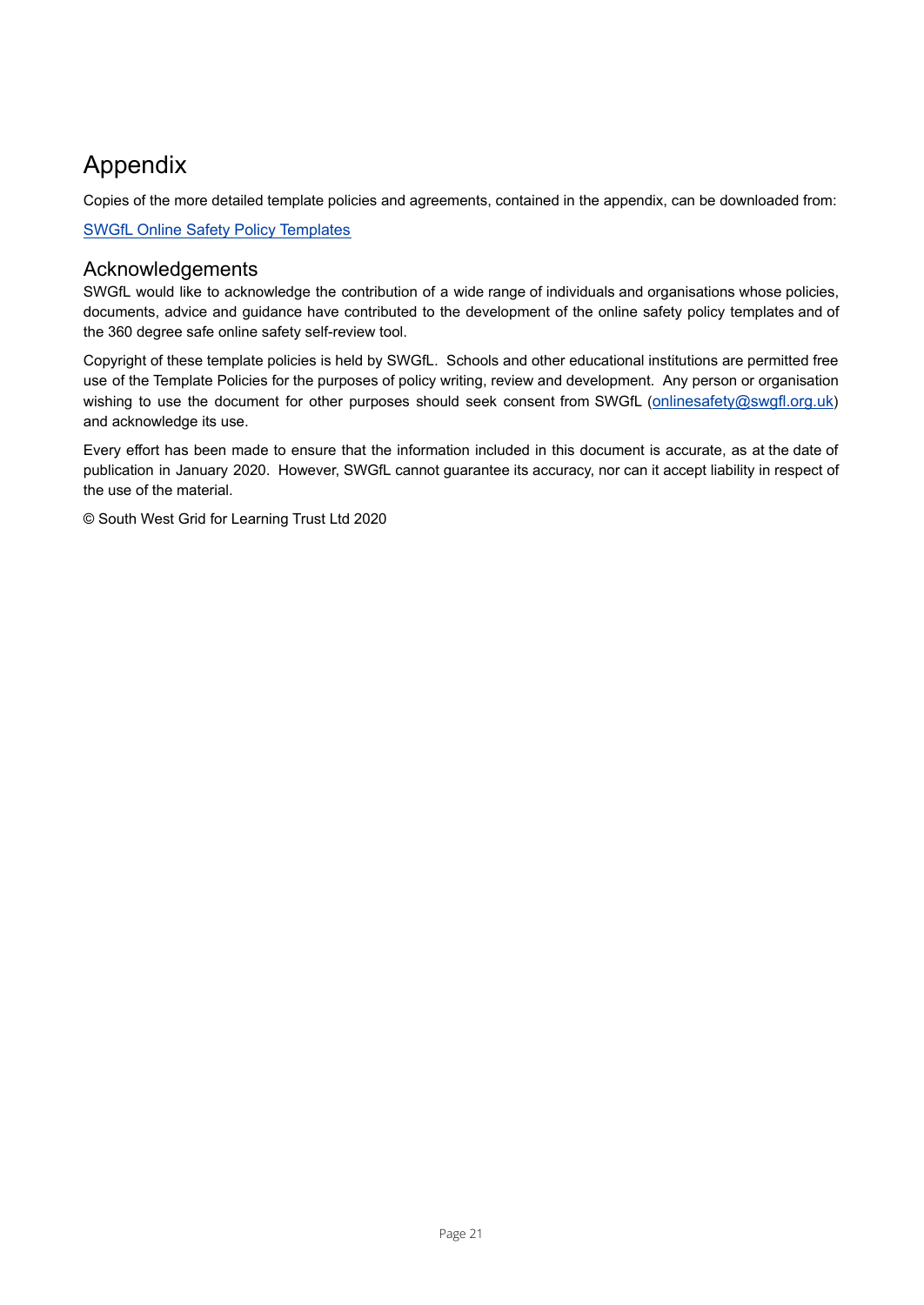# Appendix

Copies of the more detailed template policies and agreements, contained in the appendix, can be downloaded from:

[SWGfL Online Safety Policy Templates]

## Acknowledgements

SWGfL would like to acknowledge the contribution of a wide range of individuals and organisations whose policies, documents, advice and guidance have contributed to the development of the online safety policy templates and of the 360 degree safe online safety self-review tool.

Copyright of these template policies is held by SWGfL. Schools and other educational institutions are permitted free use of the Template Policies for the purposes of policy writing, review and development. Any person or organisation wishing to use the document for other purposes should seek consent from SWGfL (onlinesafety@swgfl.org.uk) and acknowledge its use.

Every effort has been made to ensure that the information included in this document is accurate, as at the date of publication in January 2020. However, SWGfL cannot guarantee its accuracy, nor can it accept liability in respect of the use of the material.

© South West Grid for Learning Trust Ltd 2020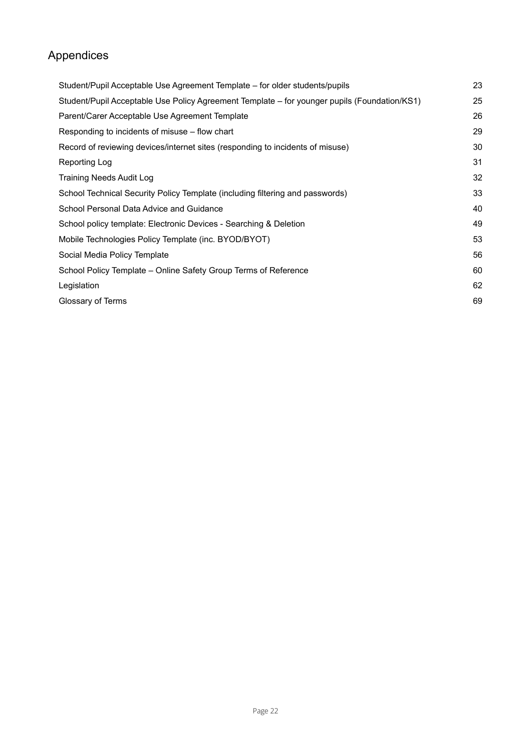# Appendices

| | |
|---|---|
| Student/Pupil Acceptable Use Agreement Template – for older students/pupils | 23 |
| Student/Pupil Acceptable Use Policy Agreement Template – for younger pupils (Foundation/KS1) | 25 |
| Parent/Carer Acceptable Use Agreement Template | 26 |
| Responding to incidents of misuse – flow chart | 29 |
| Record of reviewing devices/internet sites (responding to incidents of misuse) | 30 |
| Reporting Log | 31 |
| Training Needs Audit Log | 32 |
| School Technical Security Policy Template (including filtering and passwords) | 33 |
| School Personal Data Advice and Guidance | 40 |
| School policy template: Electronic Devices - Searching & Deletion | 49 |
| Mobile Technologies Policy Template (inc. BYOD/BYOT) | 53 |
| Social Media Policy Template | 56 |
| School Policy Template – Online Safety Group Terms of Reference | 60 |
| Legislation | 62 |
| Glossary of Terms | 69 |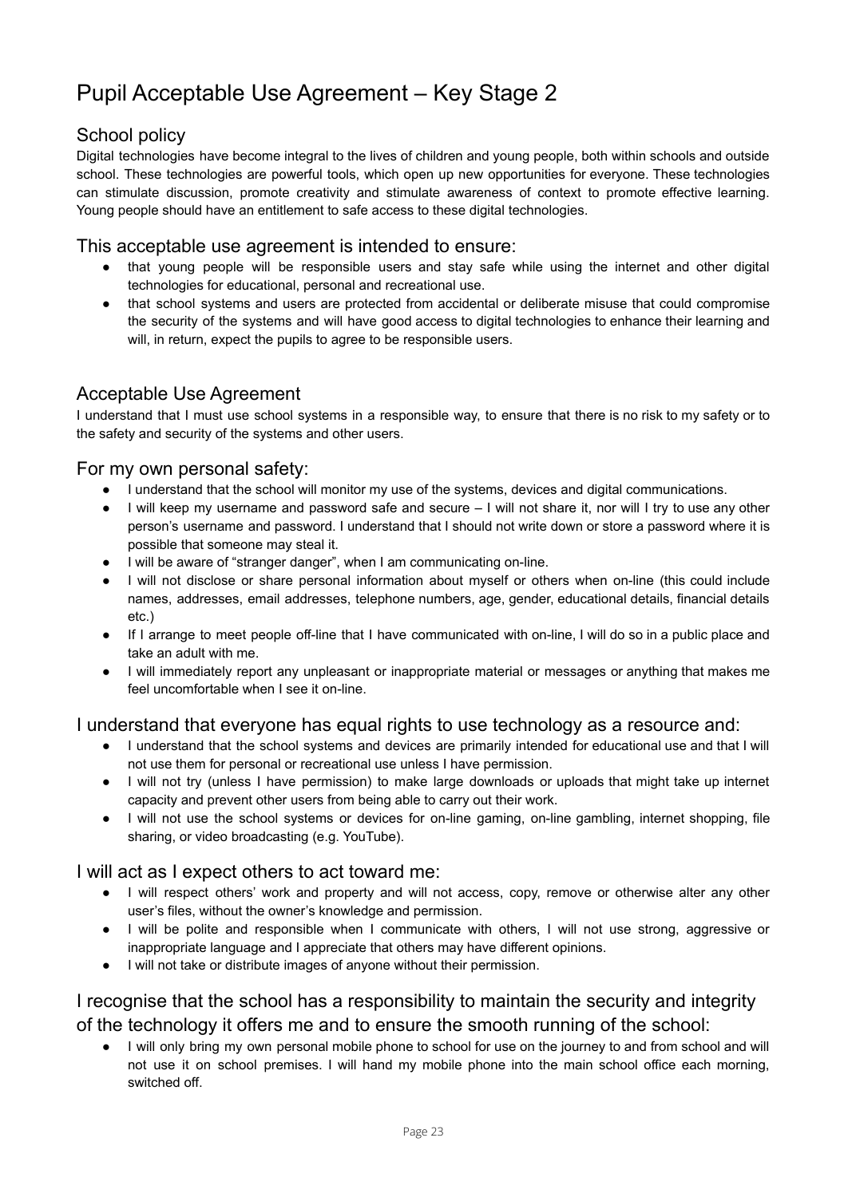# Pupil Acceptable Use Agreement – Key Stage 2

## School policy

Digital technologies have become integral to the lives of children and young people, both within schools and outside school. These technologies are powerful tools, which open up new opportunities for everyone. These technologies can stimulate discussion, promote creativity and stimulate awareness of context to promote effective learning. Young people should have an entitlement to safe access to these digital technologies.

## This acceptable use agreement is intended to ensure:

- that young people will be responsible users and stay safe while using the internet and other digital technologies for educational, personal and recreational use.
- that school systems and users are protected from accidental or deliberate misuse that could compromise the security of the systems and will have good access to digital technologies to enhance their learning and will, in return, expect the pupils to agree to be responsible users.

## Acceptable Use Agreement

I understand that I must use school systems in a responsible way, to ensure that there is no risk to my safety or to the safety and security of the systems and other users.

## For my own personal safety:

- I understand that the school will monitor my use of the systems, devices and digital communications.
- I will keep my username and password safe and secure – I will not share it, nor will I try to use any other person's username and password. I understand that I should not write down or store a password where it is possible that someone may steal it.
- I will be aware of "stranger danger", when I am communicating on-line.
- I will not disclose or share personal information about myself or others when on-line (this could include names, addresses, email addresses, telephone numbers, age, gender, educational details, financial details etc.)
- If I arrange to meet people off-line that I have communicated with on-line, I will do so in a public place and take an adult with me.
- I will immediately report any unpleasant or inappropriate material or messages or anything that makes me feel uncomfortable when I see it on-line.

## I understand that everyone has equal rights to use technology as a resource and:

- I understand that the school systems and devices are primarily intended for educational use and that I will not use them for personal or recreational use unless I have permission.
- I will not try (unless I have permission) to make large downloads or uploads that might take up internet capacity and prevent other users from being able to carry out their work.
- I will not use the school systems or devices for on-line gaming, on-line gambling, internet shopping, file sharing, or video broadcasting (e.g. YouTube).

## I will act as I expect others to act toward me:

- I will respect others' work and property and will not access, copy, remove or otherwise alter any other user's files, without the owner's knowledge and permission.
- I will be polite and responsible when I communicate with others, I will not use strong, aggressive or inappropriate language and I appreciate that others may have different opinions.
- I will not take or distribute images of anyone without their permission.

## I recognise that the school has a responsibility to maintain the security and integrity of the technology it offers me and to ensure the smooth running of the school:

- I will only bring my own personal mobile phone to school for use on the journey to and from school and will not use it on school premises. I will hand my mobile phone into the main school office each morning, switched off.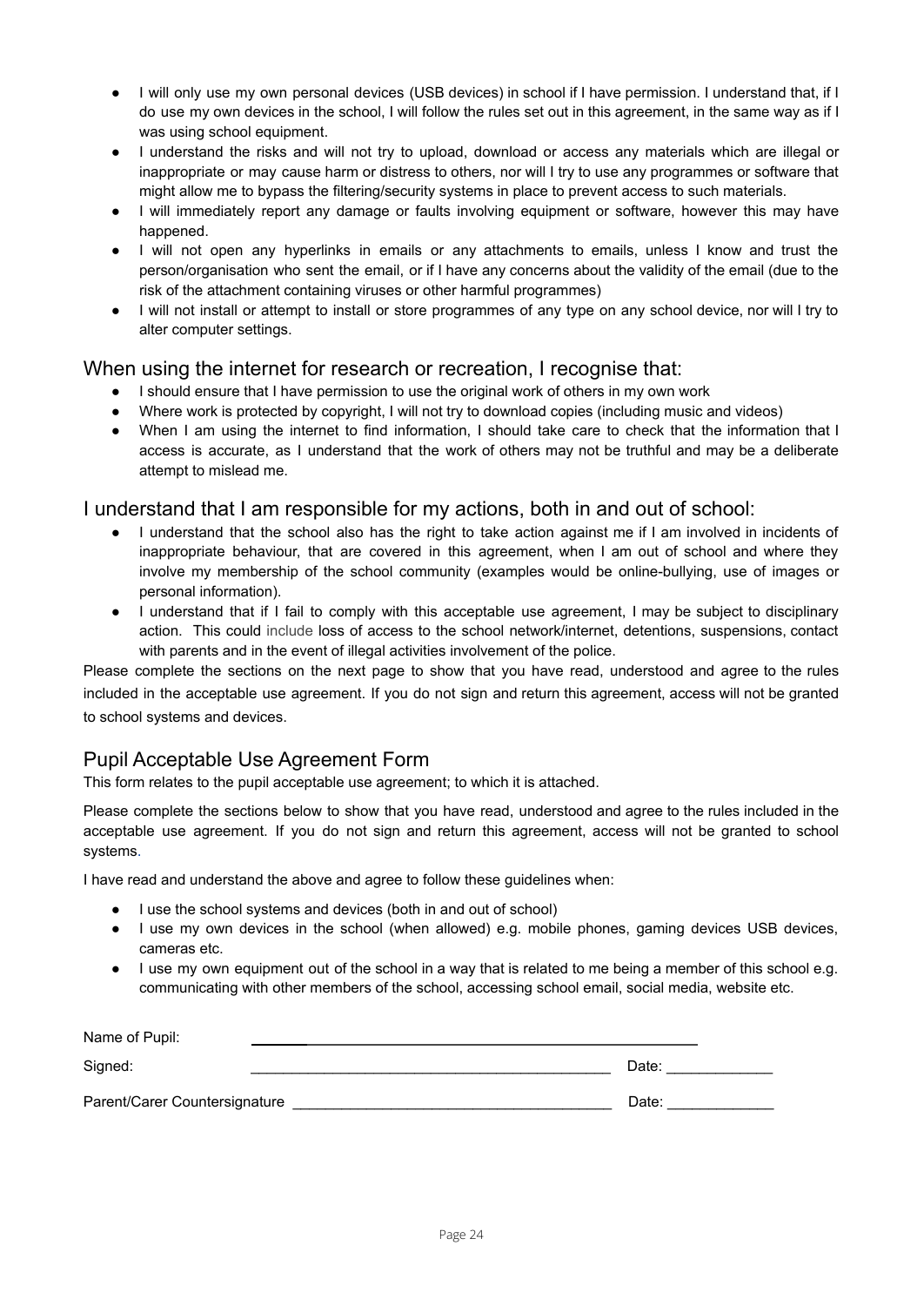- I will only use my own personal devices (USB devices) in school if I have permission. I understand that, if I do use my own devices in the school, I will follow the rules set out in this agreement, in the same way as if I was using school equipment.
- I understand the risks and will not try to upload, download or access any materials which are illegal or inappropriate or may cause harm or distress to others, nor will I try to use any programmes or software that might allow me to bypass the filtering/security systems in place to prevent access to such materials.
- I will immediately report any damage or faults involving equipment or software, however this may have happened.
- I will not open any hyperlinks in emails or any attachments to emails, unless I know and trust the person/organisation who sent the email, or if I have any concerns about the validity of the email (due to the risk of the attachment containing viruses or other harmful programmes)
- I will not install or attempt to install or store programmes of any type on any school device, nor will I try to alter computer settings.

## When using the internet for research or recreation, I recognise that:

- I should ensure that I have permission to use the original work of others in my own work
- Where work is protected by copyright, I will not try to download copies (including music and videos)
- When I am using the internet to find information, I should take care to check that the information that I access is accurate, as I understand that the work of others may not be truthful and may be a deliberate attempt to mislead me.

## I understand that I am responsible for my actions, both in and out of school:

- I understand that the school also has the right to take action against me if I am involved in incidents of inappropriate behaviour, that are covered in this agreement, when I am out of school and where they involve my membership of the school community (examples would be online-bullying, use of images or personal information).
- I understand that if I fail to comply with this acceptable use agreement, I may be subject to disciplinary action. This could include loss of access to the school network/internet, detentions, suspensions, contact with parents and in the event of illegal activities involvement of the police.

Please complete the sections on the next page to show that you have read, understood and agree to the rules included in the acceptable use agreement. If you do not sign and return this agreement, access will not be granted to school systems and devices.

## Pupil Acceptable Use Agreement Form

This form relates to the pupil acceptable use agreement; to which it is attached.

Please complete the sections below to show that you have read, understood and agree to the rules included in the acceptable use agreement. If you do not sign and return this agreement, access will not be granted to school systems.

I have read and understand the above and agree to follow these guidelines when:

- I use the school systems and devices (both in and out of school)
- I use my own devices in the school (when allowed) e.g. mobile phones, gaming devices USB devices, cameras etc.
- I use my own equipment out of the school in a way that is related to me being a member of this school e.g. communicating with other members of the school, accessing school email, social media, website etc.

Name of Pupil: ____________________________________________

Signed: ____________________________________________ Date: _____________

Parent/Carer Countersignature ____________________________________________ Date: _____________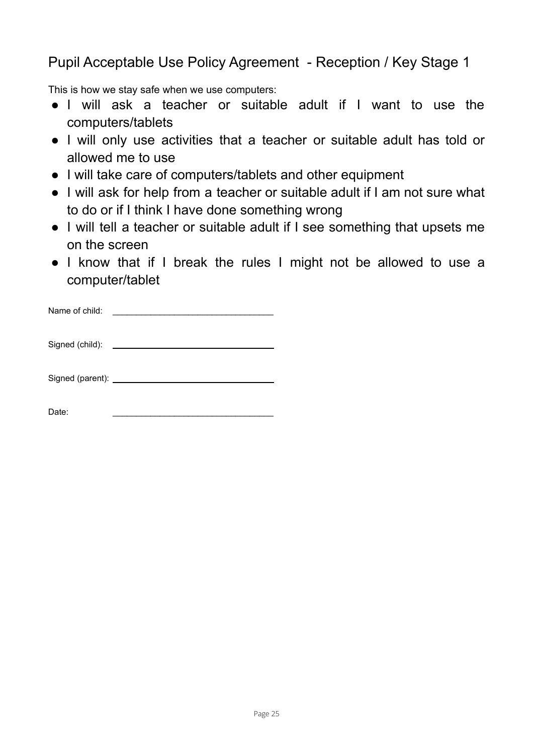## Pupil Acceptable Use Policy Agreement - Reception / Key Stage 1

This is how we stay safe when we use computers:

- I will ask a teacher or suitable adult if I want to use the computers/tablets
- I will only use activities that a teacher or suitable adult has told or allowed me to use
- I will take care of computers/tablets and other equipment
- I will ask for help from a teacher or suitable adult if I am not sure what to do or if I think I have done something wrong
- I will tell a teacher or suitable adult if I see something that upsets me on the screen
- I know that if I break the rules I might not be allowed to use a computer/tablet

Name of child: ________________________________

Signed (child): ________________________________

Signed (parent): ________________________________

Date: ________________________________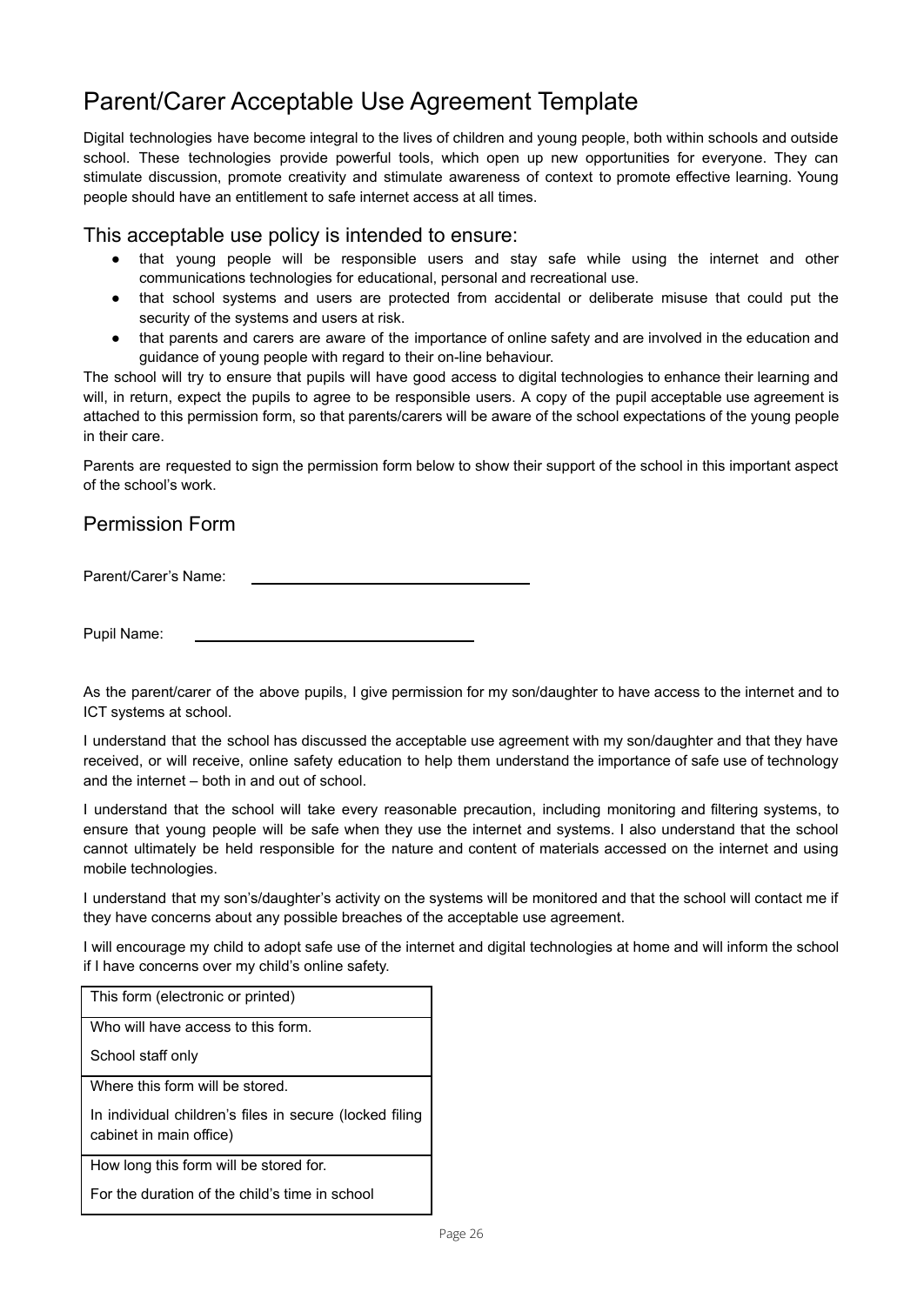# Parent/Carer Acceptable Use Agreement Template

Digital technologies have become integral to the lives of children and young people, both within schools and outside school. These technologies provide powerful tools, which open up new opportunities for everyone. They can stimulate discussion, promote creativity and stimulate awareness of context to promote effective learning. Young people should have an entitlement to safe internet access at all times.

## This acceptable use policy is intended to ensure:

- that young people will be responsible users and stay safe while using the internet and other communications technologies for educational, personal and recreational use.
- that school systems and users are protected from accidental or deliberate misuse that could put the security of the systems and users at risk.
- that parents and carers are aware of the importance of online safety and are involved in the education and guidance of young people with regard to their on-line behaviour.

The school will try to ensure that pupils will have good access to digital technologies to enhance their learning and will, in return, expect the pupils to agree to be responsible users. A copy of the pupil acceptable use agreement is attached to this permission form, so that parents/carers will be aware of the school expectations of the young people in their care.

Parents are requested to sign the permission form below to show their support of the school in this important aspect of the school's work.

## Permission Form

Parent/Carer's Name: ________________________________

Pupil Name: ________________________________

As the parent/carer of the above pupils, I give permission for my son/daughter to have access to the internet and to ICT systems at school.

I understand that the school has discussed the acceptable use agreement with my son/daughter and that they have received, or will receive, online safety education to help them understand the importance of safe use of technology and the internet – both in and out of school.

I understand that the school will take every reasonable precaution, including monitoring and filtering systems, to ensure that young people will be safe when they use the internet and systems. I also understand that the school cannot ultimately be held responsible for the nature and content of materials accessed on the internet and using mobile technologies.

I understand that my son's/daughter's activity on the systems will be monitored and that the school will contact me if they have concerns about any possible breaches of the acceptable use agreement.

I will encourage my child to adopt safe use of the internet and digital technologies at home and will inform the school if I have concerns over my child's online safety.

| This form (electronic or printed) |
|---|
| Who will have access to this form.<br>School staff only |
| Where this form will be stored.<br>In individual children's files in secure (locked filing cabinet in main office) |
| How long this form will be stored for.<br>For the duration of the child's time in school |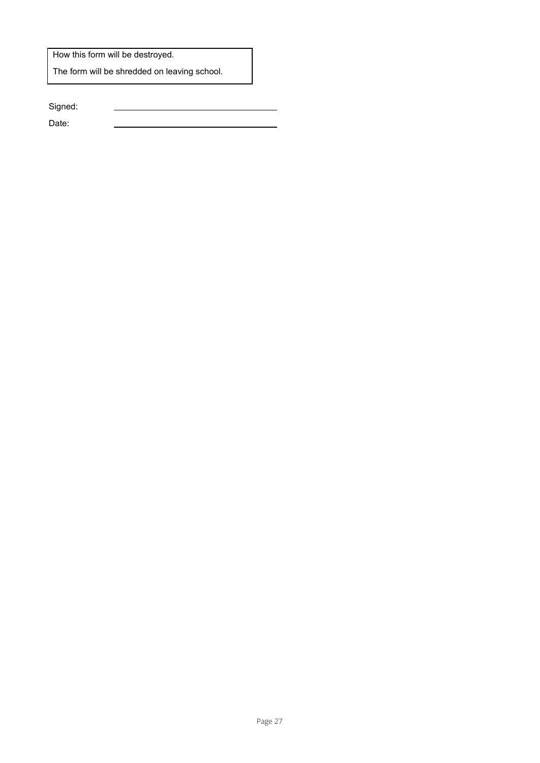| How this form will be destroyed. |
| --- |
| The form will be shredded on leaving school. |

Signed: ______________________________

Date: ______________________________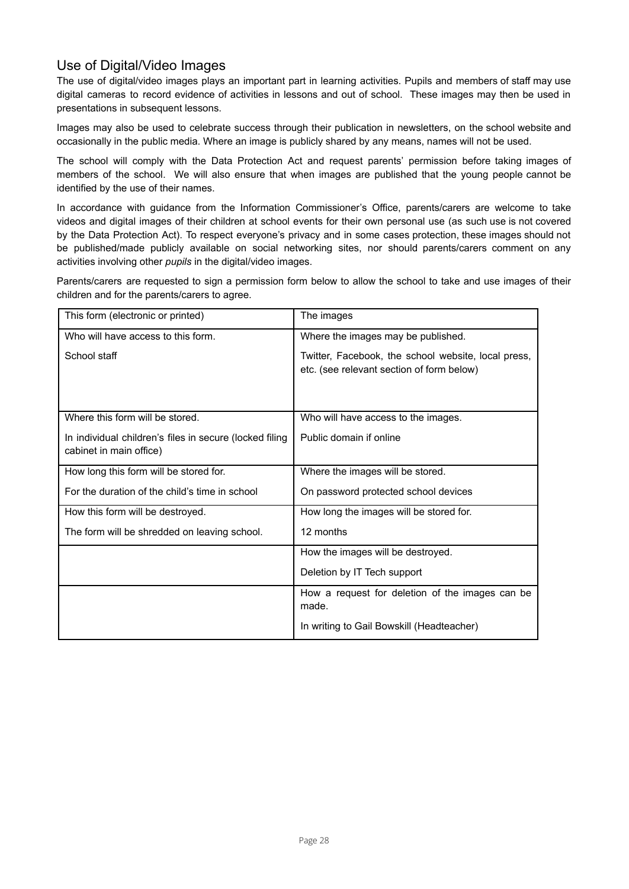## Use of Digital/Video Images

The use of digital/video images plays an important part in learning activities. Pupils and members of staff may use digital cameras to record evidence of activities in lessons and out of school. These images may then be used in presentations in subsequent lessons.

Images may also be used to celebrate success through their publication in newsletters, on the school website and occasionally in the public media. Where an image is publicly shared by any means, names will not be used.

The school will comply with the Data Protection Act and request parents' permission before taking images of members of the school. We will also ensure that when images are published that the young people cannot be identified by the use of their names.

In accordance with guidance from the Information Commissioner's Office, parents/carers are welcome to take videos and digital images of their children at school events for their own personal use (as such use is not covered by the Data Protection Act). To respect everyone's privacy and in some cases protection, these images should not be published/made publicly available on social networking sites, nor should parents/carers comment on any activities involving other *pupils* in the digital/video images.

Parents/carers are requested to sign a permission form below to allow the school to take and use images of their children and for the parents/carers to agree.

| This form (electronic or printed) | The images |
|---|---|
| Who will have access to this form.<br><br>School staff | Where the images may be published.<br><br>Twitter, Facebook, the school website, local press, etc. (see relevant section of form below) |
| Where this form will be stored.<br><br>In individual children's files in secure (locked filing cabinet in main office) | Who will have access to the images.<br><br>Public domain if online |
| How long this form will be stored for.<br><br>For the duration of the child's time in school | Where the images will be stored.<br><br>On password protected school devices |
| How this form will be destroyed.<br><br>The form will be shredded on leaving school. | How long the images will be stored for.<br><br>12 months |
| | How the images will be destroyed.<br><br>Deletion by IT Tech support |
| | How a request for deletion of the images can be made.<br><br>In writing to Gail Bowskill (Headteacher) |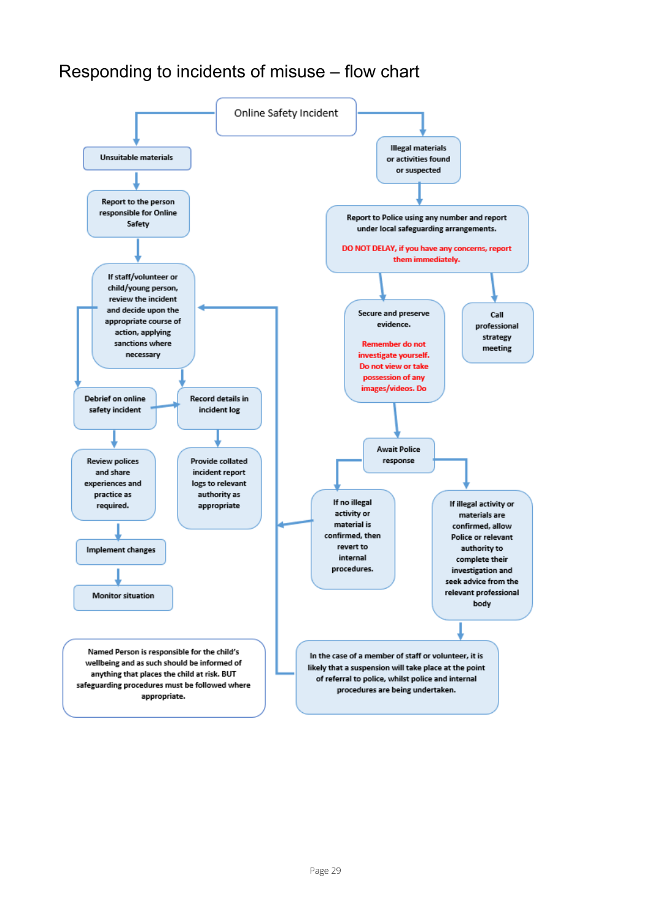# Responding to incidents of misuse – flow chart

Online Safety Incident

**Unsuitable materials**

Report to the person responsible for Online Safety

If staff/volunteer or child/young person, review the incident and decide upon the appropriate course of action, applying sanctions where necessary

Debrief on online safety incident

Record details in incident log

Review polices and share experiences and practice as required.

Provide collated incident report logs to relevant authority as appropriate

Implement changes

Monitor situation

**Illegal materials or activities found or suspected**

Report to Police using any number and report under local safeguarding arrangements.

DO NOT DELAY, if you have any concerns, report them immediately.

Secure and preserve evidence.

Remember do not investigate yourself. Do not view or take possession of any images/videos. Do

Call professional strategy meeting

Await Police response

If no illegal activity or material is confirmed, then revert to internal procedures.

If illegal activity or materials are confirmed, allow Police or relevant authority to complete their investigation and seek advice from the relevant professional body

In the case of a member of staff or volunteer, it is likely that a suspension will take place at the point of referral to police, whilst police and internal procedures are being undertaken.

Named Person is responsible for the child's wellbeing and as such should be informed of anything that places the child at risk. BUT safeguarding procedures must be followed where appropriate.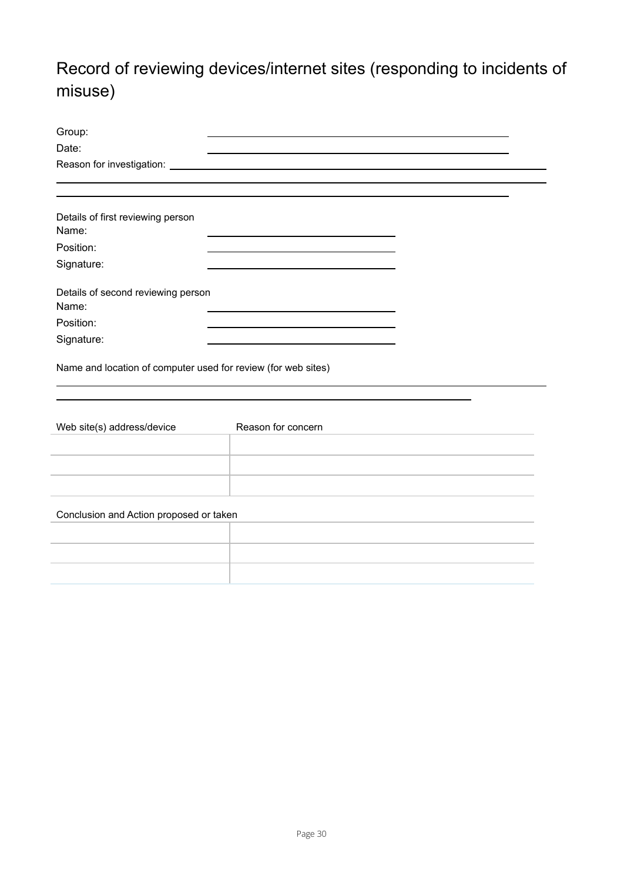# Record of reviewing devices/internet sites (responding to incidents of misuse)

Group: \_\_\_\_\_\_\_\_\_\_\_\_\_\_\_\_\_\_\_\_\_\_\_\_\_\_\_\_\_\_\_\_\_\_\_\_\_\_\_\_

Date: \_\_\_\_\_\_\_\_\_\_\_\_\_\_\_\_\_\_\_\_\_\_\_\_\_\_\_\_\_\_\_\_\_\_\_\_\_\_\_\_

Reason for investigation: \_\_\_\_\_\_\_\_\_\_\_\_\_\_\_\_\_\_\_\_\_\_\_\_\_\_\_\_\_\_\_\_\_\_\_\_\_\_\_\_

\_\_\_\_\_\_\_\_\_\_\_\_\_\_\_\_\_\_\_\_\_\_\_\_\_\_\_\_\_\_\_\_\_\_\_\_\_\_\_\_\_\_\_\_\_\_\_\_\_\_\_\_\_\_\_\_\_\_\_\_

\_\_\_\_\_\_\_\_\_\_\_\_\_\_\_\_\_\_\_\_\_\_\_\_\_\_\_\_\_\_\_\_\_\_\_\_\_\_\_\_\_\_\_\_\_\_\_\_\_\_\_\_\_\_\_\_\_\_\_\_

Details of first reviewing person

Name: \_\_\_\_\_\_\_\_\_\_\_\_\_\_\_\_\_\_\_\_\_\_\_\_\_\_\_\_

Position: \_\_\_\_\_\_\_\_\_\_\_\_\_\_\_\_\_\_\_\_\_\_\_\_\_\_\_\_

Signature: \_\_\_\_\_\_\_\_\_\_\_\_\_\_\_\_\_\_\_\_\_\_\_\_\_\_\_\_

Details of second reviewing person

Name: \_\_\_\_\_\_\_\_\_\_\_\_\_\_\_\_\_\_\_\_\_\_\_\_\_\_\_\_

Position: \_\_\_\_\_\_\_\_\_\_\_\_\_\_\_\_\_\_\_\_\_\_\_\_\_\_\_\_

Signature: \_\_\_\_\_\_\_\_\_\_\_\_\_\_\_\_\_\_\_\_\_\_\_\_\_\_\_\_

Name and location of computer used for review (for web sites)

\_\_\_\_\_\_\_\_\_\_\_\_\_\_\_\_\_\_\_\_\_\_\_\_\_\_\_\_\_\_\_\_\_\_\_\_\_\_\_\_\_\_\_\_\_\_\_\_\_\_\_\_\_\_\_\_\_\_\_\_

\_\_\_\_\_\_\_\_\_\_\_\_\_\_\_\_\_\_\_\_\_\_\_\_\_\_\_\_\_\_\_\_\_\_\_\_\_\_\_\_\_\_\_\_\_\_\_\_\_\_\_\_\_\_\_\_\_\_\_\_

| Web site(s) address/device | Reason for concern |
|---|---|
| | |
| | |
| | |

| Conclusion and Action proposed or taken | |
|---|---|
| | |
| | |
| | |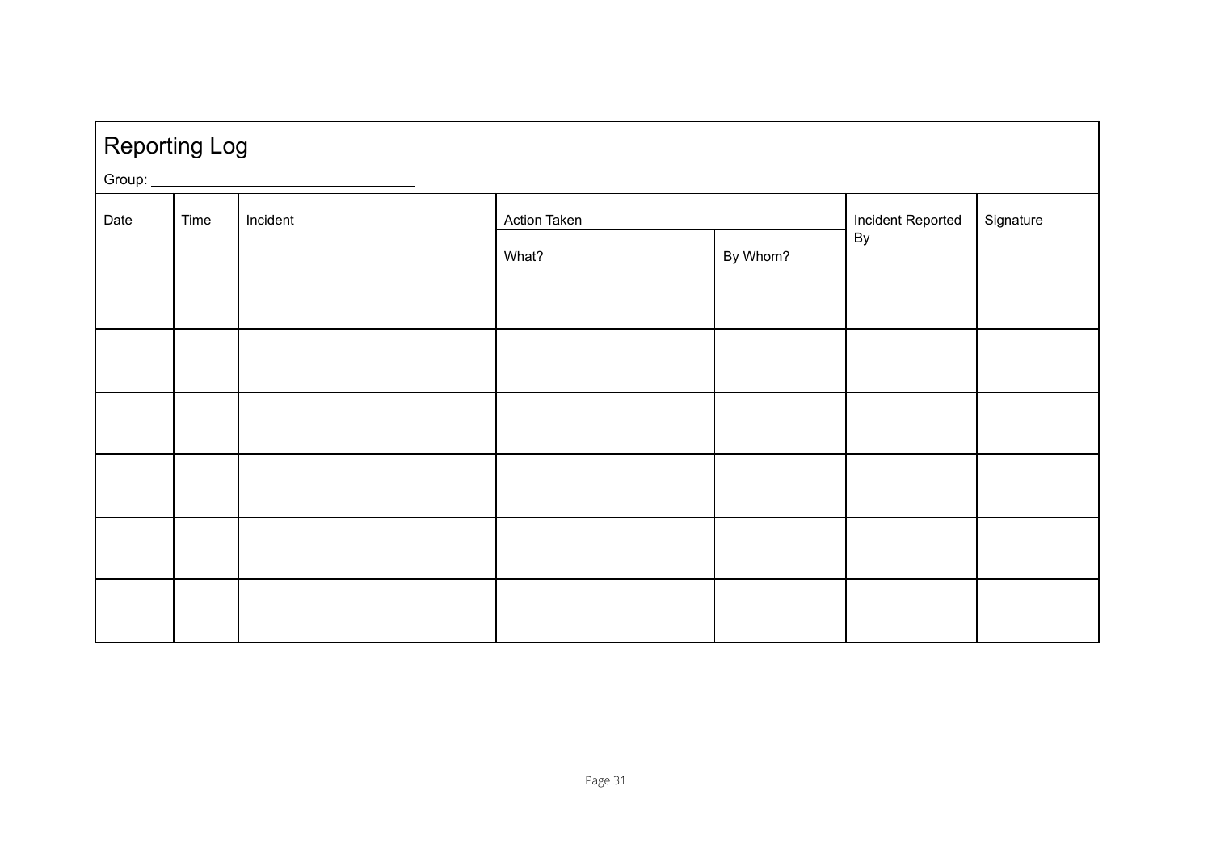# Reporting Log

Group: ______________________________

| Date | Time | Incident | Action Taken | | Incident Reported By | Signature |
|---|---|---|---|---|---|---|
| | | | What? | By Whom? | | |
| | | | | | | |
| | | | | | | |
| | | | | | | |
| | | | | | | |
| | | | | | | |
| | | | | | | |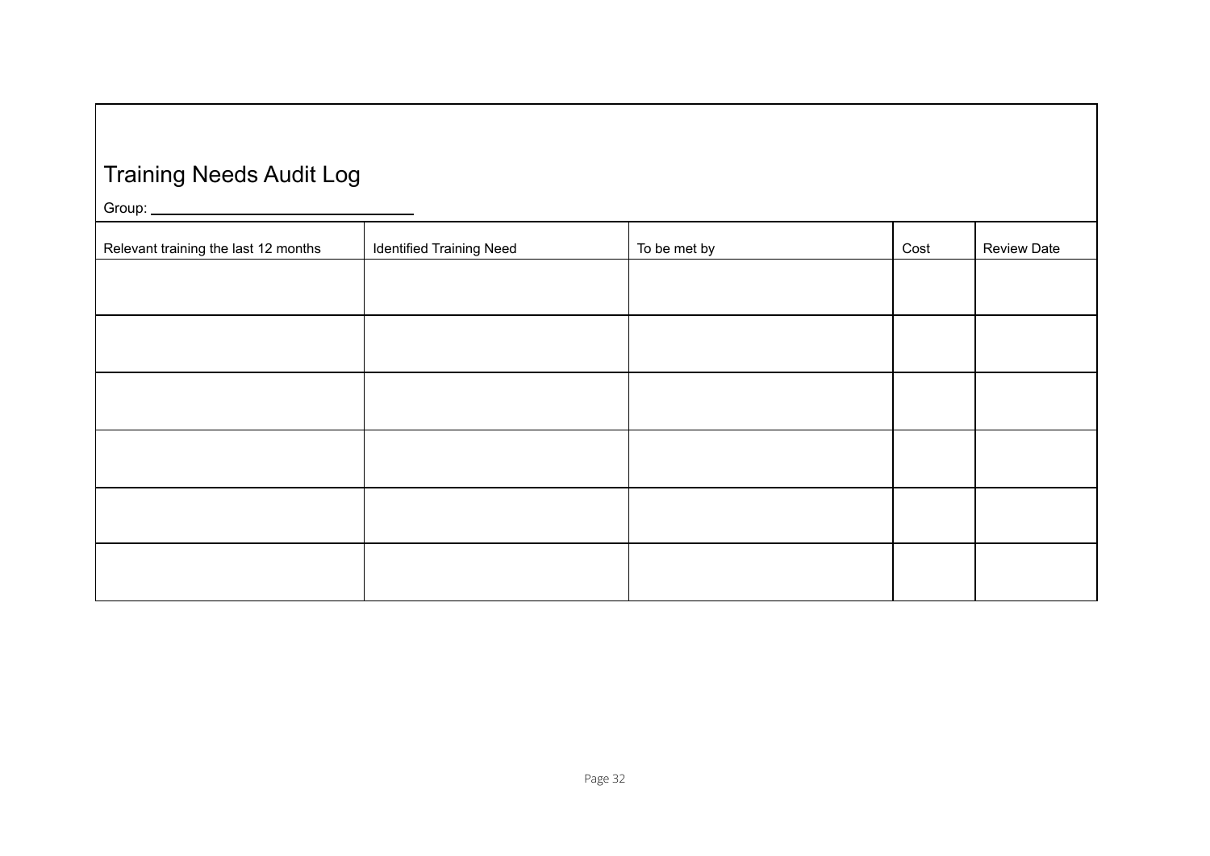# Training Needs Audit Log

Group: ______________________________

| Relevant training the last 12 months | Identified Training Need | To be met by | Cost | Review Date |
| --- | --- | --- | --- | --- |
| | | | | |
| | | | | |
| | | | | |
| | | | | |
| | | | | |
| | | | | |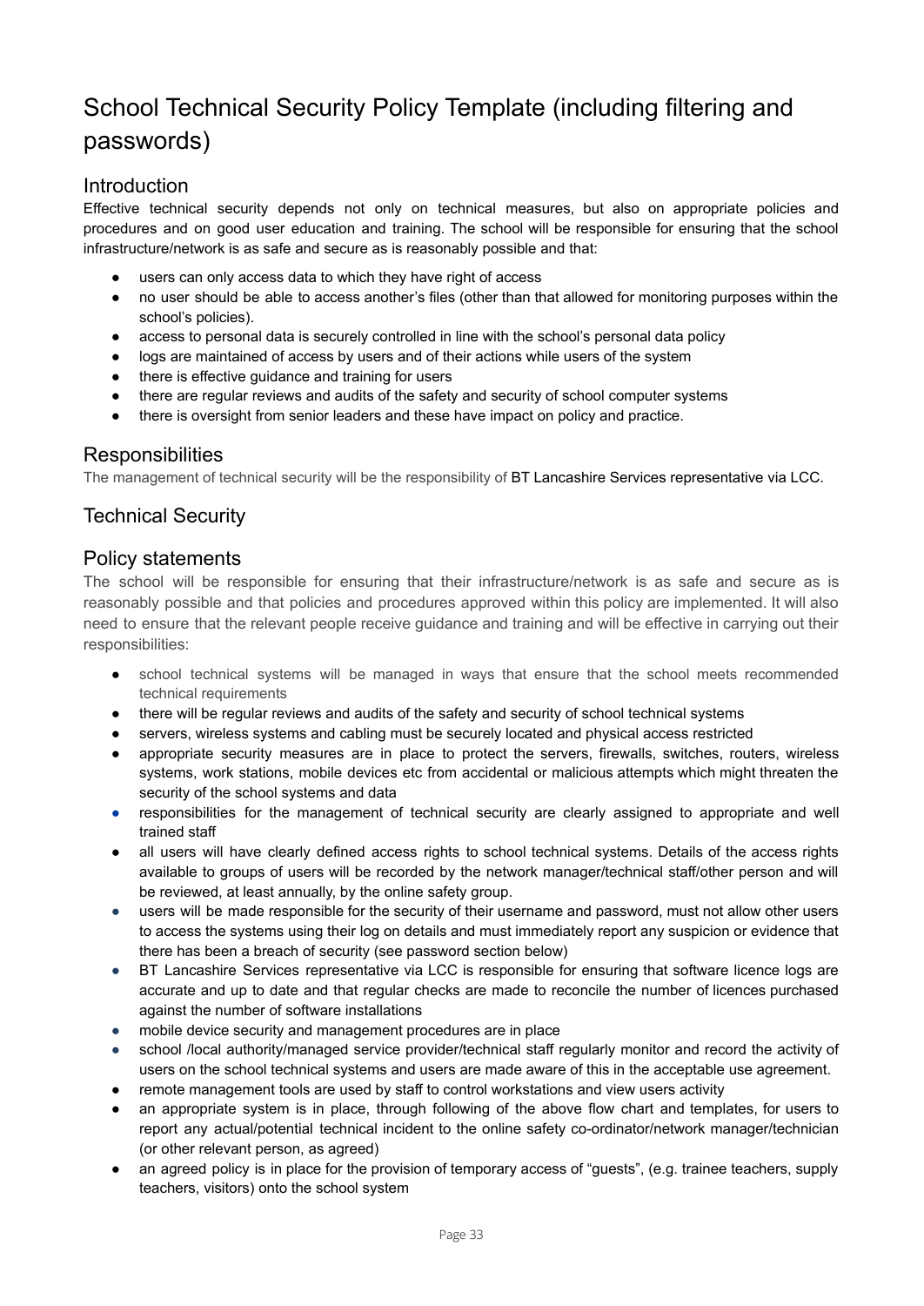# School Technical Security Policy Template (including filtering and passwords)

## Introduction

Effective technical security depends not only on technical measures, but also on appropriate policies and procedures and on good user education and training. The school will be responsible for ensuring that the school infrastructure/network is as safe and secure as is reasonably possible and that:

- users can only access data to which they have right of access
- no user should be able to access another's files (other than that allowed for monitoring purposes within the school's policies).
- access to personal data is securely controlled in line with the school's personal data policy
- logs are maintained of access by users and of their actions while users of the system
- there is effective guidance and training for users
- there are regular reviews and audits of the safety and security of school computer systems
- there is oversight from senior leaders and these have impact on policy and practice.

## Responsibilities

The management of technical security will be the responsibility of BT Lancashire Services representative via LCC.

## Technical Security

## Policy statements

The school will be responsible for ensuring that their infrastructure/network is as safe and secure as is reasonably possible and that policies and procedures approved within this policy are implemented. It will also need to ensure that the relevant people receive guidance and training and will be effective in carrying out their responsibilities:

- school technical systems will be managed in ways that ensure that the school meets recommended technical requirements
- there will be regular reviews and audits of the safety and security of school technical systems
- servers, wireless systems and cabling must be securely located and physical access restricted
- appropriate security measures are in place to protect the servers, firewalls, switches, routers, wireless systems, work stations, mobile devices etc from accidental or malicious attempts which might threaten the security of the school systems and data
- responsibilities for the management of technical security are clearly assigned to appropriate and well trained staff
- all users will have clearly defined access rights to school technical systems. Details of the access rights available to groups of users will be recorded by the network manager/technical staff/other person and will be reviewed, at least annually, by the online safety group.
- users will be made responsible for the security of their username and password, must not allow other users to access the systems using their log on details and must immediately report any suspicion or evidence that there has been a breach of security (see password section below)
- BT Lancashire Services representative via LCC is responsible for ensuring that software licence logs are accurate and up to date and that regular checks are made to reconcile the number of licences purchased against the number of software installations
- mobile device security and management procedures are in place
- school /local authority/managed service provider/technical staff regularly monitor and record the activity of users on the school technical systems and users are made aware of this in the acceptable use agreement.
- remote management tools are used by staff to control workstations and view users activity
- an appropriate system is in place, through following of the above flow chart and templates, for users to report any actual/potential technical incident to the online safety co-ordinator/network manager/technician (or other relevant person, as agreed)
- an agreed policy is in place for the provision of temporary access of "guests", (e.g. trainee teachers, supply teachers, visitors) onto the school system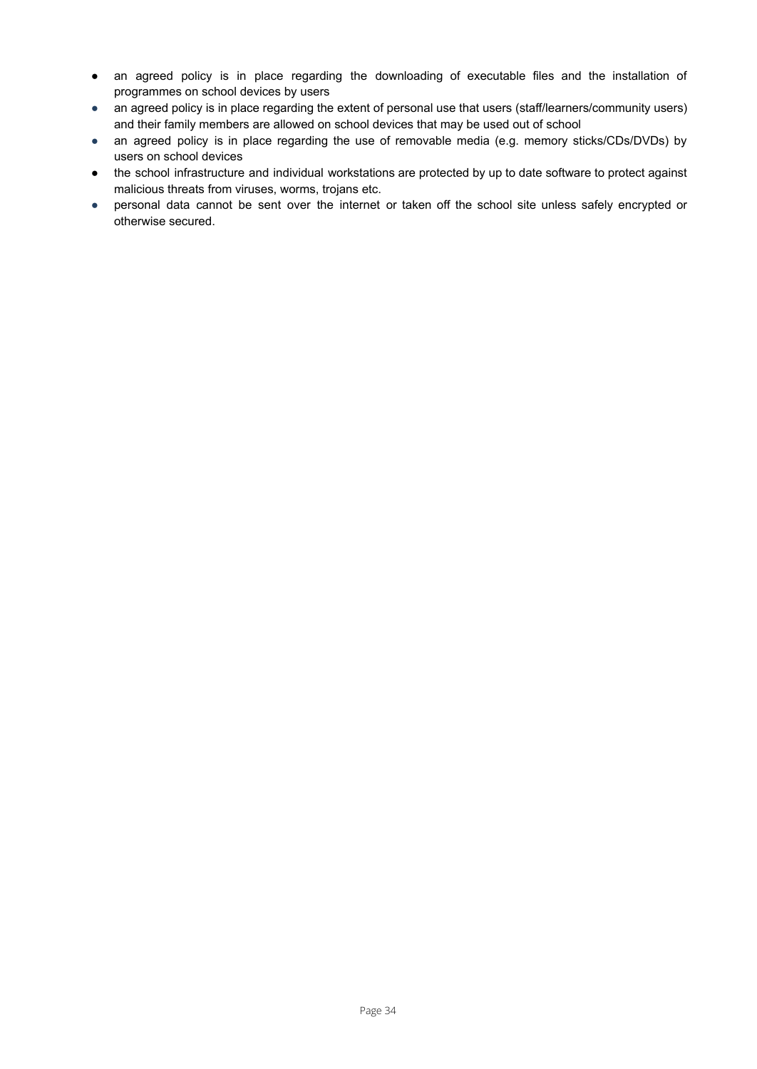- an agreed policy is in place regarding the downloading of executable files and the installation of programmes on school devices by users
- an agreed policy is in place regarding the extent of personal use that users (staff/learners/community users) and their family members are allowed on school devices that may be used out of school
- an agreed policy is in place regarding the use of removable media (e.g. memory sticks/CDs/DVDs) by users on school devices
- the school infrastructure and individual workstations are protected by up to date software to protect against malicious threats from viruses, worms, trojans etc.
- personal data cannot be sent over the internet or taken off the school site unless safely encrypted or otherwise secured.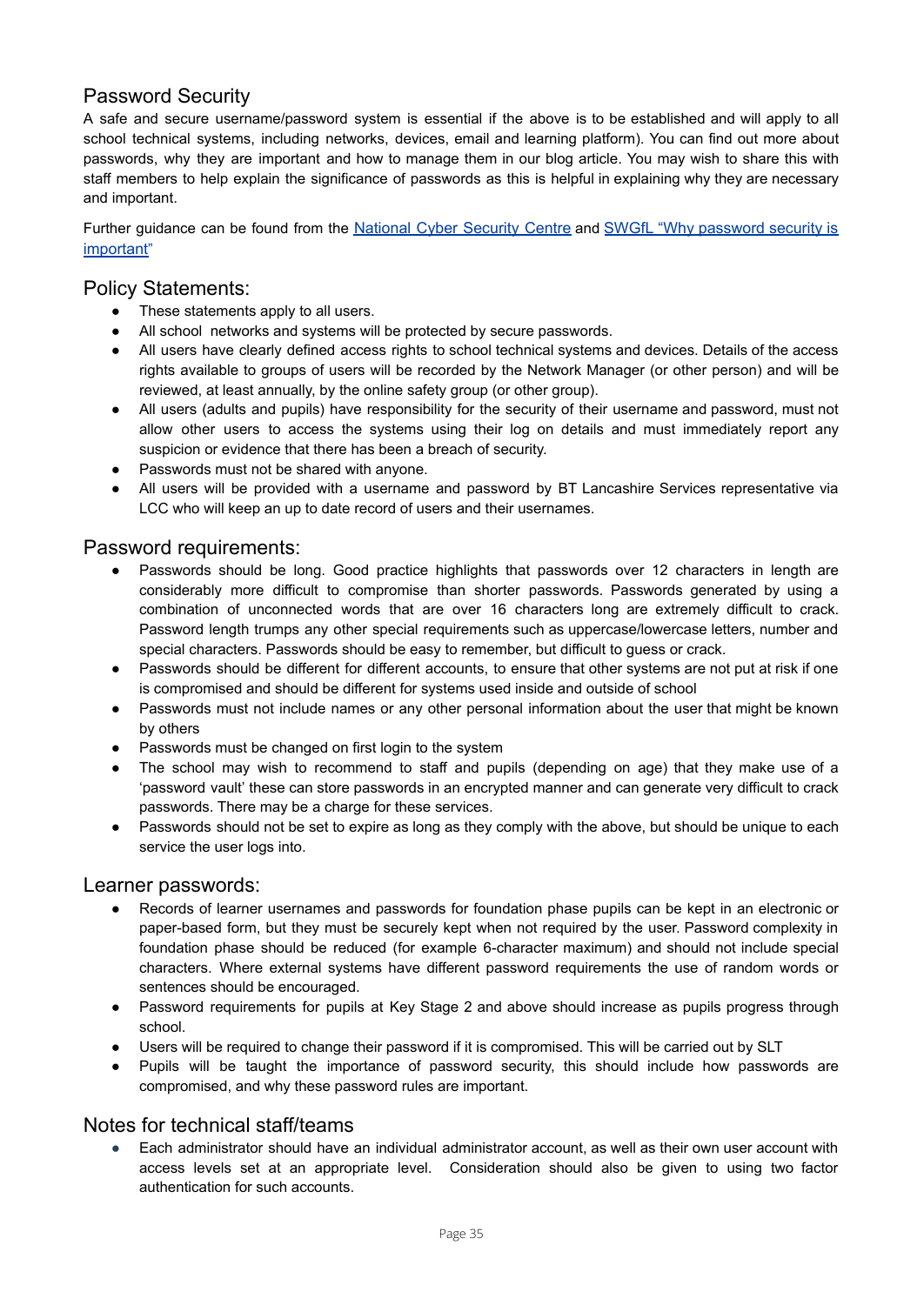## Password Security

A safe and secure username/password system is essential if the above is to be established and will apply to all school technical systems, including networks, devices, email and learning platform). You can find out more about passwords, why they are important and how to manage them in our blog article. You may wish to share this with staff members to help explain the significance of passwords as this is helpful in explaining why they are necessary and important.

Further guidance can be found from the [National Cyber Security Centre]() and [SWGfL "Why password security is important"]()

## Policy Statements:

- These statements apply to all users.
- All school networks and systems will be protected by secure passwords.
- All users have clearly defined access rights to school technical systems and devices. Details of the access rights available to groups of users will be recorded by the Network Manager (or other person) and will be reviewed, at least annually, by the online safety group (or other group).
- All users (adults and pupils) have responsibility for the security of their username and password, must not allow other users to access the systems using their log on details and must immediately report any suspicion or evidence that there has been a breach of security.
- Passwords must not be shared with anyone.
- All users will be provided with a username and password by BT Lancashire Services representative via LCC who will keep an up to date record of users and their usernames.

## Password requirements:

- Passwords should be long. Good practice highlights that passwords over 12 characters in length are considerably more difficult to compromise than shorter passwords. Passwords generated by using a combination of unconnected words that are over 16 characters long are extremely difficult to crack. Password length trumps any other special requirements such as uppercase/lowercase letters, number and special characters. Passwords should be easy to remember, but difficult to guess or crack.
- Passwords should be different for different accounts, to ensure that other systems are not put at risk if one is compromised and should be different for systems used inside and outside of school
- Passwords must not include names or any other personal information about the user that might be known by others
- Passwords must be changed on first login to the system
- The school may wish to recommend to staff and pupils (depending on age) that they make use of a 'password vault' these can store passwords in an encrypted manner and can generate very difficult to crack passwords. There may be a charge for these services.
- Passwords should not be set to expire as long as they comply with the above, but should be unique to each service the user logs into.

## Learner passwords:

- Records of learner usernames and passwords for foundation phase pupils can be kept in an electronic or paper-based form, but they must be securely kept when not required by the user. Password complexity in foundation phase should be reduced (for example 6-character maximum) and should not include special characters. Where external systems have different password requirements the use of random words or sentences should be encouraged.
- Password requirements for pupils at Key Stage 2 and above should increase as pupils progress through school.
- Users will be required to change their password if it is compromised. This will be carried out by SLT
- Pupils will be taught the importance of password security, this should include how passwords are compromised, and why these password rules are important.

## Notes for technical staff/teams

- Each administrator should have an individual administrator account, as well as their own user account with access levels set at an appropriate level. Consideration should also be given to using two factor authentication for such accounts.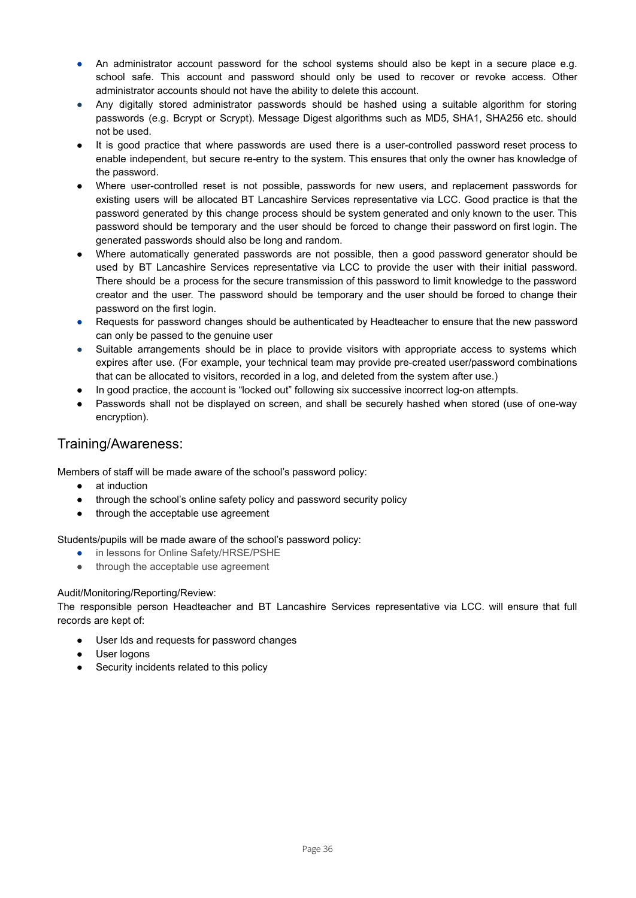- An administrator account password for the school systems should also be kept in a secure place e.g. school safe. This account and password should only be used to recover or revoke access. Other administrator accounts should not have the ability to delete this account.
- Any digitally stored administrator passwords should be hashed using a suitable algorithm for storing passwords (e.g. Bcrypt or Scrypt). Message Digest algorithms such as MD5, SHA1, SHA256 etc. should not be used.
- It is good practice that where passwords are used there is a user-controlled password reset process to enable independent, but secure re-entry to the system. This ensures that only the owner has knowledge of the password.
- Where user-controlled reset is not possible, passwords for new users, and replacement passwords for existing users will be allocated BT Lancashire Services representative via LCC. Good practice is that the password generated by this change process should be system generated and only known to the user. This password should be temporary and the user should be forced to change their password on first login. The generated passwords should also be long and random.
- Where automatically generated passwords are not possible, then a good password generator should be used by BT Lancashire Services representative via LCC to provide the user with their initial password. There should be a process for the secure transmission of this password to limit knowledge to the password creator and the user. The password should be temporary and the user should be forced to change their password on the first login.
- Requests for password changes should be authenticated by Headteacher to ensure that the new password can only be passed to the genuine user
- Suitable arrangements should be in place to provide visitors with appropriate access to systems which expires after use. (For example, your technical team may provide pre-created user/password combinations that can be allocated to visitors, recorded in a log, and deleted from the system after use.)
- In good practice, the account is "locked out" following six successive incorrect log-on attempts.
- Passwords shall not be displayed on screen, and shall be securely hashed when stored (use of one-way encryption).

## Training/Awareness:

Members of staff will be made aware of the school's password policy:

- at induction
- through the school's online safety policy and password security policy
- through the acceptable use agreement

Students/pupils will be made aware of the school's password policy:

- in lessons for Online Safety/HRSE/PSHE
- through the acceptable use agreement

Audit/Monitoring/Reporting/Review:

The responsible person Headteacher and BT Lancashire Services representative via LCC. will ensure that full records are kept of:

- User Ids and requests for password changes
- User logons
- Security incidents related to this policy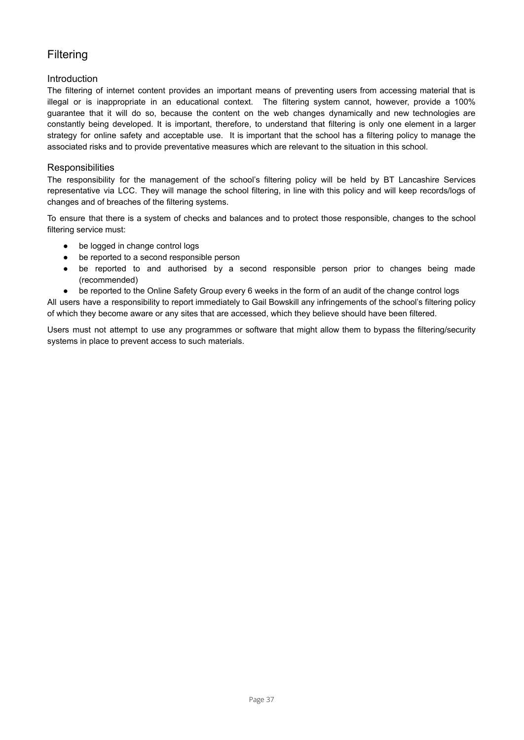## Filtering

### Introduction

The filtering of internet content provides an important means of preventing users from accessing material that is illegal or is inappropriate in an educational context. The filtering system cannot, however, provide a 100% guarantee that it will do so, because the content on the web changes dynamically and new technologies are constantly being developed. It is important, therefore, to understand that filtering is only one element in a larger strategy for online safety and acceptable use. It is important that the school has a filtering policy to manage the associated risks and to provide preventative measures which are relevant to the situation in this school.

### Responsibilities

The responsibility for the management of the school's filtering policy will be held by BT Lancashire Services representative via LCC. They will manage the school filtering, in line with this policy and will keep records/logs of changes and of breaches of the filtering systems.

To ensure that there is a system of checks and balances and to protect those responsible, changes to the school filtering service must:

- be logged in change control logs
- be reported to a second responsible person
- be reported to and authorised by a second responsible person prior to changes being made (recommended)
- be reported to the Online Safety Group every 6 weeks in the form of an audit of the change control logs

All users have a responsibility to report immediately to Gail Bowskill any infringements of the school's filtering policy of which they become aware or any sites that are accessed, which they believe should have been filtered.

Users must not attempt to use any programmes or software that might allow them to bypass the filtering/security systems in place to prevent access to such materials.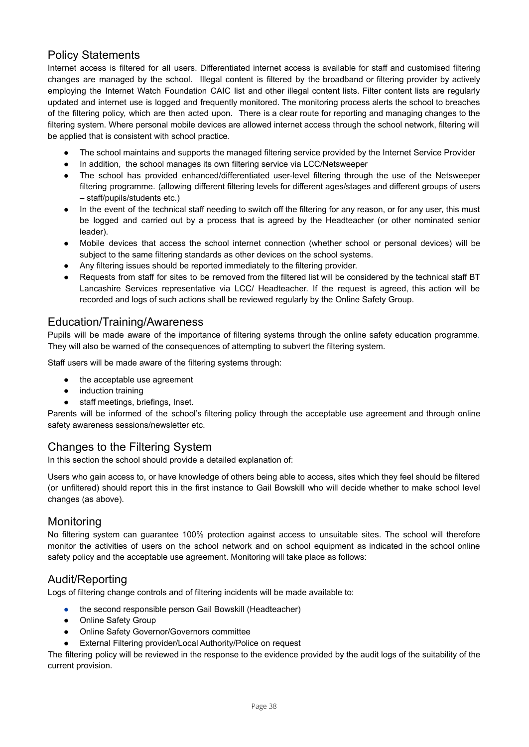## Policy Statements

Internet access is filtered for all users. Differentiated internet access is available for staff and customised filtering changes are managed by the school. Illegal content is filtered by the broadband or filtering provider by actively employing the Internet Watch Foundation CAIC list and other illegal content lists. Filter content lists are regularly updated and internet use is logged and frequently monitored. The monitoring process alerts the school to breaches of the filtering policy, which are then acted upon. There is a clear route for reporting and managing changes to the filtering system. Where personal mobile devices are allowed internet access through the school network, filtering will be applied that is consistent with school practice.

- The school maintains and supports the managed filtering service provided by the Internet Service Provider
- In addition, the school manages its own filtering service via LCC/Netsweeper
- The school has provided enhanced/differentiated user-level filtering through the use of the Netsweeper filtering programme. (allowing different filtering levels for different ages/stages and different groups of users – staff/pupils/students etc.)
- In the event of the technical staff needing to switch off the filtering for any reason, or for any user, this must be logged and carried out by a process that is agreed by the Headteacher (or other nominated senior leader).
- Mobile devices that access the school internet connection (whether school or personal devices) will be subject to the same filtering standards as other devices on the school systems.
- Any filtering issues should be reported immediately to the filtering provider.
- Requests from staff for sites to be removed from the filtered list will be considered by the technical staff BT Lancashire Services representative via LCC/ Headteacher. If the request is agreed, this action will be recorded and logs of such actions shall be reviewed regularly by the Online Safety Group.

## Education/Training/Awareness

Pupils will be made aware of the importance of filtering systems through the online safety education programme. They will also be warned of the consequences of attempting to subvert the filtering system.

Staff users will be made aware of the filtering systems through:

- the acceptable use agreement
- induction training
- staff meetings, briefings, Inset.

Parents will be informed of the school's filtering policy through the acceptable use agreement and through online safety awareness sessions/newsletter etc.

## Changes to the Filtering System

In this section the school should provide a detailed explanation of:

Users who gain access to, or have knowledge of others being able to access, sites which they feel should be filtered (or unfiltered) should report this in the first instance to Gail Bowskill who will decide whether to make school level changes (as above).

## Monitoring

No filtering system can guarantee 100% protection against access to unsuitable sites. The school will therefore monitor the activities of users on the school network and on school equipment as indicated in the school online safety policy and the acceptable use agreement. Monitoring will take place as follows:

## Audit/Reporting

Logs of filtering change controls and of filtering incidents will be made available to:

- the second responsible person Gail Bowskill (Headteacher)
- Online Safety Group
- Online Safety Governor/Governors committee
- External Filtering provider/Local Authority/Police on request

The filtering policy will be reviewed in the response to the evidence provided by the audit logs of the suitability of the current provision.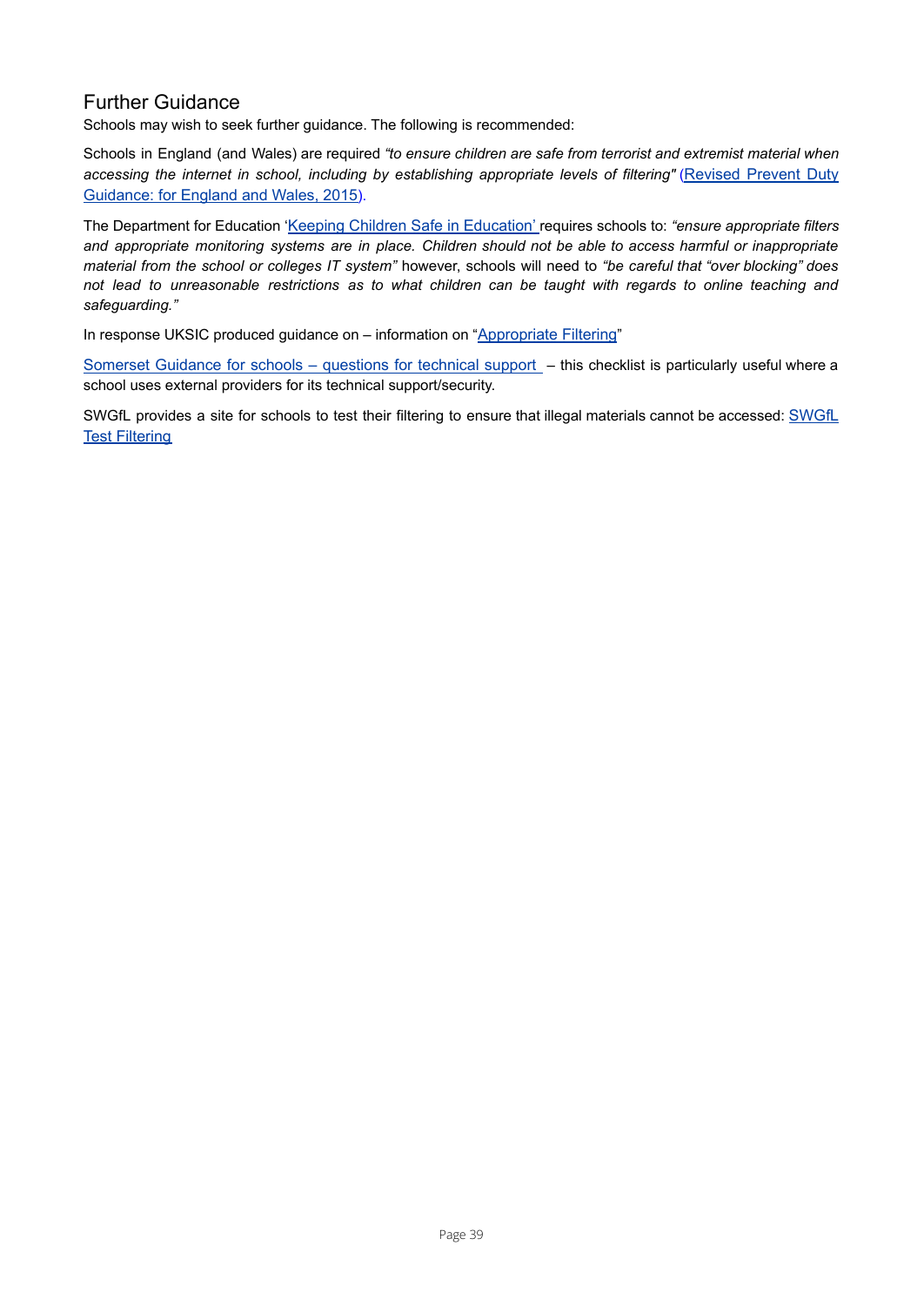## Further Guidance

Schools may wish to seek further guidance. The following is recommended:

Schools in England (and Wales) are required *"to ensure children are safe from terrorist and extremist material when accessing the internet in school, including by establishing appropriate levels of filtering"* (Revised Prevent Duty Guidance: for England and Wales, 2015).

The Department for Education 'Keeping Children Safe in Education' requires schools to: *"ensure appropriate filters and appropriate monitoring systems are in place. Children should not be able to access harmful or inappropriate material from the school or colleges IT system"* however, schools will need to *"be careful that "over blocking" does not lead to unreasonable restrictions as to what children can be taught with regards to online teaching and safeguarding."*

In response UKSIC produced guidance on – information on "Appropriate Filtering"

Somerset Guidance for schools – questions for technical support – this checklist is particularly useful where a school uses external providers for its technical support/security.

SWGfL provides a site for schools to test their filtering to ensure that illegal materials cannot be accessed: SWGfL Test Filtering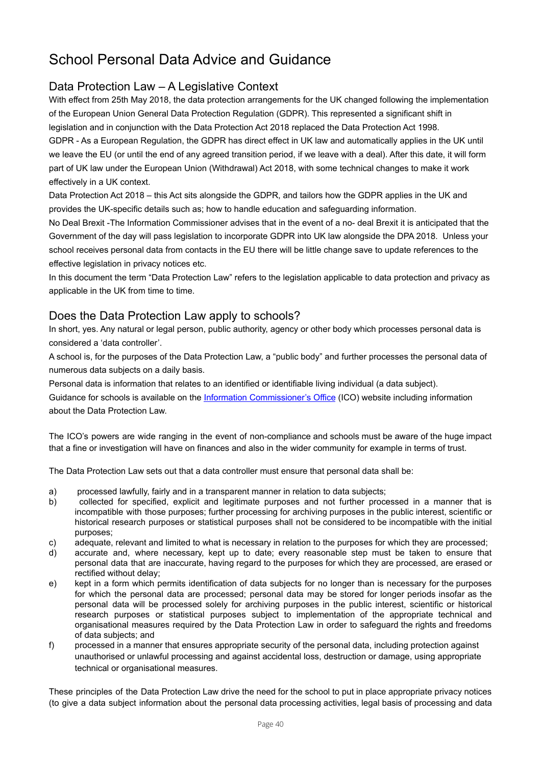# School Personal Data Advice and Guidance

## Data Protection Law – A Legislative Context

With effect from 25th May 2018, the data protection arrangements for the UK changed following the implementation of the European Union General Data Protection Regulation (GDPR). This represented a significant shift in legislation and in conjunction with the Data Protection Act 2018 replaced the Data Protection Act 1998.

GDPR - As a European Regulation, the GDPR has direct effect in UK law and automatically applies in the UK until we leave the EU (or until the end of any agreed transition period, if we leave with a deal). After this date, it will form part of UK law under the European Union (Withdrawal) Act 2018, with some technical changes to make it work effectively in a UK context.

Data Protection Act 2018 – this Act sits alongside the GDPR, and tailors how the GDPR applies in the UK and provides the UK-specific details such as; how to handle education and safeguarding information.

No Deal Brexit -The Information Commissioner advises that in the event of a no- deal Brexit it is anticipated that the Government of the day will pass legislation to incorporate GDPR into UK law alongside the DPA 2018. Unless your school receives personal data from contacts in the EU there will be little change save to update references to the effective legislation in privacy notices etc.

In this document the term "Data Protection Law" refers to the legislation applicable to data protection and privacy as applicable in the UK from time to time.

## Does the Data Protection Law apply to schools?

In short, yes. Any natural or legal person, public authority, agency or other body which processes personal data is considered a 'data controller'.

A school is, for the purposes of the Data Protection Law, a "public body" and further processes the personal data of numerous data subjects on a daily basis.

Personal data is information that relates to an identified or identifiable living individual (a data subject).

Guidance for schools is available on the [Information Commissioner's Office](https://ico.org.uk) (ICO) website including information about the Data Protection Law.

The ICO's powers are wide ranging in the event of non-compliance and schools must be aware of the huge impact that a fine or investigation will have on finances and also in the wider community for example in terms of trust.

The Data Protection Law sets out that a data controller must ensure that personal data shall be:

a) processed lawfully, fairly and in a transparent manner in relation to data subjects;
b) collected for specified, explicit and legitimate purposes and not further processed in a manner that is incompatible with those purposes; further processing for archiving purposes in the public interest, scientific or historical research purposes or statistical purposes shall not be considered to be incompatible with the initial purposes;
c) adequate, relevant and limited to what is necessary in relation to the purposes for which they are processed;
d) accurate and, where necessary, kept up to date; every reasonable step must be taken to ensure that personal data that are inaccurate, having regard to the purposes for which they are processed, are erased or rectified without delay;
e) kept in a form which permits identification of data subjects for no longer than is necessary for the purposes for which the personal data are processed; personal data may be stored for longer periods insofar as the personal data will be processed solely for archiving purposes in the public interest, scientific or historical research purposes or statistical purposes subject to implementation of the appropriate technical and organisational measures required by the Data Protection Law in order to safeguard the rights and freedoms of data subjects; and
f) processed in a manner that ensures appropriate security of the personal data, including protection against unauthorised or unlawful processing and against accidental loss, destruction or damage, using appropriate technical or organisational measures.

These principles of the Data Protection Law drive the need for the school to put in place appropriate privacy notices (to give a data subject information about the personal data processing activities, legal basis of processing and data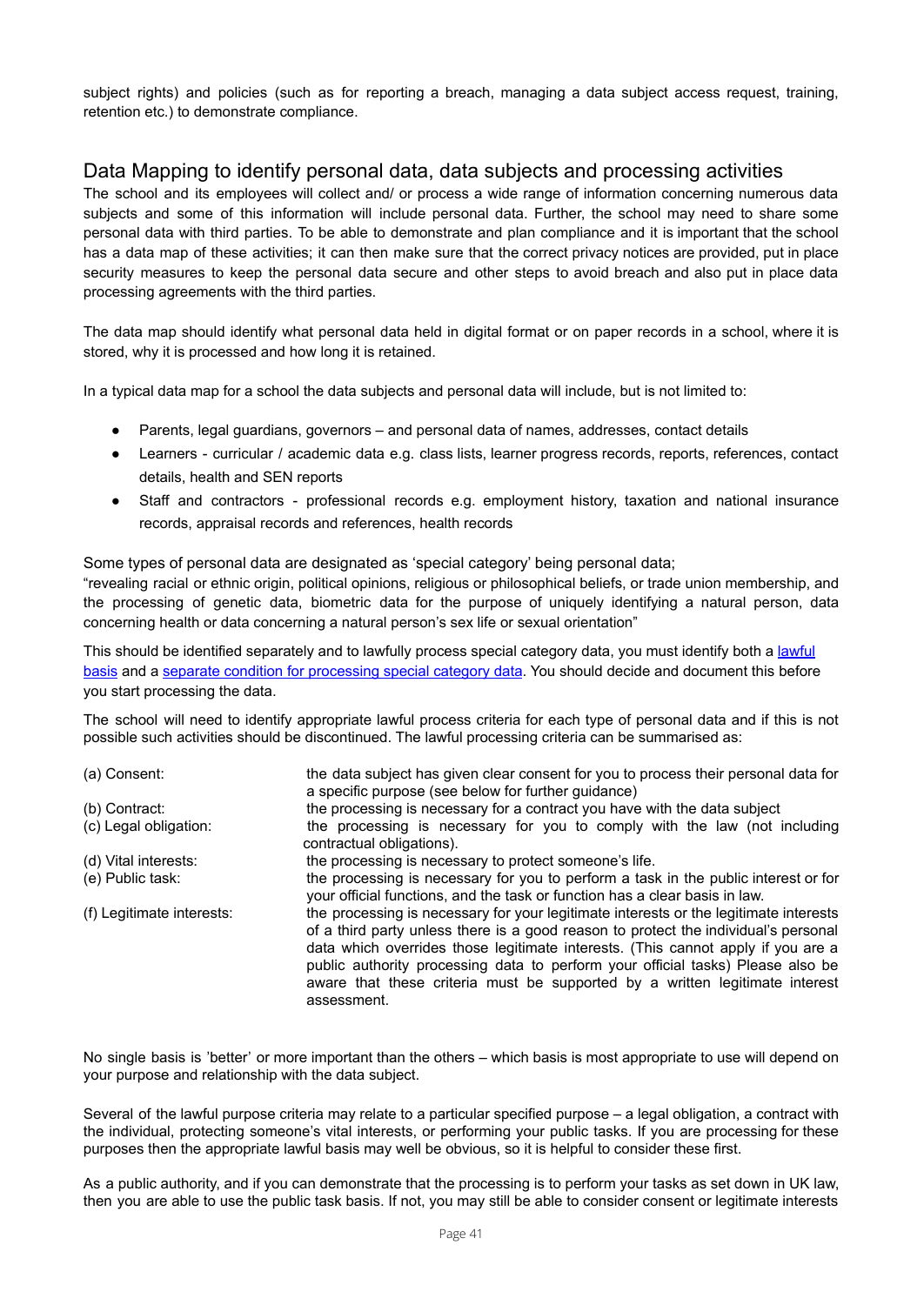subject rights) and policies (such as for reporting a breach, managing a data subject access request, training, retention etc.) to demonstrate compliance.

## Data Mapping to identify personal data, data subjects and processing activities

The school and its employees will collect and/ or process a wide range of information concerning numerous data subjects and some of this information will include personal data. Further, the school may need to share some personal data with third parties. To be able to demonstrate and plan compliance and it is important that the school has a data map of these activities; it can then make sure that the correct privacy notices are provided, put in place security measures to keep the personal data secure and other steps to avoid breach and also put in place data processing agreements with the third parties.

The data map should identify what personal data held in digital format or on paper records in a school, where it is stored, why it is processed and how long it is retained.

In a typical data map for a school the data subjects and personal data will include, but is not limited to:

- Parents, legal guardians, governors – and personal data of names, addresses, contact details
- Learners - curricular / academic data e.g. class lists, learner progress records, reports, references, contact details, health and SEN reports
- Staff and contractors - professional records e.g. employment history, taxation and national insurance records, appraisal records and references, health records

Some types of personal data are designated as 'special category' being personal data;
"revealing racial or ethnic origin, political opinions, religious or philosophical beliefs, or trade union membership, and the processing of genetic data, biometric data for the purpose of uniquely identifying a natural person, data concerning health or data concerning a natural person's sex life or sexual orientation"

This should be identified separately and to lawfully process special category data, you must identify both a lawful basis and a separate condition for processing special category data. You should decide and document this before you start processing the data.

The school will need to identify appropriate lawful process criteria for each type of personal data and if this is not possible such activities should be discontinued. The lawful processing criteria can be summarised as:

| | |
|---|---|
| (a) Consent: | the data subject has given clear consent for you to process their personal data for a specific purpose (see below for further guidance) |
| (b) Contract: | the processing is necessary for a contract you have with the data subject |
| (c) Legal obligation: | the processing is necessary for you to comply with the law (not including contractual obligations). |
| (d) Vital interests: | the processing is necessary to protect someone's life. |
| (e) Public task: | the processing is necessary for you to perform a task in the public interest or for your official functions, and the task or function has a clear basis in law. |
| (f) Legitimate interests: | the processing is necessary for your legitimate interests or the legitimate interests of a third party unless there is a good reason to protect the individual's personal data which overrides those legitimate interests. (This cannot apply if you are a public authority processing data to perform your official tasks) Please also be aware that these criteria must be supported by a written legitimate interest assessment. |

No single basis is 'better' or more important than the others – which basis is most appropriate to use will depend on your purpose and relationship with the data subject.

Several of the lawful purpose criteria may relate to a particular specified purpose – a legal obligation, a contract with the individual, protecting someone's vital interests, or performing your public tasks. If you are processing for these purposes then the appropriate lawful basis may well be obvious, so it is helpful to consider these first.

As a public authority, and if you can demonstrate that the processing is to perform your tasks as set down in UK law, then you are able to use the public task basis. If not, you may still be able to consider consent or legitimate interests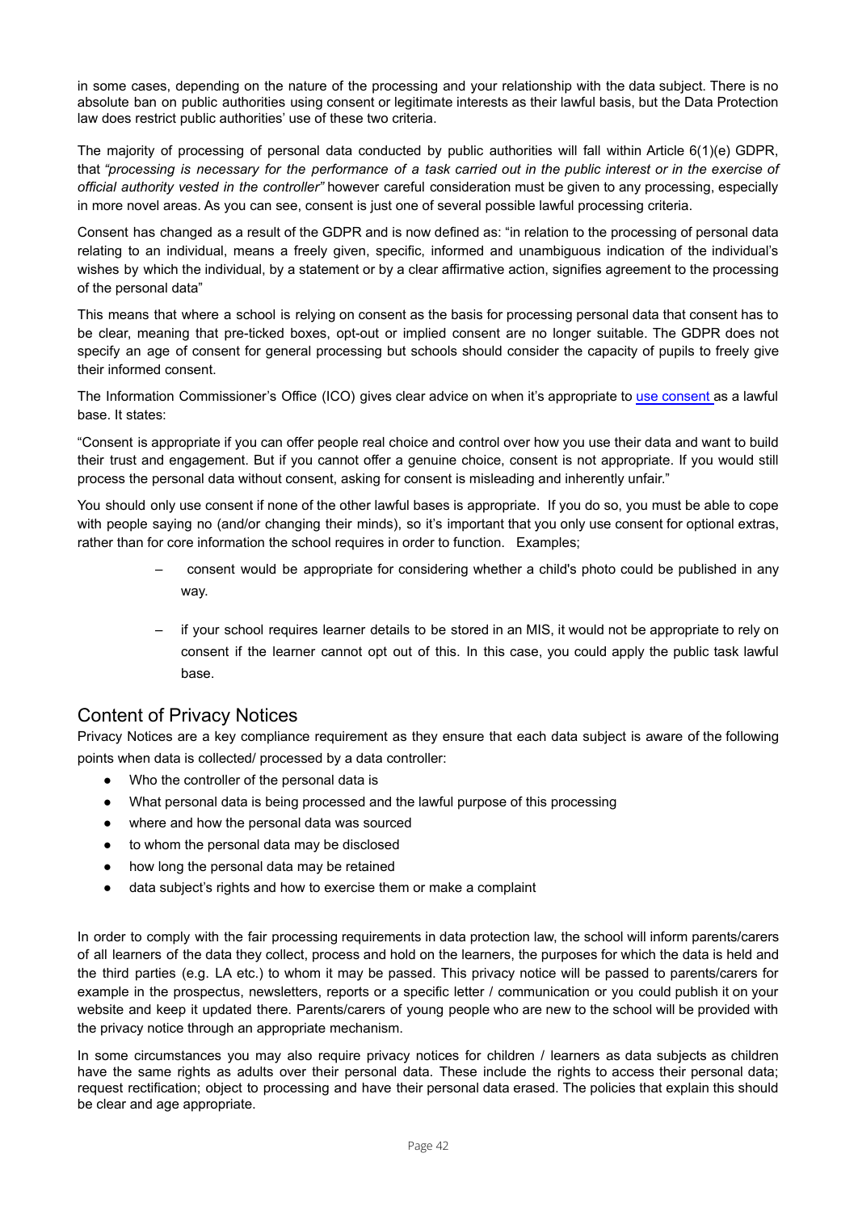in some cases, depending on the nature of the processing and your relationship with the data subject. There is no absolute ban on public authorities using consent or legitimate interests as their lawful basis, but the Data Protection law does restrict public authorities' use of these two criteria.

The majority of processing of personal data conducted by public authorities will fall within Article 6(1)(e) GDPR, that *"processing is necessary for the performance of a task carried out in the public interest or in the exercise of official authority vested in the controller"* however careful consideration must be given to any processing, especially in more novel areas. As you can see, consent is just one of several possible lawful processing criteria.

Consent has changed as a result of the GDPR and is now defined as: "in relation to the processing of personal data relating to an individual, means a freely given, specific, informed and unambiguous indication of the individual's wishes by which the individual, by a statement or by a clear affirmative action, signifies agreement to the processing of the personal data"

This means that where a school is relying on consent as the basis for processing personal data that consent has to be clear, meaning that pre-ticked boxes, opt-out or implied consent are no longer suitable. The GDPR does not specify an age of consent for general processing but schools should consider the capacity of pupils to freely give their informed consent.

The Information Commissioner's Office (ICO) gives clear advice on when it's appropriate to use consent as a lawful base. It states:

"Consent is appropriate if you can offer people real choice and control over how you use their data and want to build their trust and engagement. But if you cannot offer a genuine choice, consent is not appropriate. If you would still process the personal data without consent, asking for consent is misleading and inherently unfair."

You should only use consent if none of the other lawful bases is appropriate. If you do so, you must be able to cope with people saying no (and/or changing their minds), so it's important that you only use consent for optional extras, rather than for core information the school requires in order to function. Examples;

- consent would be appropriate for considering whether a child's photo could be published in any way.
- if your school requires learner details to be stored in an MIS, it would not be appropriate to rely on consent if the learner cannot opt out of this. In this case, you could apply the public task lawful base.

## Content of Privacy Notices

Privacy Notices are a key compliance requirement as they ensure that each data subject is aware of the following points when data is collected/ processed by a data controller:

- Who the controller of the personal data is
- What personal data is being processed and the lawful purpose of this processing
- where and how the personal data was sourced
- to whom the personal data may be disclosed
- how long the personal data may be retained
- data subject's rights and how to exercise them or make a complaint

In order to comply with the fair processing requirements in data protection law, the school will inform parents/carers of all learners of the data they collect, process and hold on the learners, the purposes for which the data is held and the third parties (e.g. LA etc.) to whom it may be passed. This privacy notice will be passed to parents/carers for example in the prospectus, newsletters, reports or a specific letter / communication or you could publish it on your website and keep it updated there. Parents/carers of young people who are new to the school will be provided with the privacy notice through an appropriate mechanism.

In some circumstances you may also require privacy notices for children / learners as data subjects as children have the same rights as adults over their personal data. These include the rights to access their personal data; request rectification; object to processing and have their personal data erased. The policies that explain this should be clear and age appropriate.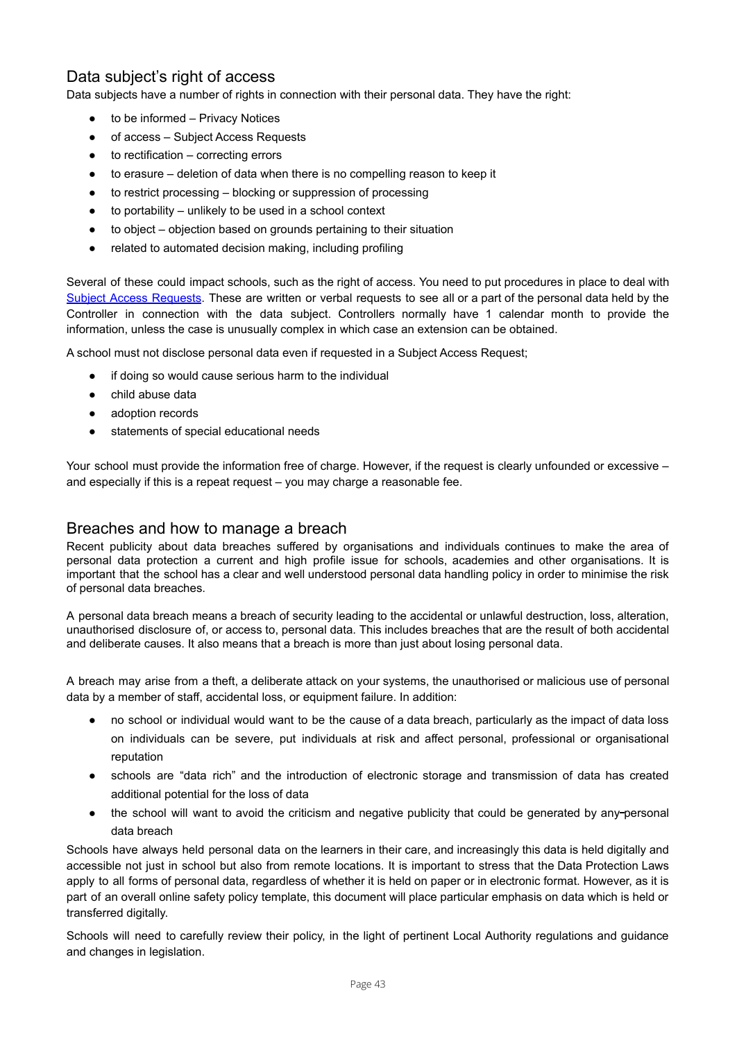## Data subject's right of access

Data subjects have a number of rights in connection with their personal data. They have the right:

- to be informed – Privacy Notices
- of access – Subject Access Requests
- to rectification – correcting errors
- to erasure – deletion of data when there is no compelling reason to keep it
- to restrict processing – blocking or suppression of processing
- to portability – unlikely to be used in a school context
- to object – objection based on grounds pertaining to their situation
- related to automated decision making, including profiling

Several of these could impact schools, such as the right of access. You need to put procedures in place to deal with Subject Access Requests. These are written or verbal requests to see all or a part of the personal data held by the Controller in connection with the data subject. Controllers normally have 1 calendar month to provide the information, unless the case is unusually complex in which case an extension can be obtained.

A school must not disclose personal data even if requested in a Subject Access Request;

- if doing so would cause serious harm to the individual
- child abuse data
- adoption records
- statements of special educational needs

Your school must provide the information free of charge. However, if the request is clearly unfounded or excessive – and especially if this is a repeat request – you may charge a reasonable fee.

## Breaches and how to manage a breach

Recent publicity about data breaches suffered by organisations and individuals continues to make the area of personal data protection a current and high profile issue for schools, academies and other organisations. It is important that the school has a clear and well understood personal data handling policy in order to minimise the risk of personal data breaches.

A personal data breach means a breach of security leading to the accidental or unlawful destruction, loss, alteration, unauthorised disclosure of, or access to, personal data. This includes breaches that are the result of both accidental and deliberate causes. It also means that a breach is more than just about losing personal data.

A breach may arise from a theft, a deliberate attack on your systems, the unauthorised or malicious use of personal data by a member of staff, accidental loss, or equipment failure. In addition:

- no school or individual would want to be the cause of a data breach, particularly as the impact of data loss on individuals can be severe, put individuals at risk and affect personal, professional or organisational reputation
- schools are "data rich" and the introduction of electronic storage and transmission of data has created additional potential for the loss of data
- the school will want to avoid the criticism and negative publicity that could be generated by any personal data breach

Schools have always held personal data on the learners in their care, and increasingly this data is held digitally and accessible not just in school but also from remote locations. It is important to stress that the Data Protection Laws apply to all forms of personal data, regardless of whether it is held on paper or in electronic format. However, as it is part of an overall online safety policy template, this document will place particular emphasis on data which is held or transferred digitally.

Schools will need to carefully review their policy, in the light of pertinent Local Authority regulations and guidance and changes in legislation.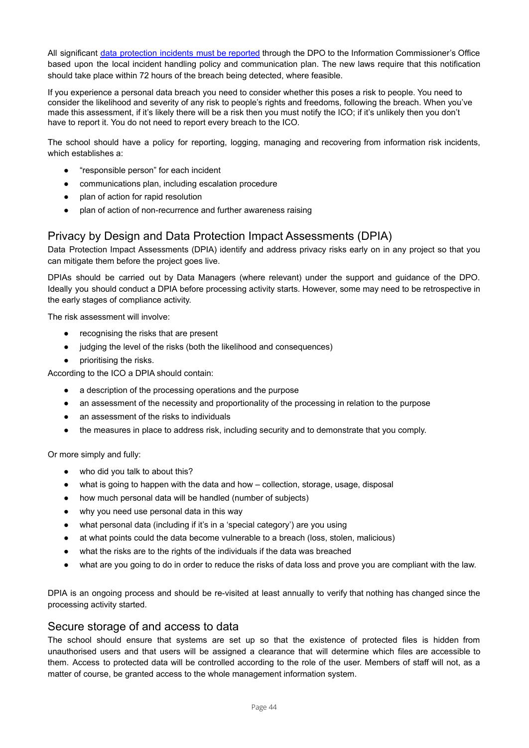All significant [data protection incidents must be reported](#) through the DPO to the Information Commissioner's Office based upon the local incident handling policy and communication plan. The new laws require that this notification should take place within 72 hours of the breach being detected, where feasible.

If you experience a personal data breach you need to consider whether this poses a risk to people. You need to consider the likelihood and severity of any risk to people's rights and freedoms, following the breach. When you've made this assessment, if it's likely there will be a risk then you must notify the ICO; if it's unlikely then you don't have to report it. You do not need to report every breach to the ICO.

The school should have a policy for reporting, logging, managing and recovering from information risk incidents, which establishes a:

- "responsible person" for each incident
- communications plan, including escalation procedure
- plan of action for rapid resolution
- plan of action for non-recurrence and further awareness raising

## Privacy by Design and Data Protection Impact Assessments (DPIA)

Data Protection Impact Assessments (DPIA) identify and address privacy risks early on in any project so that you can mitigate them before the project goes live.

DPIAs should be carried out by Data Managers (where relevant) under the support and guidance of the DPO. Ideally you should conduct a DPIA before processing activity starts. However, some may need to be retrospective in the early stages of compliance activity.

The risk assessment will involve:

- recognising the risks that are present
- judging the level of the risks (both the likelihood and consequences)
- prioritising the risks.

According to the ICO a DPIA should contain:

- a description of the processing operations and the purpose
- an assessment of the necessity and proportionality of the processing in relation to the purpose
- an assessment of the risks to individuals
- the measures in place to address risk, including security and to demonstrate that you comply.

Or more simply and fully:

- who did you talk to about this?
- what is going to happen with the data and how – collection, storage, usage, disposal
- how much personal data will be handled (number of subjects)
- why you need use personal data in this way
- what personal data (including if it's in a 'special category') are you using
- at what points could the data become vulnerable to a breach (loss, stolen, malicious)
- what the risks are to the rights of the individuals if the data was breached
- what are you going to do in order to reduce the risks of data loss and prove you are compliant with the law.

DPIA is an ongoing process and should be re-visited at least annually to verify that nothing has changed since the processing activity started.

## Secure storage of and access to data

The school should ensure that systems are set up so that the existence of protected files is hidden from unauthorised users and that users will be assigned a clearance that will determine which files are accessible to them. Access to protected data will be controlled according to the role of the user. Members of staff will not, as a matter of course, be granted access to the whole management information system.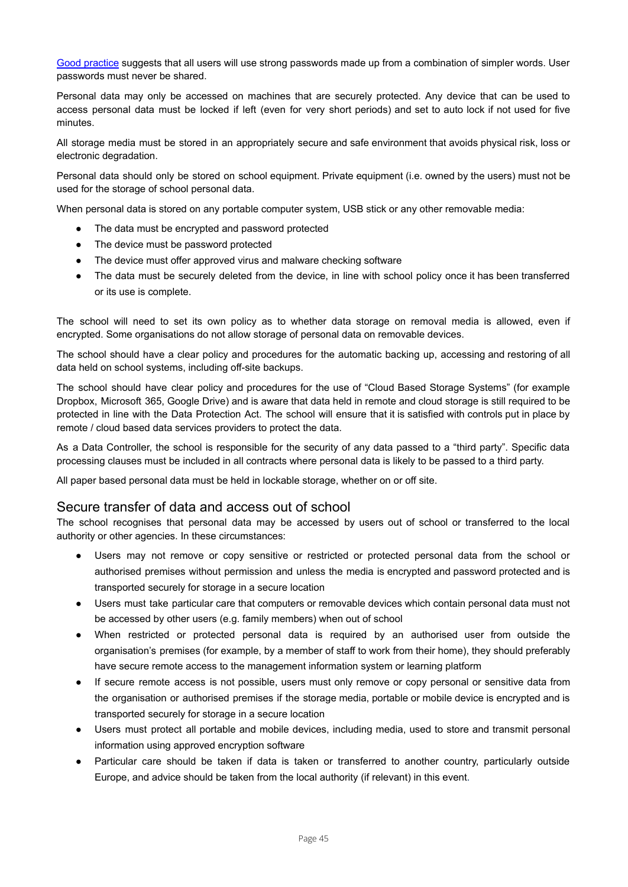[Good practice]() suggests that all users will use strong passwords made up from a combination of simpler words. User passwords must never be shared.

Personal data may only be accessed on machines that are securely protected. Any device that can be used to access personal data must be locked if left (even for very short periods) and set to auto lock if not used for five minutes.

All storage media must be stored in an appropriately secure and safe environment that avoids physical risk, loss or electronic degradation.

Personal data should only be stored on school equipment. Private equipment (i.e. owned by the users) must not be used for the storage of school personal data.

When personal data is stored on any portable computer system, USB stick or any other removable media:

- The data must be encrypted and password protected
- The device must be password protected
- The device must offer approved virus and malware checking software
- The data must be securely deleted from the device, in line with school policy once it has been transferred or its use is complete.

The school will need to set its own policy as to whether data storage on removal media is allowed, even if encrypted. Some organisations do not allow storage of personal data on removable devices.

The school should have a clear policy and procedures for the automatic backing up, accessing and restoring of all data held on school systems, including off-site backups.

The school should have clear policy and procedures for the use of "Cloud Based Storage Systems" (for example Dropbox, Microsoft 365, Google Drive) and is aware that data held in remote and cloud storage is still required to be protected in line with the Data Protection Act. The school will ensure that it is satisfied with controls put in place by remote / cloud based data services providers to protect the data.

As a Data Controller, the school is responsible for the security of any data passed to a "third party". Specific data processing clauses must be included in all contracts where personal data is likely to be passed to a third party.

All paper based personal data must be held in lockable storage, whether on or off site.

## Secure transfer of data and access out of school

The school recognises that personal data may be accessed by users out of school or transferred to the local authority or other agencies. In these circumstances:

- Users may not remove or copy sensitive or restricted or protected personal data from the school or authorised premises without permission and unless the media is encrypted and password protected and is transported securely for storage in a secure location
- Users must take particular care that computers or removable devices which contain personal data must not be accessed by other users (e.g. family members) when out of school
- When restricted or protected personal data is required by an authorised user from outside the organisation's premises (for example, by a member of staff to work from their home), they should preferably have secure remote access to the management information system or learning platform
- If secure remote access is not possible, users must only remove or copy personal or sensitive data from the organisation or authorised premises if the storage media, portable or mobile device is encrypted and is transported securely for storage in a secure location
- Users must protect all portable and mobile devices, including media, used to store and transmit personal information using approved encryption software
- Particular care should be taken if data is taken or transferred to another country, particularly outside Europe, and advice should be taken from the local authority (if relevant) in this event.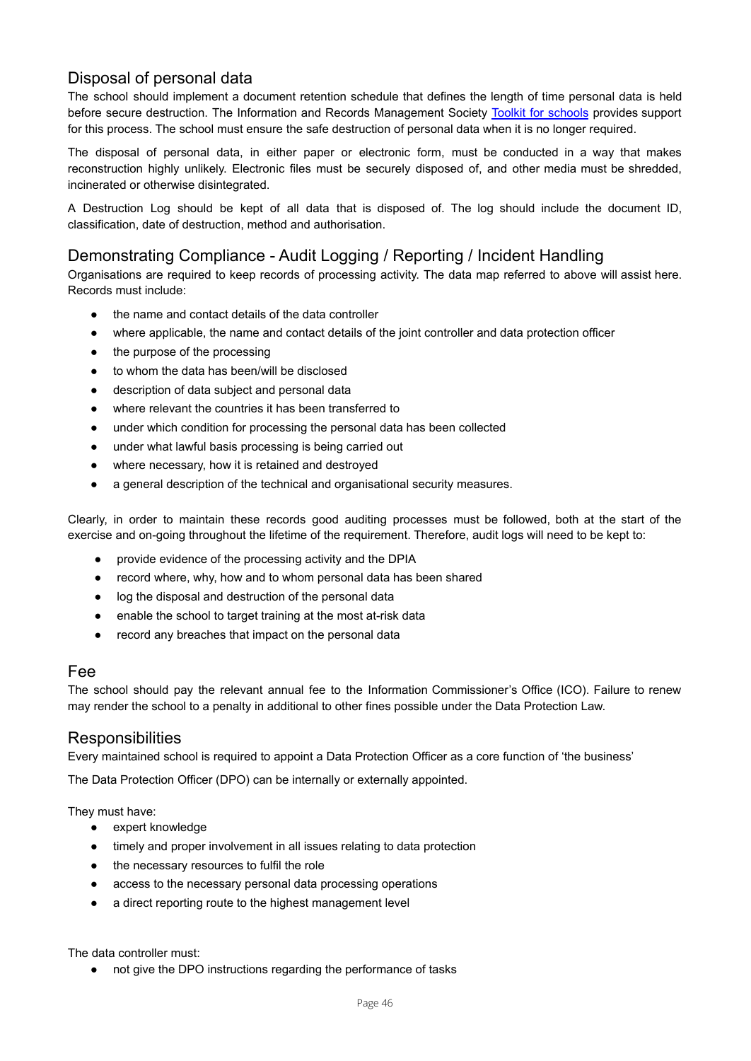## Disposal of personal data

The school should implement a document retention schedule that defines the length of time personal data is held before secure destruction. The Information and Records Management Society [Toolkit for schools](#) provides support for this process. The school must ensure the safe destruction of personal data when it is no longer required.

The disposal of personal data, in either paper or electronic form, must be conducted in a way that makes reconstruction highly unlikely. Electronic files must be securely disposed of, and other media must be shredded, incinerated or otherwise disintegrated.

A Destruction Log should be kept of all data that is disposed of. The log should include the document ID, classification, date of destruction, method and authorisation.

## Demonstrating Compliance - Audit Logging / Reporting / Incident Handling

Organisations are required to keep records of processing activity. The data map referred to above will assist here. Records must include:

- the name and contact details of the data controller
- where applicable, the name and contact details of the joint controller and data protection officer
- the purpose of the processing
- to whom the data has been/will be disclosed
- description of data subject and personal data
- where relevant the countries it has been transferred to
- under which condition for processing the personal data has been collected
- under what lawful basis processing is being carried out
- where necessary, how it is retained and destroyed
- a general description of the technical and organisational security measures.

Clearly, in order to maintain these records good auditing processes must be followed, both at the start of the exercise and on-going throughout the lifetime of the requirement. Therefore, audit logs will need to be kept to:

- provide evidence of the processing activity and the DPIA
- record where, why, how and to whom personal data has been shared
- log the disposal and destruction of the personal data
- enable the school to target training at the most at-risk data
- record any breaches that impact on the personal data

## Fee

The school should pay the relevant annual fee to the Information Commissioner's Office (ICO). Failure to renew may render the school to a penalty in additional to other fines possible under the Data Protection Law.

## Responsibilities

Every maintained school is required to appoint a Data Protection Officer as a core function of 'the business'

The Data Protection Officer (DPO) can be internally or externally appointed.

They must have:

- expert knowledge
- timely and proper involvement in all issues relating to data protection
- the necessary resources to fulfil the role
- access to the necessary personal data processing operations
- a direct reporting route to the highest management level

The data controller must:

- not give the DPO instructions regarding the performance of tasks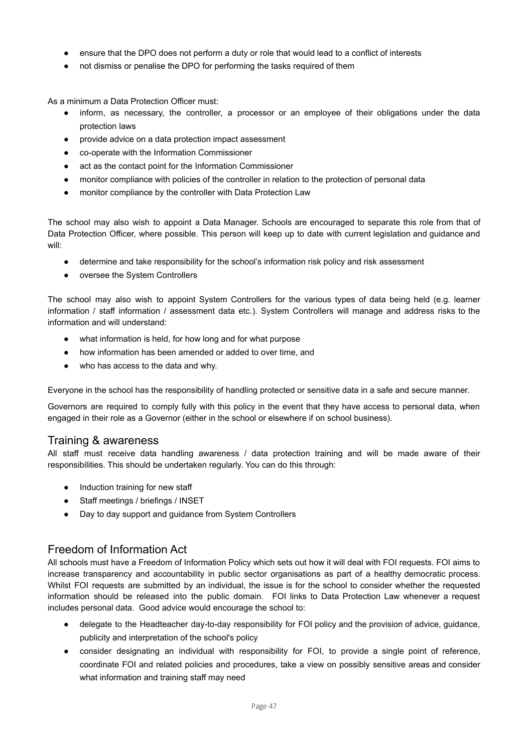- ensure that the DPO does not perform a duty or role that would lead to a conflict of interests
- not dismiss or penalise the DPO for performing the tasks required of them

As a minimum a Data Protection Officer must:

- inform, as necessary, the controller, a processor or an employee of their obligations under the data protection laws
- provide advice on a data protection impact assessment
- co-operate with the Information Commissioner
- act as the contact point for the Information Commissioner
- monitor compliance with policies of the controller in relation to the protection of personal data
- monitor compliance by the controller with Data Protection Law

The school may also wish to appoint a Data Manager. Schools are encouraged to separate this role from that of Data Protection Officer, where possible. This person will keep up to date with current legislation and guidance and will:

- determine and take responsibility for the school's information risk policy and risk assessment
- oversee the System Controllers

The school may also wish to appoint System Controllers for the various types of data being held (e.g. learner information / staff information / assessment data etc.). System Controllers will manage and address risks to the information and will understand:

- what information is held, for how long and for what purpose
- how information has been amended or added to over time, and
- who has access to the data and why.

Everyone in the school has the responsibility of handling protected or sensitive data in a safe and secure manner.

Governors are required to comply fully with this policy in the event that they have access to personal data, when engaged in their role as a Governor (either in the school or elsewhere if on school business).

## Training & awareness

All staff must receive data handling awareness / data protection training and will be made aware of their responsibilities. This should be undertaken regularly. You can do this through:

- Induction training for new staff
- Staff meetings / briefings / INSET
- Day to day support and guidance from System Controllers

## Freedom of Information Act

All schools must have a Freedom of Information Policy which sets out how it will deal with FOI requests. FOI aims to increase transparency and accountability in public sector organisations as part of a healthy democratic process. Whilst FOI requests are submitted by an individual, the issue is for the school to consider whether the requested information should be released into the public domain. FOI links to Data Protection Law whenever a request includes personal data. Good advice would encourage the school to:

- delegate to the Headteacher day-to-day responsibility for FOI policy and the provision of advice, guidance, publicity and interpretation of the school's policy
- consider designating an individual with responsibility for FOI, to provide a single point of reference, coordinate FOI and related policies and procedures, take a view on possibly sensitive areas and consider what information and training staff may need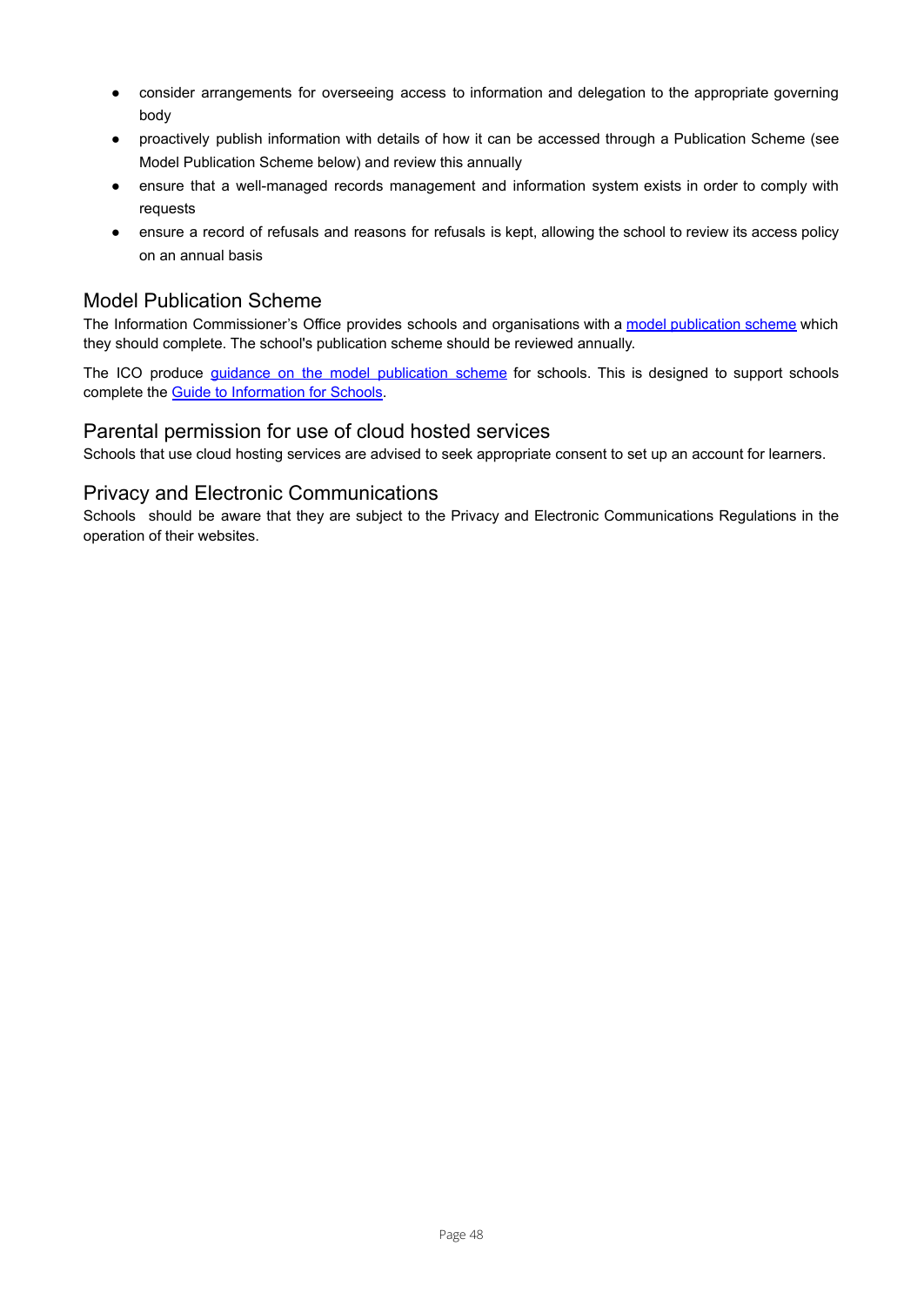- consider arrangements for overseeing access to information and delegation to the appropriate governing body
- proactively publish information with details of how it can be accessed through a Publication Scheme (see Model Publication Scheme below) and review this annually
- ensure that a well-managed records management and information system exists in order to comply with requests
- ensure a record of refusals and reasons for refusals is kept, allowing the school to review its access policy on an annual basis

## Model Publication Scheme

The Information Commissioner's Office provides schools and organisations with a model publication scheme which they should complete. The school's publication scheme should be reviewed annually.

The ICO produce guidance on the model publication scheme for schools. This is designed to support schools complete the Guide to Information for Schools.

## Parental permission for use of cloud hosted services

Schools that use cloud hosting services are advised to seek appropriate consent to set up an account for learners.

## Privacy and Electronic Communications

Schools should be aware that they are subject to the Privacy and Electronic Communications Regulations in the operation of their websites.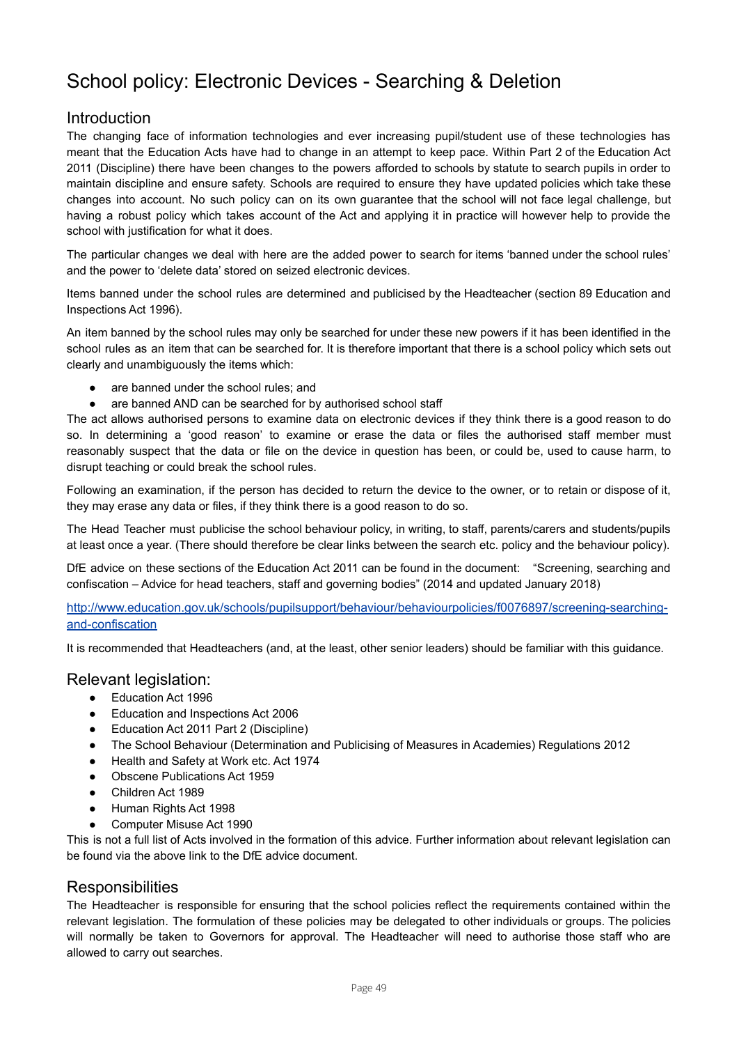# School policy: Electronic Devices - Searching & Deletion

## Introduction

The changing face of information technologies and ever increasing pupil/student use of these technologies has meant that the Education Acts have had to change in an attempt to keep pace. Within Part 2 of the Education Act 2011 (Discipline) there have been changes to the powers afforded to schools by statute to search pupils in order to maintain discipline and ensure safety. Schools are required to ensure they have updated policies which take these changes into account. No such policy can on its own guarantee that the school will not face legal challenge, but having a robust policy which takes account of the Act and applying it in practice will however help to provide the school with justification for what it does.

The particular changes we deal with here are the added power to search for items 'banned under the school rules' and the power to 'delete data' stored on seized electronic devices.

Items banned under the school rules are determined and publicised by the Headteacher (section 89 Education and Inspections Act 1996).

An item banned by the school rules may only be searched for under these new powers if it has been identified in the school rules as an item that can be searched for. It is therefore important that there is a school policy which sets out clearly and unambiguously the items which:

- are banned under the school rules; and
- are banned AND can be searched for by authorised school staff

The act allows authorised persons to examine data on electronic devices if they think there is a good reason to do so. In determining a 'good reason' to examine or erase the data or files the authorised staff member must reasonably suspect that the data or file on the device in question has been, or could be, used to cause harm, to disrupt teaching or could break the school rules.

Following an examination, if the person has decided to return the device to the owner, or to retain or dispose of it, they may erase any data or files, if they think there is a good reason to do so.

The Head Teacher must publicise the school behaviour policy, in writing, to staff, parents/carers and students/pupils at least once a year. (There should therefore be clear links between the search etc. policy and the behaviour policy).

DfE advice on these sections of the Education Act 2011 can be found in the document: "Screening, searching and confiscation – Advice for head teachers, staff and governing bodies" (2014 and updated January 2018)

[http://www.education.gov.uk/schools/pupilsupport/behaviour/behaviourpolicies/f0076897/screening-searching-and-confiscation](http://www.education.gov.uk/schools/pupilsupport/behaviour/behaviourpolicies/f0076897/screening-searching-and-confiscation)

It is recommended that Headteachers (and, at the least, other senior leaders) should be familiar with this guidance.

## Relevant legislation:

- Education Act 1996
- Education and Inspections Act 2006
- Education Act 2011 Part 2 (Discipline)
- The School Behaviour (Determination and Publicising of Measures in Academies) Regulations 2012
- Health and Safety at Work etc. Act 1974
- Obscene Publications Act 1959
- Children Act 1989
- Human Rights Act 1998
- Computer Misuse Act 1990

This is not a full list of Acts involved in the formation of this advice. Further information about relevant legislation can be found via the above link to the DfE advice document.

## Responsibilities

The Headteacher is responsible for ensuring that the school policies reflect the requirements contained within the relevant legislation. The formulation of these policies may be delegated to other individuals or groups. The policies will normally be taken to Governors for approval. The Headteacher will need to authorise those staff who are allowed to carry out searches.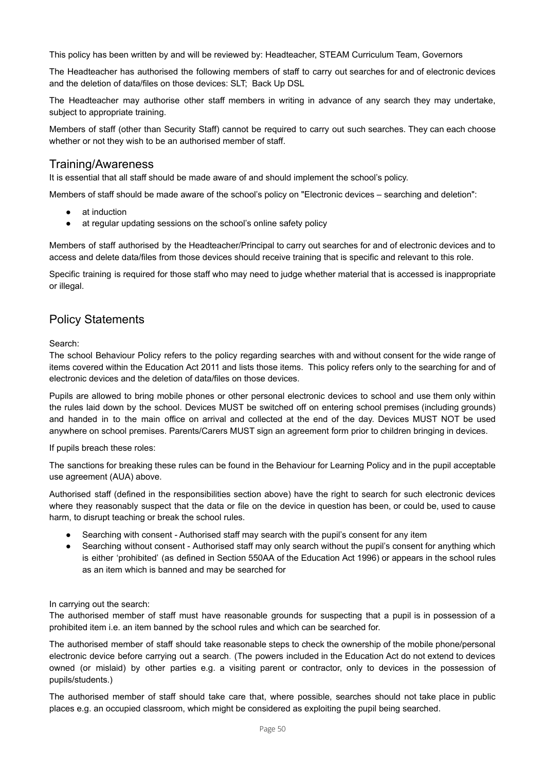This policy has been written by and will be reviewed by: Headteacher, STEAM Curriculum Team, Governors

The Headteacher has authorised the following members of staff to carry out searches for and of electronic devices and the deletion of data/files on those devices: SLT; Back Up DSL

The Headteacher may authorise other staff members in writing in advance of any search they may undertake, subject to appropriate training.

Members of staff (other than Security Staff) cannot be required to carry out such searches. They can each choose whether or not they wish to be an authorised member of staff.

## Training/Awareness

It is essential that all staff should be made aware of and should implement the school's policy.

Members of staff should be made aware of the school's policy on "Electronic devices – searching and deletion":

- at induction
- at regular updating sessions on the school's online safety policy

Members of staff authorised by the Headteacher/Principal to carry out searches for and of electronic devices and to access and delete data/files from those devices should receive training that is specific and relevant to this role.

Specific training is required for those staff who may need to judge whether material that is accessed is inappropriate or illegal.

## Policy Statements

Search:

The school Behaviour Policy refers to the policy regarding searches with and without consent for the wide range of items covered within the Education Act 2011 and lists those items. This policy refers only to the searching for and of electronic devices and the deletion of data/files on those devices.

Pupils are allowed to bring mobile phones or other personal electronic devices to school and use them only within the rules laid down by the school. Devices MUST be switched off on entering school premises (including grounds) and handed in to the main office on arrival and collected at the end of the day. Devices MUST NOT be used anywhere on school premises. Parents/Carers MUST sign an agreement form prior to children bringing in devices.

If pupils breach these roles:

The sanctions for breaking these rules can be found in the Behaviour for Learning Policy and in the pupil acceptable use agreement (AUA) above.

Authorised staff (defined in the responsibilities section above) have the right to search for such electronic devices where they reasonably suspect that the data or file on the device in question has been, or could be, used to cause harm, to disrupt teaching or break the school rules.

- Searching with consent - Authorised staff may search with the pupil's consent for any item
- Searching without consent - Authorised staff may only search without the pupil's consent for anything which is either 'prohibited' (as defined in Section 550AA of the Education Act 1996) or appears in the school rules as an item which is banned and may be searched for

In carrying out the search:

The authorised member of staff must have reasonable grounds for suspecting that a pupil is in possession of a prohibited item i.e. an item banned by the school rules and which can be searched for.

The authorised member of staff should take reasonable steps to check the ownership of the mobile phone/personal electronic device before carrying out a search. (The powers included in the Education Act do not extend to devices owned (or mislaid) by other parties e.g. a visiting parent or contractor, only to devices in the possession of pupils/students.)

The authorised member of staff should take care that, where possible, searches should not take place in public places e.g. an occupied classroom, which might be considered as exploiting the pupil being searched.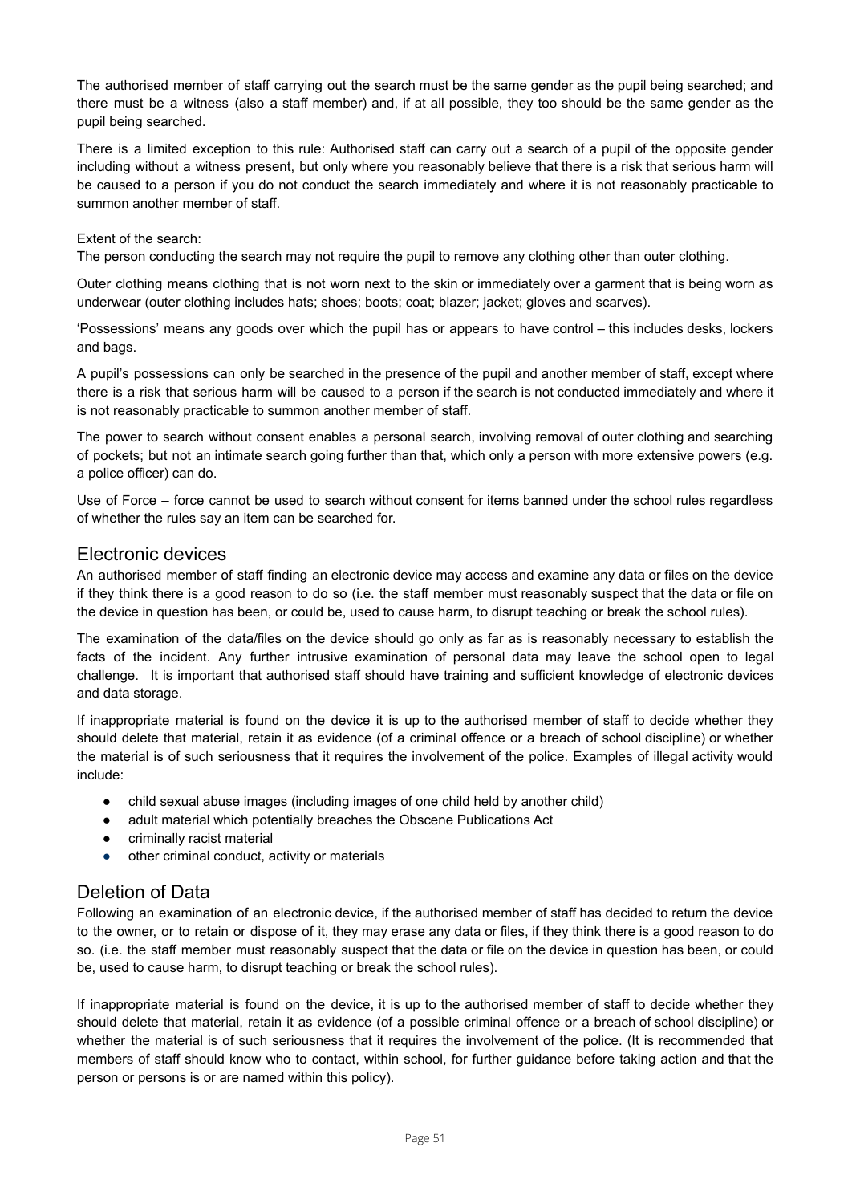The authorised member of staff carrying out the search must be the same gender as the pupil being searched; and there must be a witness (also a staff member) and, if at all possible, they too should be the same gender as the pupil being searched.

There is a limited exception to this rule: Authorised staff can carry out a search of a pupil of the opposite gender including without a witness present, but only where you reasonably believe that there is a risk that serious harm will be caused to a person if you do not conduct the search immediately and where it is not reasonably practicable to summon another member of staff.

Extent of the search:
The person conducting the search may not require the pupil to remove any clothing other than outer clothing.

Outer clothing means clothing that is not worn next to the skin or immediately over a garment that is being worn as underwear (outer clothing includes hats; shoes; boots; coat; blazer; jacket; gloves and scarves).

'Possessions' means any goods over which the pupil has or appears to have control – this includes desks, lockers and bags.

A pupil's possessions can only be searched in the presence of the pupil and another member of staff, except where there is a risk that serious harm will be caused to a person if the search is not conducted immediately and where it is not reasonably practicable to summon another member of staff.

The power to search without consent enables a personal search, involving removal of outer clothing and searching of pockets; but not an intimate search going further than that, which only a person with more extensive powers (e.g. a police officer) can do.

Use of Force – force cannot be used to search without consent for items banned under the school rules regardless of whether the rules say an item can be searched for.

## Electronic devices

An authorised member of staff finding an electronic device may access and examine any data or files on the device if they think there is a good reason to do so (i.e. the staff member must reasonably suspect that the data or file on the device in question has been, or could be, used to cause harm, to disrupt teaching or break the school rules).

The examination of the data/files on the device should go only as far as is reasonably necessary to establish the facts of the incident. Any further intrusive examination of personal data may leave the school open to legal challenge. It is important that authorised staff should have training and sufficient knowledge of electronic devices and data storage.

If inappropriate material is found on the device it is up to the authorised member of staff to decide whether they should delete that material, retain it as evidence (of a criminal offence or a breach of school discipline) or whether the material is of such seriousness that it requires the involvement of the police. Examples of illegal activity would include:

- child sexual abuse images (including images of one child held by another child)
- adult material which potentially breaches the Obscene Publications Act
- criminally racist material
- other criminal conduct, activity or materials

## Deletion of Data

Following an examination of an electronic device, if the authorised member of staff has decided to return the device to the owner, or to retain or dispose of it, they may erase any data or files, if they think there is a good reason to do so. (i.e. the staff member must reasonably suspect that the data or file on the device in question has been, or could be, used to cause harm, to disrupt teaching or break the school rules).

If inappropriate material is found on the device, it is up to the authorised member of staff to decide whether they should delete that material, retain it as evidence (of a possible criminal offence or a breach of school discipline) or whether the material is of such seriousness that it requires the involvement of the police. (It is recommended that members of staff should know who to contact, within school, for further guidance before taking action and that the person or persons is or are named within this policy).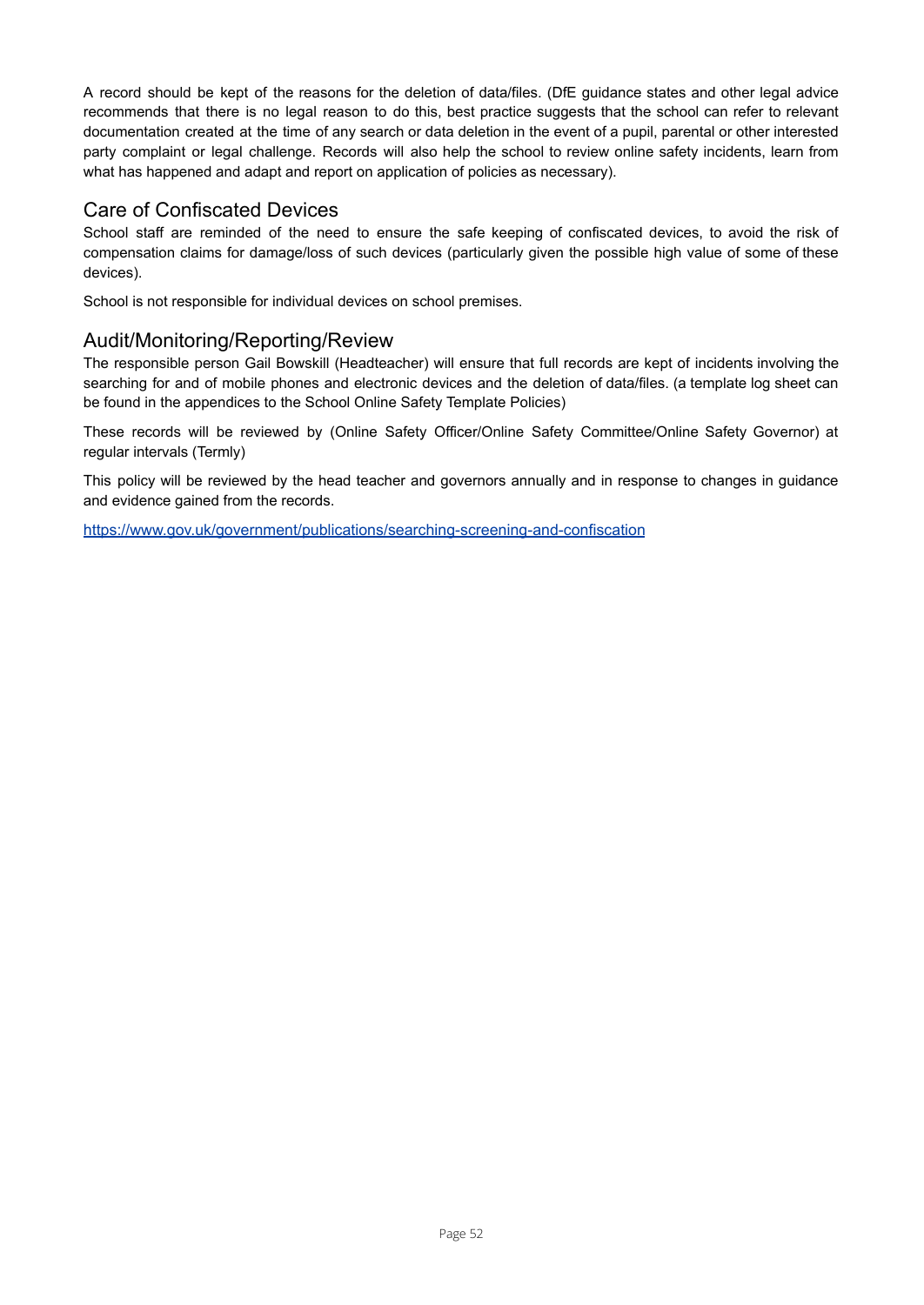A record should be kept of the reasons for the deletion of data/files. (DfE guidance states and other legal advice recommends that there is no legal reason to do this, best practice suggests that the school can refer to relevant documentation created at the time of any search or data deletion in the event of a pupil, parental or other interested party complaint or legal challenge. Records will also help the school to review online safety incidents, learn from what has happened and adapt and report on application of policies as necessary).

## Care of Confiscated Devices

School staff are reminded of the need to ensure the safe keeping of confiscated devices, to avoid the risk of compensation claims for damage/loss of such devices (particularly given the possible high value of some of these devices).

School is not responsible for individual devices on school premises.

## Audit/Monitoring/Reporting/Review

The responsible person Gail Bowskill (Headteacher) will ensure that full records are kept of incidents involving the searching for and of mobile phones and electronic devices and the deletion of data/files. (a template log sheet can be found in the appendices to the School Online Safety Template Policies)

These records will be reviewed by (Online Safety Officer/Online Safety Committee/Online Safety Governor) at regular intervals (Termly)

This policy will be reviewed by the head teacher and governors annually and in response to changes in guidance and evidence gained from the records.

https://www.gov.uk/government/publications/searching-screening-and-confiscation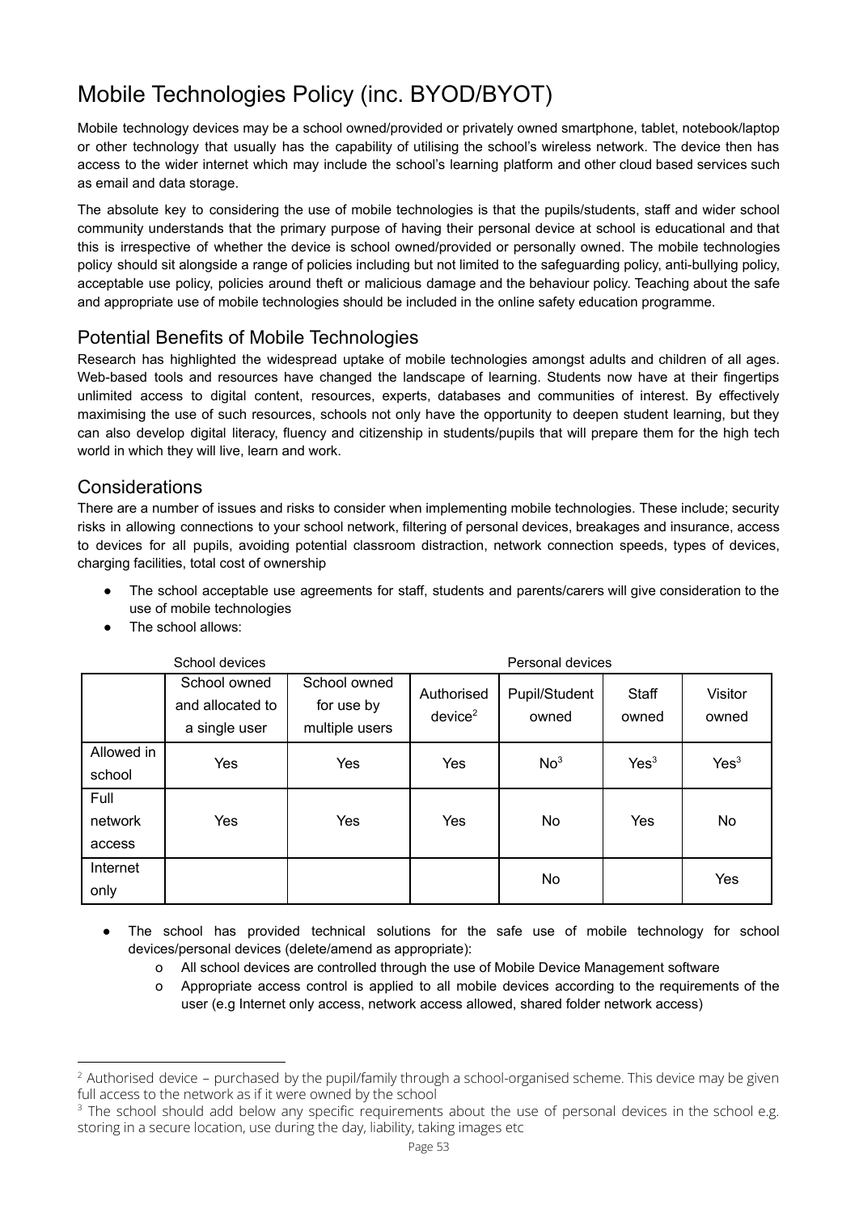# Mobile Technologies Policy (inc. BYOD/BYOT)

Mobile technology devices may be a school owned/provided or privately owned smartphone, tablet, notebook/laptop or other technology that usually has the capability of utilising the school's wireless network. The device then has access to the wider internet which may include the school's learning platform and other cloud based services such as email and data storage.

The absolute key to considering the use of mobile technologies is that the pupils/students, staff and wider school community understands that the primary purpose of having their personal device at school is educational and that this is irrespective of whether the device is school owned/provided or personally owned. The mobile technologies policy should sit alongside a range of policies including but not limited to the safeguarding policy, anti-bullying policy, acceptable use policy, policies around theft or malicious damage and the behaviour policy. Teaching about the safe and appropriate use of mobile technologies should be included in the online safety education programme.

## Potential Benefits of Mobile Technologies

Research has highlighted the widespread uptake of mobile technologies amongst adults and children of all ages. Web-based tools and resources have changed the landscape of learning. Students now have at their fingertips unlimited access to digital content, resources, experts, databases and communities of interest. By effectively maximising the use of such resources, schools not only have the opportunity to deepen student learning, but they can also develop digital literacy, fluency and citizenship in students/pupils that will prepare them for the high tech world in which they will live, learn and work.

## Considerations

There are a number of issues and risks to consider when implementing mobile technologies. These include; security risks in allowing connections to your school network, filtering of personal devices, breakages and insurance, access to devices for all pupils, avoiding potential classroom distraction, network connection speeds, types of devices, charging facilities, total cost of ownership

- The school acceptable use agreements for staff, students and parents/carers will give consideration to the use of mobile technologies
- The school allows:

| | School devices | | Personal devices | | | |
|---|---|---|---|---|---|---|
| | School owned and allocated to a single user | School owned for use by multiple users | Authorised device[2] | Pupil/Student owned | Staff owned | Visitor owned |
| Allowed in school | Yes | Yes | Yes | No[3] | Yes[3] | Yes[3] |
| Full network access | Yes | Yes | Yes | No | Yes | No |
| Internet only | | | | No | | Yes |

- The school has provided technical solutions for the safe use of mobile technology for school devices/personal devices (delete/amend as appropriate):
  - All school devices are controlled through the use of Mobile Device Management software
  - Appropriate access control is applied to all mobile devices according to the requirements of the user (e.g Internet only access, network access allowed, shared folder network access)

[2] Authorised device – purchased by the pupil/family through a school-organised scheme. This device may be given full access to the network as if it were owned by the school

[3] The school should add below any specific requirements about the use of personal devices in the school e.g. storing in a secure location, use during the day, liability, taking images etc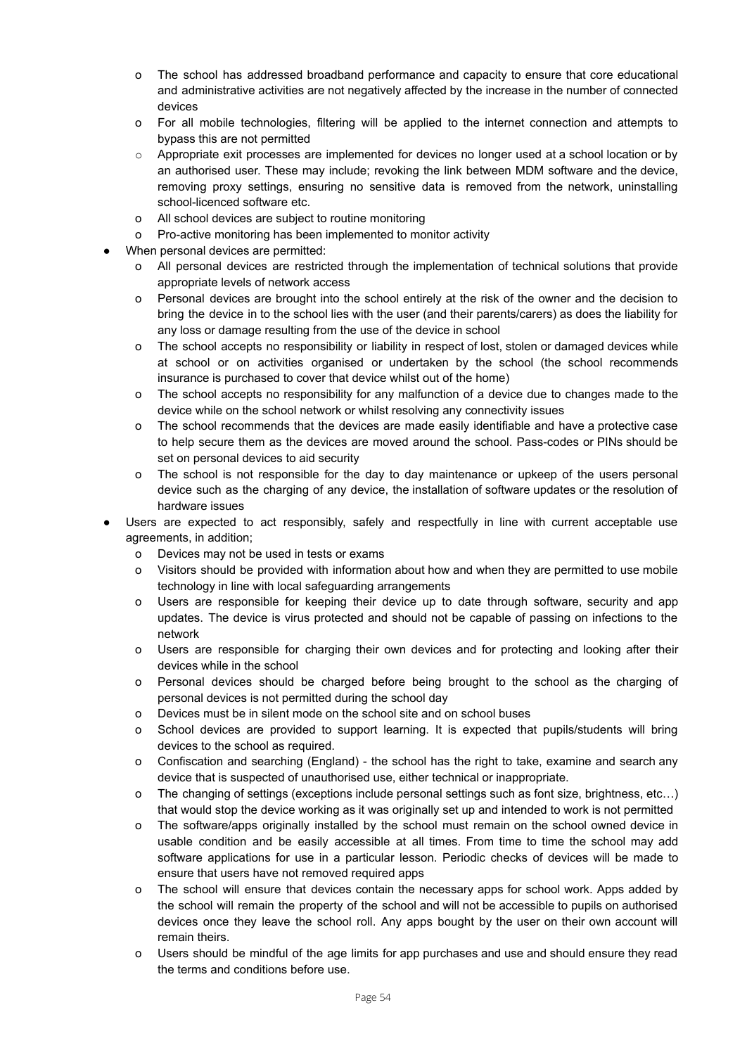- The school has addressed broadband performance and capacity to ensure that core educational and administrative activities are not negatively affected by the increase in the number of connected devices
  - For all mobile technologies, filtering will be applied to the internet connection and attempts to bypass this are not permitted
  - Appropriate exit processes are implemented for devices no longer used at a school location or by an authorised user. These may include; revoking the link between MDM software and the device, removing proxy settings, ensuring no sensitive data is removed from the network, uninstalling school-licenced software etc.
  - All school devices are subject to routine monitoring
  - Pro-active monitoring has been implemented to monitor activity
- When personal devices are permitted:
  - All personal devices are restricted through the implementation of technical solutions that provide appropriate levels of network access
  - Personal devices are brought into the school entirely at the risk of the owner and the decision to bring the device in to the school lies with the user (and their parents/carers) as does the liability for any loss or damage resulting from the use of the device in school
  - The school accepts no responsibility or liability in respect of lost, stolen or damaged devices while at school or on activities organised or undertaken by the school (the school recommends insurance is purchased to cover that device whilst out of the home)
  - The school accepts no responsibility for any malfunction of a device due to changes made to the device while on the school network or whilst resolving any connectivity issues
  - The school recommends that the devices are made easily identifiable and have a protective case to help secure them as the devices are moved around the school. Pass-codes or PINs should be set on personal devices to aid security
  - The school is not responsible for the day to day maintenance or upkeep of the users personal device such as the charging of any device, the installation of software updates or the resolution of hardware issues
- Users are expected to act responsibly, safely and respectfully in line with current acceptable use agreements, in addition;
  - Devices may not be used in tests or exams
  - Visitors should be provided with information about how and when they are permitted to use mobile technology in line with local safeguarding arrangements
  - Users are responsible for keeping their device up to date through software, security and app updates. The device is virus protected and should not be capable of passing on infections to the network
  - Users are responsible for charging their own devices and for protecting and looking after their devices while in the school
  - Personal devices should be charged before being brought to the school as the charging of personal devices is not permitted during the school day
  - Devices must be in silent mode on the school site and on school buses
  - School devices are provided to support learning. It is expected that pupils/students will bring devices to the school as required.
  - Confiscation and searching (England) - the school has the right to take, examine and search any device that is suspected of unauthorised use, either technical or inappropriate.
  - The changing of settings (exceptions include personal settings such as font size, brightness, etc…) that would stop the device working as it was originally set up and intended to work is not permitted
  - The software/apps originally installed by the school must remain on the school owned device in usable condition and be easily accessible at all times. From time to time the school may add software applications for use in a particular lesson. Periodic checks of devices will be made to ensure that users have not removed required apps
  - The school will ensure that devices contain the necessary apps for school work. Apps added by the school will remain the property of the school and will not be accessible to pupils on authorised devices once they leave the school roll. Any apps bought by the user on their own account will remain theirs.
  - Users should be mindful of the age limits for app purchases and use and should ensure they read the terms and conditions before use.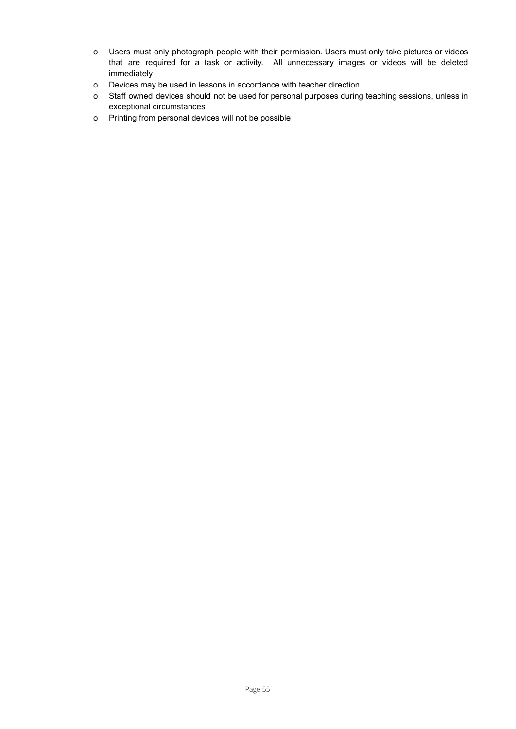- Users must only photograph people with their permission. Users must only take pictures or videos that are required for a task or activity. All unnecessary images or videos will be deleted immediately
- Devices may be used in lessons in accordance with teacher direction
- Staff owned devices should not be used for personal purposes during teaching sessions, unless in exceptional circumstances
- Printing from personal devices will not be possible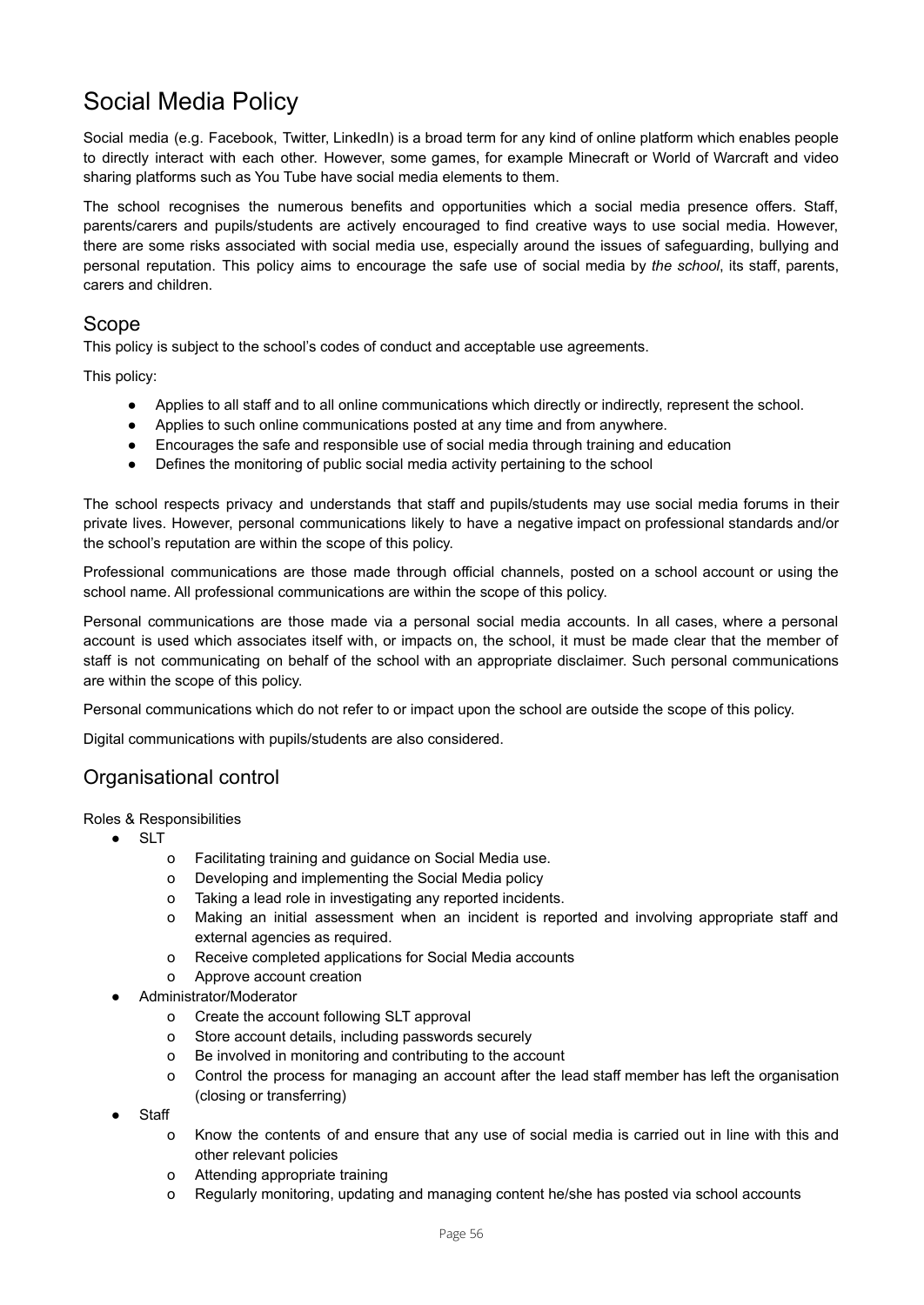# Social Media Policy

Social media (e.g. Facebook, Twitter, LinkedIn) is a broad term for any kind of online platform which enables people to directly interact with each other. However, some games, for example Minecraft or World of Warcraft and video sharing platforms such as You Tube have social media elements to them.

The school recognises the numerous benefits and opportunities which a social media presence offers. Staff, parents/carers and pupils/students are actively encouraged to find creative ways to use social media. However, there are some risks associated with social media use, especially around the issues of safeguarding, bullying and personal reputation. This policy aims to encourage the safe use of social media by *the school*, its staff, parents, carers and children.

## Scope

This policy is subject to the school's codes of conduct and acceptable use agreements.

This policy:

- Applies to all staff and to all online communications which directly or indirectly, represent the school.
- Applies to such online communications posted at any time and from anywhere.
- Encourages the safe and responsible use of social media through training and education
- Defines the monitoring of public social media activity pertaining to the school

The school respects privacy and understands that staff and pupils/students may use social media forums in their private lives. However, personal communications likely to have a negative impact on professional standards and/or the school's reputation are within the scope of this policy.

Professional communications are those made through official channels, posted on a school account or using the school name. All professional communications are within the scope of this policy.

Personal communications are those made via a personal social media accounts. In all cases, where a personal account is used which associates itself with, or impacts on, the school, it must be made clear that the member of staff is not communicating on behalf of the school with an appropriate disclaimer. Such personal communications are within the scope of this policy.

Personal communications which do not refer to or impact upon the school are outside the scope of this policy.

Digital communications with pupils/students are also considered.

## Organisational control

Roles & Responsibilities

- SLT
  - Facilitating training and guidance on Social Media use.
  - Developing and implementing the Social Media policy
  - Taking a lead role in investigating any reported incidents.
  - Making an initial assessment when an incident is reported and involving appropriate staff and external agencies as required.
  - Receive completed applications for Social Media accounts
  - Approve account creation
- Administrator/Moderator
  - Create the account following SLT approval
  - Store account details, including passwords securely
  - Be involved in monitoring and contributing to the account
  - Control the process for managing an account after the lead staff member has left the organisation (closing or transferring)
- Staff
  - Know the contents of and ensure that any use of social media is carried out in line with this and other relevant policies
  - Attending appropriate training
  - Regularly monitoring, updating and managing content he/she has posted via school accounts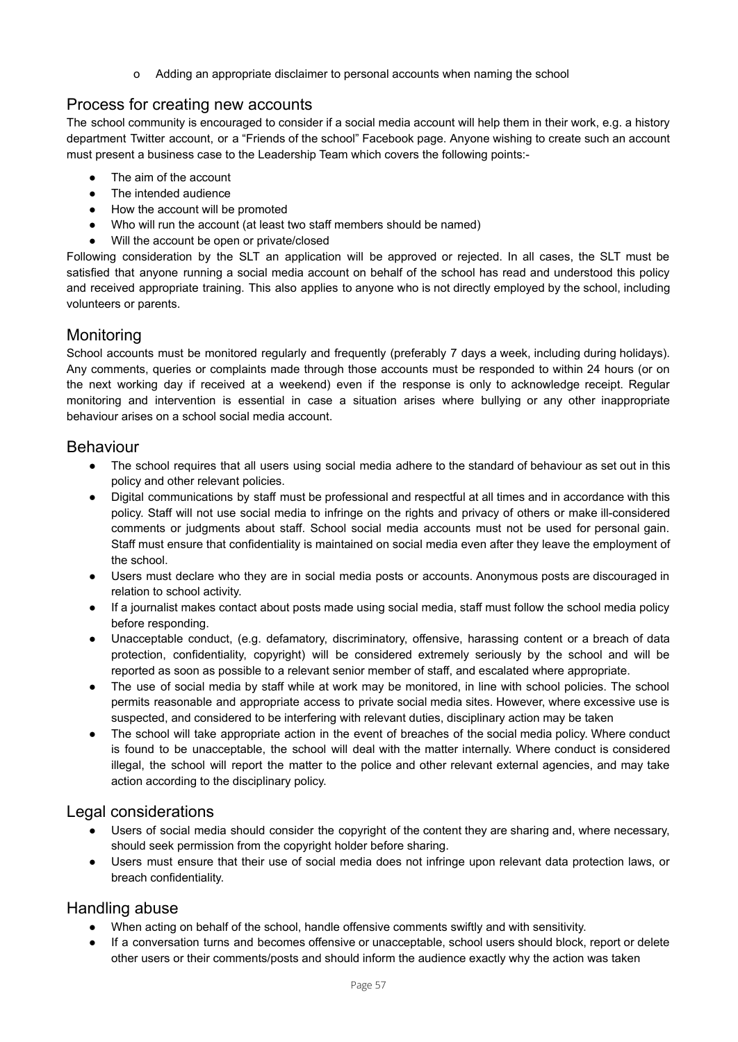- Adding an appropriate disclaimer to personal accounts when naming the school

## Process for creating new accounts

The school community is encouraged to consider if a social media account will help them in their work, e.g. a history department Twitter account, or a "Friends of the school" Facebook page. Anyone wishing to create such an account must present a business case to the Leadership Team which covers the following points:-

- The aim of the account
- The intended audience
- How the account will be promoted
- Who will run the account (at least two staff members should be named)
- Will the account be open or private/closed

Following consideration by the SLT an application will be approved or rejected. In all cases, the SLT must be satisfied that anyone running a social media account on behalf of the school has read and understood this policy and received appropriate training. This also applies to anyone who is not directly employed by the school, including volunteers or parents.

## Monitoring

School accounts must be monitored regularly and frequently (preferably 7 days a week, including during holidays). Any comments, queries or complaints made through those accounts must be responded to within 24 hours (or on the next working day if received at a weekend) even if the response is only to acknowledge receipt. Regular monitoring and intervention is essential in case a situation arises where bullying or any other inappropriate behaviour arises on a school social media account.

## Behaviour

- The school requires that all users using social media adhere to the standard of behaviour as set out in this policy and other relevant policies.
- Digital communications by staff must be professional and respectful at all times and in accordance with this policy. Staff will not use social media to infringe on the rights and privacy of others or make ill-considered comments or judgments about staff. School social media accounts must not be used for personal gain. Staff must ensure that confidentiality is maintained on social media even after they leave the employment of the school.
- Users must declare who they are in social media posts or accounts. Anonymous posts are discouraged in relation to school activity.
- If a journalist makes contact about posts made using social media, staff must follow the school media policy before responding.
- Unacceptable conduct, (e.g. defamatory, discriminatory, offensive, harassing content or a breach of data protection, confidentiality, copyright) will be considered extremely seriously by the school and will be reported as soon as possible to a relevant senior member of staff, and escalated where appropriate.
- The use of social media by staff while at work may be monitored, in line with school policies. The school permits reasonable and appropriate access to private social media sites. However, where excessive use is suspected, and considered to be interfering with relevant duties, disciplinary action may be taken
- The school will take appropriate action in the event of breaches of the social media policy. Where conduct is found to be unacceptable, the school will deal with the matter internally. Where conduct is considered illegal, the school will report the matter to the police and other relevant external agencies, and may take action according to the disciplinary policy.

## Legal considerations

- Users of social media should consider the copyright of the content they are sharing and, where necessary, should seek permission from the copyright holder before sharing.
- Users must ensure that their use of social media does not infringe upon relevant data protection laws, or breach confidentiality.

## Handling abuse

- When acting on behalf of the school, handle offensive comments swiftly and with sensitivity.
- If a conversation turns and becomes offensive or unacceptable, school users should block, report or delete other users or their comments/posts and should inform the audience exactly why the action was taken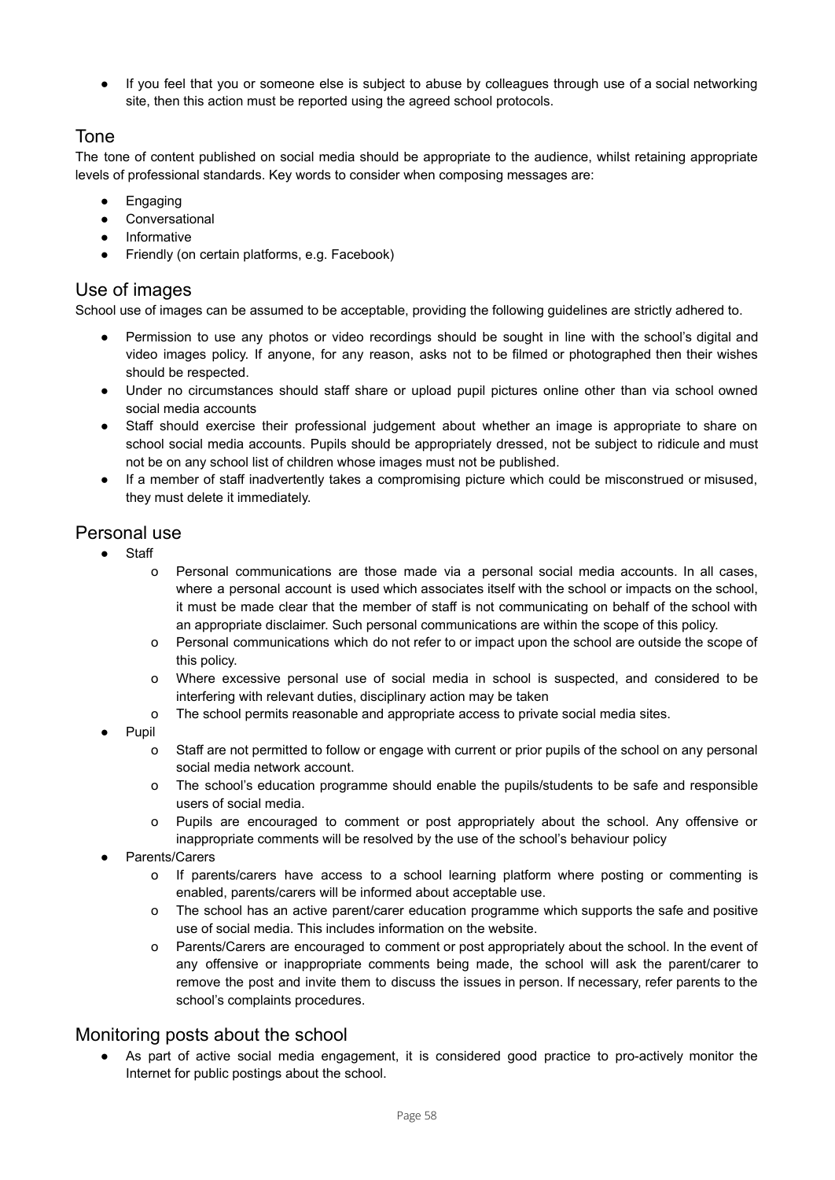- If you feel that you or someone else is subject to abuse by colleagues through use of a social networking site, then this action must be reported using the agreed school protocols.

## Tone

The tone of content published on social media should be appropriate to the audience, whilst retaining appropriate levels of professional standards. Key words to consider when composing messages are:

- Engaging
- Conversational
- Informative
- Friendly (on certain platforms, e.g. Facebook)

## Use of images

School use of images can be assumed to be acceptable, providing the following guidelines are strictly adhered to.

- Permission to use any photos or video recordings should be sought in line with the school's digital and video images policy. If anyone, for any reason, asks not to be filmed or photographed then their wishes should be respected.
- Under no circumstances should staff share or upload pupil pictures online other than via school owned social media accounts
- Staff should exercise their professional judgement about whether an image is appropriate to share on school social media accounts. Pupils should be appropriately dressed, not be subject to ridicule and must not be on any school list of children whose images must not be published.
- If a member of staff inadvertently takes a compromising picture which could be misconstrued or misused, they must delete it immediately.

## Personal use

- Staff
  - Personal communications are those made via a personal social media accounts. In all cases, where a personal account is used which associates itself with the school or impacts on the school, it must be made clear that the member of staff is not communicating on behalf of the school with an appropriate disclaimer. Such personal communications are within the scope of this policy.
  - Personal communications which do not refer to or impact upon the school are outside the scope of this policy.
  - Where excessive personal use of social media in school is suspected, and considered to be interfering with relevant duties, disciplinary action may be taken
  - The school permits reasonable and appropriate access to private social media sites.
- Pupil
  - Staff are not permitted to follow or engage with current or prior pupils of the school on any personal social media network account.
  - The school's education programme should enable the pupils/students to be safe and responsible users of social media.
  - Pupils are encouraged to comment or post appropriately about the school. Any offensive or inappropriate comments will be resolved by the use of the school's behaviour policy
- Parents/Carers
  - If parents/carers have access to a school learning platform where posting or commenting is enabled, parents/carers will be informed about acceptable use.
  - The school has an active parent/carer education programme which supports the safe and positive use of social media. This includes information on the website.
  - Parents/Carers are encouraged to comment or post appropriately about the school. In the event of any offensive or inappropriate comments being made, the school will ask the parent/carer to remove the post and invite them to discuss the issues in person. If necessary, refer parents to the school's complaints procedures.

## Monitoring posts about the school

- As part of active social media engagement, it is considered good practice to pro-actively monitor the Internet for public postings about the school.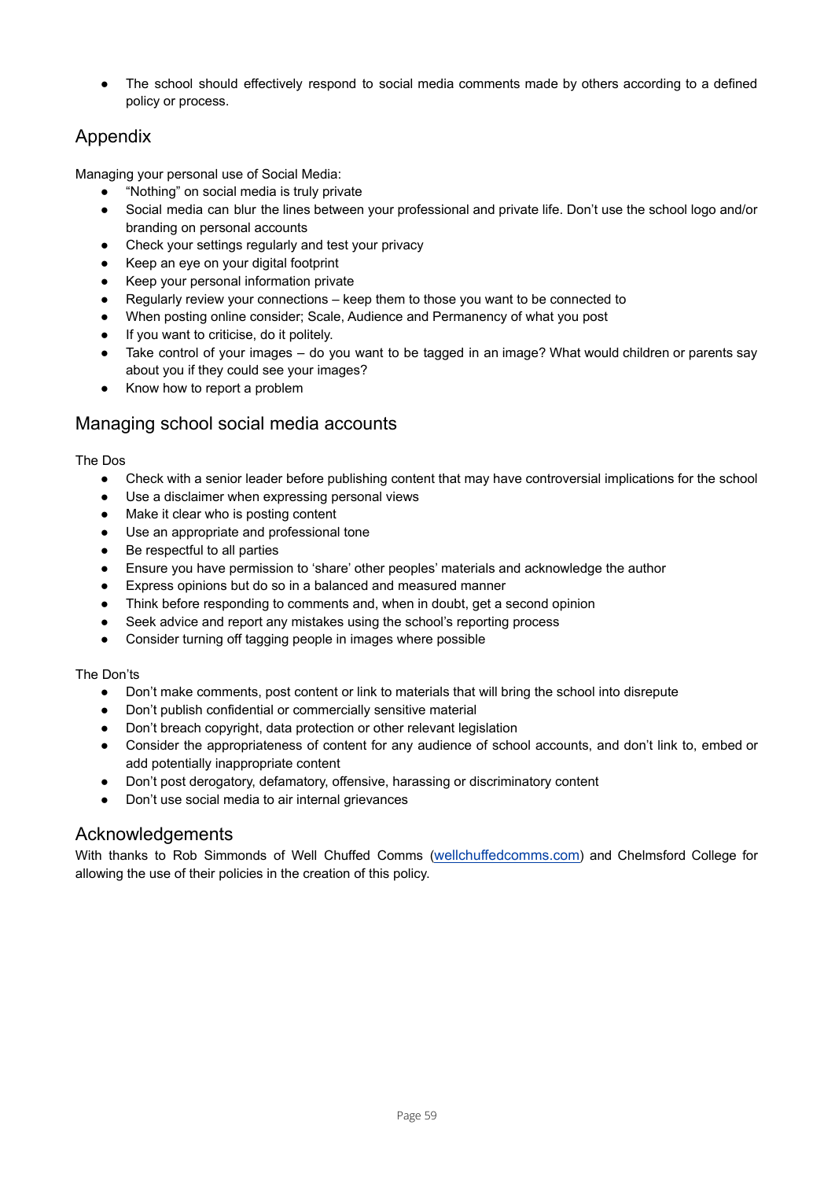- The school should effectively respond to social media comments made by others according to a defined policy or process.

## Appendix

Managing your personal use of Social Media:

- "Nothing" on social media is truly private
- Social media can blur the lines between your professional and private life. Don't use the school logo and/or branding on personal accounts
- Check your settings regularly and test your privacy
- Keep an eye on your digital footprint
- Keep your personal information private
- Regularly review your connections – keep them to those you want to be connected to
- When posting online consider; Scale, Audience and Permanency of what you post
- If you want to criticise, do it politely.
- Take control of your images – do you want to be tagged in an image? What would children or parents say about you if they could see your images?
- Know how to report a problem

## Managing school social media accounts

The Dos

- Check with a senior leader before publishing content that may have controversial implications for the school
- Use a disclaimer when expressing personal views
- Make it clear who is posting content
- Use an appropriate and professional tone
- Be respectful to all parties
- Ensure you have permission to 'share' other peoples' materials and acknowledge the author
- Express opinions but do so in a balanced and measured manner
- Think before responding to comments and, when in doubt, get a second opinion
- Seek advice and report any mistakes using the school's reporting process
- Consider turning off tagging people in images where possible

The Don'ts

- Don't make comments, post content or link to materials that will bring the school into disrepute
- Don't publish confidential or commercially sensitive material
- Don't breach copyright, data protection or other relevant legislation
- Consider the appropriateness of content for any audience of school accounts, and don't link to, embed or add potentially inappropriate content
- Don't post derogatory, defamatory, offensive, harassing or discriminatory content
- Don't use social media to air internal grievances

## Acknowledgements

With thanks to Rob Simmonds of Well Chuffed Comms (wellchuffedcomms.com) and Chelmsford College for allowing the use of their policies in the creation of this policy.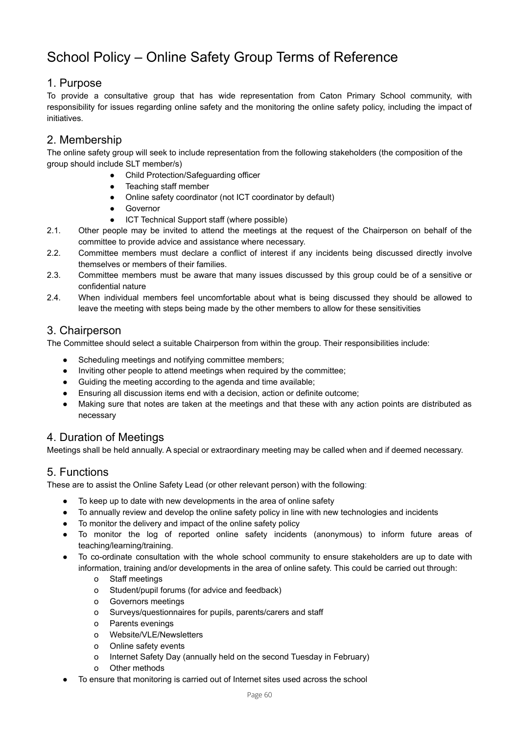# School Policy – Online Safety Group Terms of Reference

## 1. Purpose

To provide a consultative group that has wide representation from Caton Primary School community, with responsibility for issues regarding online safety and the monitoring the online safety policy, including the impact of initiatives.

## 2. Membership

The online safety group will seek to include representation from the following stakeholders (the composition of the group should include SLT member/s)

- Child Protection/Safeguarding officer
- Teaching staff member
- Online safety coordinator (not ICT coordinator by default)
- Governor
- ICT Technical Support staff (where possible)

2.1. Other people may be invited to attend the meetings at the request of the Chairperson on behalf of the committee to provide advice and assistance where necessary.

2.2. Committee members must declare a conflict of interest if any incidents being discussed directly involve themselves or members of their families.

2.3. Committee members must be aware that many issues discussed by this group could be of a sensitive or confidential nature

2.4. When individual members feel uncomfortable about what is being discussed they should be allowed to leave the meeting with steps being made by the other members to allow for these sensitivities

## 3. Chairperson

The Committee should select a suitable Chairperson from within the group. Their responsibilities include:

- Scheduling meetings and notifying committee members;
- Inviting other people to attend meetings when required by the committee;
- Guiding the meeting according to the agenda and time available;
- Ensuring all discussion items end with a decision, action or definite outcome;
- Making sure that notes are taken at the meetings and that these with any action points are distributed as necessary

## 4. Duration of Meetings

Meetings shall be held annually. A special or extraordinary meeting may be called when and if deemed necessary.

## 5. Functions

These are to assist the Online Safety Lead (or other relevant person) with the following:

- To keep up to date with new developments in the area of online safety
- To annually review and develop the online safety policy in line with new technologies and incidents
- To monitor the delivery and impact of the online safety policy
- To monitor the log of reported online safety incidents (anonymous) to inform future areas of teaching/learning/training.
- To co-ordinate consultation with the whole school community to ensure stakeholders are up to date with information, training and/or developments in the area of online safety. This could be carried out through:
  - Staff meetings
  - Student/pupil forums (for advice and feedback)
  - Governors meetings
  - Surveys/questionnaires for pupils, parents/carers and staff
  - Parents evenings
  - Website/VLE/Newsletters
  - Online safety events
  - Internet Safety Day (annually held on the second Tuesday in February)
  - Other methods
- To ensure that monitoring is carried out of Internet sites used across the school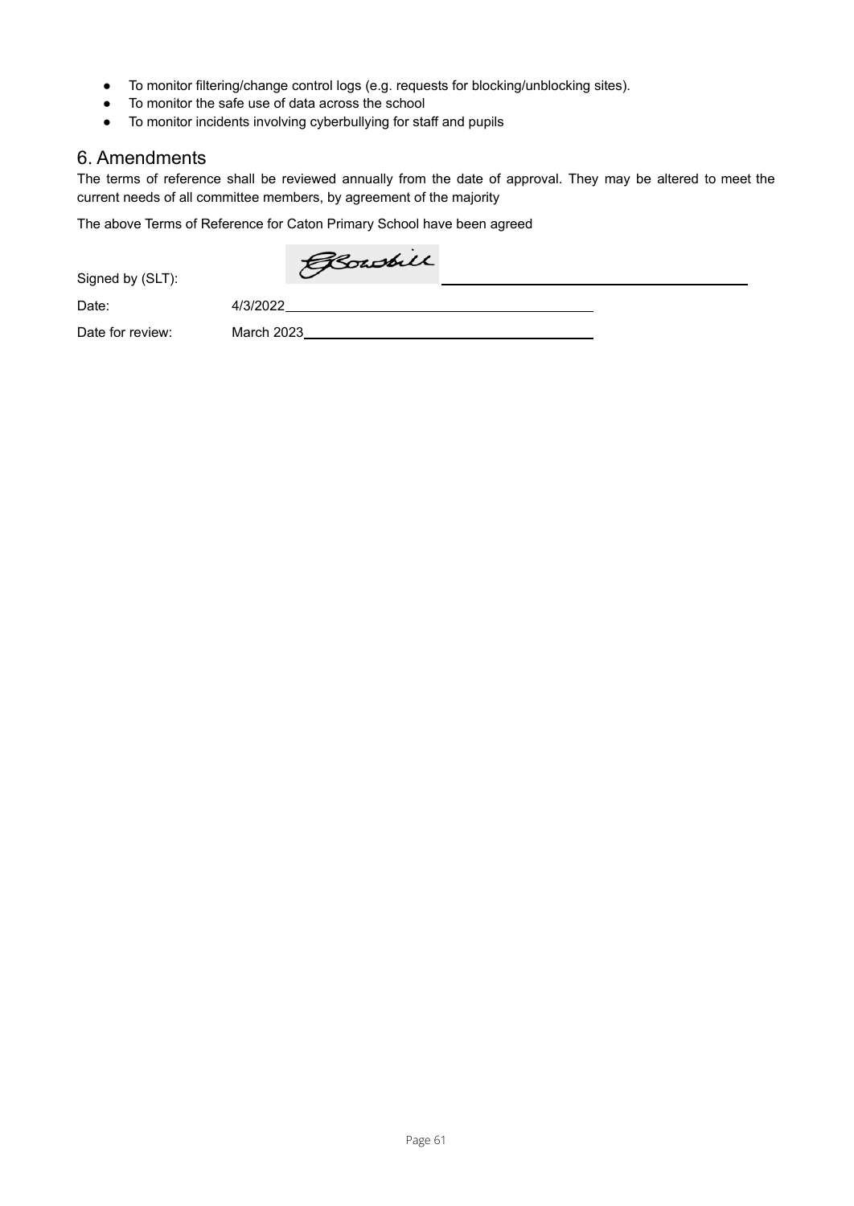- To monitor filtering/change control logs (e.g. requests for blocking/unblocking sites).
- To monitor the safe use of data across the school
- To monitor incidents involving cyberbullying for staff and pupils

## 6. Amendments

The terms of reference shall be reviewed annually from the date of approval. They may be altered to meet the current needs of all committee members, by agreement of the majority

The above Terms of Reference for Caton Primary School have been agreed

Signed by (SLT): ____________________

Date: 4/3/2022

Date for review: March 2023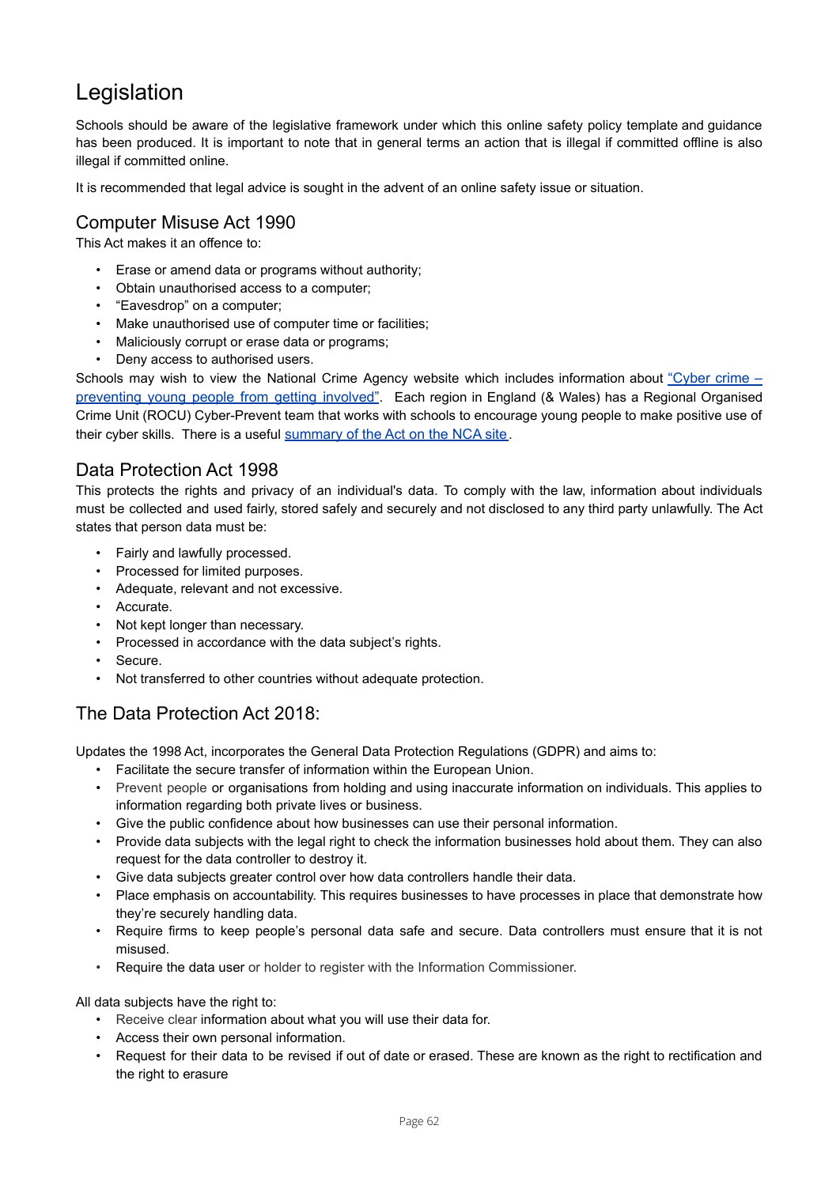# Legislation

Schools should be aware of the legislative framework under which this online safety policy template and guidance has been produced. It is important to note that in general terms an action that is illegal if committed offline is also illegal if committed online.

It is recommended that legal advice is sought in the advent of an online safety issue or situation.

## Computer Misuse Act 1990

This Act makes it an offence to:

- Erase or amend data or programs without authority;
- Obtain unauthorised access to a computer;
- "Eavesdrop" on a computer;
- Make unauthorised use of computer time or facilities;
- Maliciously corrupt or erase data or programs;
- Deny access to authorised users.

Schools may wish to view the National Crime Agency website which includes information about "Cyber crime – preventing young people from getting involved". Each region in England (& Wales) has a Regional Organised Crime Unit (ROCU) Cyber-Prevent team that works with schools to encourage young people to make positive use of their cyber skills. There is a useful summary of the Act on the NCA site.

## Data Protection Act 1998

This protects the rights and privacy of an individual's data. To comply with the law, information about individuals must be collected and used fairly, stored safely and securely and not disclosed to any third party unlawfully. The Act states that person data must be:

- Fairly and lawfully processed.
- Processed for limited purposes.
- Adequate, relevant and not excessive.
- Accurate.
- Not kept longer than necessary.
- Processed in accordance with the data subject's rights.
- Secure.
- Not transferred to other countries without adequate protection.

## The Data Protection Act 2018:

Updates the 1998 Act, incorporates the General Data Protection Regulations (GDPR) and aims to:

- Facilitate the secure transfer of information within the European Union.
- Prevent people or organisations from holding and using inaccurate information on individuals. This applies to information regarding both private lives or business.
- Give the public confidence about how businesses can use their personal information.
- Provide data subjects with the legal right to check the information businesses hold about them. They can also request for the data controller to destroy it.
- Give data subjects greater control over how data controllers handle their data.
- Place emphasis on accountability. This requires businesses to have processes in place that demonstrate how they're securely handling data.
- Require firms to keep people's personal data safe and secure. Data controllers must ensure that it is not misused.
- Require the data user or holder to register with the Information Commissioner.

All data subjects have the right to:

- Receive clear information about what you will use their data for.
- Access their own personal information.
- Request for their data to be revised if out of date or erased. These are known as the right to rectification and the right to erasure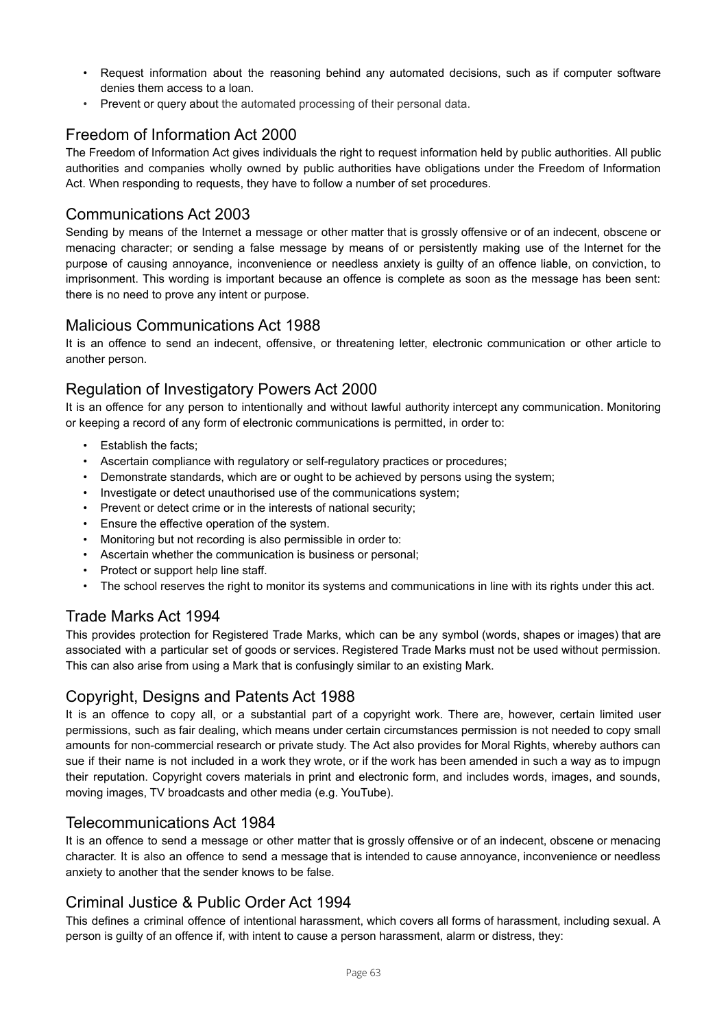- Request information about the reasoning behind any automated decisions, such as if computer software denies them access to a loan.
- Prevent or query about the automated processing of their personal data.

## Freedom of Information Act 2000

The Freedom of Information Act gives individuals the right to request information held by public authorities. All public authorities and companies wholly owned by public authorities have obligations under the Freedom of Information Act. When responding to requests, they have to follow a number of set procedures.

## Communications Act 2003

Sending by means of the Internet a message or other matter that is grossly offensive or of an indecent, obscene or menacing character; or sending a false message by means of or persistently making use of the Internet for the purpose of causing annoyance, inconvenience or needless anxiety is guilty of an offence liable, on conviction, to imprisonment. This wording is important because an offence is complete as soon as the message has been sent: there is no need to prove any intent or purpose.

## Malicious Communications Act 1988

It is an offence to send an indecent, offensive, or threatening letter, electronic communication or other article to another person.

## Regulation of Investigatory Powers Act 2000

It is an offence for any person to intentionally and without lawful authority intercept any communication. Monitoring or keeping a record of any form of electronic communications is permitted, in order to:

- Establish the facts;
- Ascertain compliance with regulatory or self-regulatory practices or procedures;
- Demonstrate standards, which are or ought to be achieved by persons using the system;
- Investigate or detect unauthorised use of the communications system;
- Prevent or detect crime or in the interests of national security;
- Ensure the effective operation of the system.
- Monitoring but not recording is also permissible in order to:
- Ascertain whether the communication is business or personal;
- Protect or support help line staff.
- The school reserves the right to monitor its systems and communications in line with its rights under this act.

## Trade Marks Act 1994

This provides protection for Registered Trade Marks, which can be any symbol (words, shapes or images) that are associated with a particular set of goods or services. Registered Trade Marks must not be used without permission. This can also arise from using a Mark that is confusingly similar to an existing Mark.

## Copyright, Designs and Patents Act 1988

It is an offence to copy all, or a substantial part of a copyright work. There are, however, certain limited user permissions, such as fair dealing, which means under certain circumstances permission is not needed to copy small amounts for non-commercial research or private study. The Act also provides for Moral Rights, whereby authors can sue if their name is not included in a work they wrote, or if the work has been amended in such a way as to impugn their reputation. Copyright covers materials in print and electronic form, and includes words, images, and sounds, moving images, TV broadcasts and other media (e.g. YouTube).

## Telecommunications Act 1984

It is an offence to send a message or other matter that is grossly offensive or of an indecent, obscene or menacing character. It is also an offence to send a message that is intended to cause annoyance, inconvenience or needless anxiety to another that the sender knows to be false.

## Criminal Justice & Public Order Act 1994

This defines a criminal offence of intentional harassment, which covers all forms of harassment, including sexual. A person is guilty of an offence if, with intent to cause a person harassment, alarm or distress, they: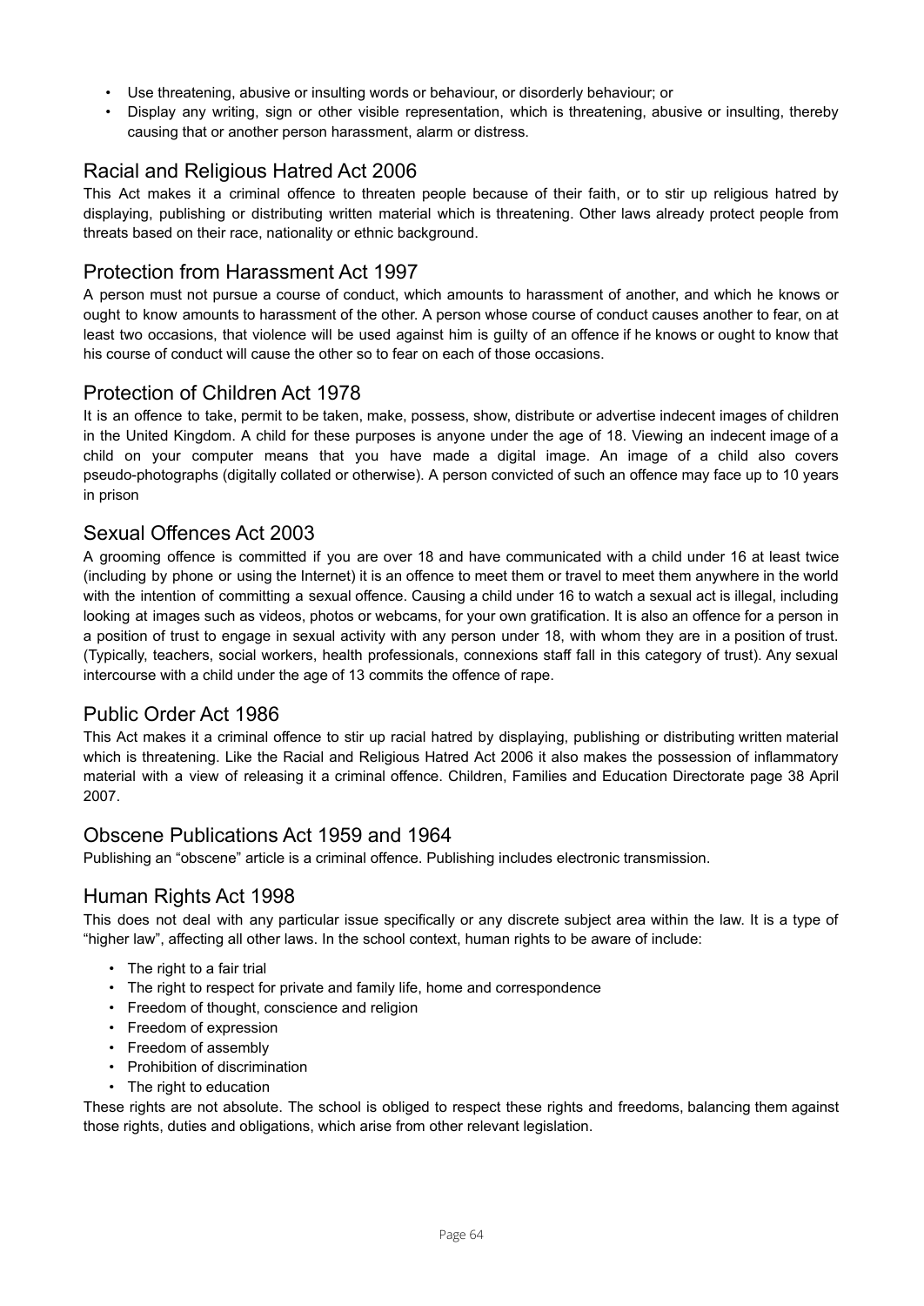- Use threatening, abusive or insulting words or behaviour, or disorderly behaviour; or
- Display any writing, sign or other visible representation, which is threatening, abusive or insulting, thereby causing that or another person harassment, alarm or distress.

## Racial and Religious Hatred Act 2006

This Act makes it a criminal offence to threaten people because of their faith, or to stir up religious hatred by displaying, publishing or distributing written material which is threatening. Other laws already protect people from threats based on their race, nationality or ethnic background.

## Protection from Harassment Act 1997

A person must not pursue a course of conduct, which amounts to harassment of another, and which he knows or ought to know amounts to harassment of the other. A person whose course of conduct causes another to fear, on at least two occasions, that violence will be used against him is guilty of an offence if he knows or ought to know that his course of conduct will cause the other so to fear on each of those occasions.

## Protection of Children Act 1978

It is an offence to take, permit to be taken, make, possess, show, distribute or advertise indecent images of children in the United Kingdom. A child for these purposes is anyone under the age of 18. Viewing an indecent image of a child on your computer means that you have made a digital image. An image of a child also covers pseudo-photographs (digitally collated or otherwise). A person convicted of such an offence may face up to 10 years in prison

## Sexual Offences Act 2003

A grooming offence is committed if you are over 18 and have communicated with a child under 16 at least twice (including by phone or using the Internet) it is an offence to meet them or travel to meet them anywhere in the world with the intention of committing a sexual offence. Causing a child under 16 to watch a sexual act is illegal, including looking at images such as videos, photos or webcams, for your own gratification. It is also an offence for a person in a position of trust to engage in sexual activity with any person under 18, with whom they are in a position of trust. (Typically, teachers, social workers, health professionals, connexions staff fall in this category of trust). Any sexual intercourse with a child under the age of 13 commits the offence of rape.

## Public Order Act 1986

This Act makes it a criminal offence to stir up racial hatred by displaying, publishing or distributing written material which is threatening. Like the Racial and Religious Hatred Act 2006 it also makes the possession of inflammatory material with a view of releasing it a criminal offence. Children, Families and Education Directorate page 38 April 2007.

## Obscene Publications Act 1959 and 1964

Publishing an "obscene" article is a criminal offence. Publishing includes electronic transmission.

## Human Rights Act 1998

This does not deal with any particular issue specifically or any discrete subject area within the law. It is a type of "higher law", affecting all other laws. In the school context, human rights to be aware of include:

- The right to a fair trial
- The right to respect for private and family life, home and correspondence
- Freedom of thought, conscience and religion
- Freedom of expression
- Freedom of assembly
- Prohibition of discrimination
- The right to education

These rights are not absolute. The school is obliged to respect these rights and freedoms, balancing them against those rights, duties and obligations, which arise from other relevant legislation.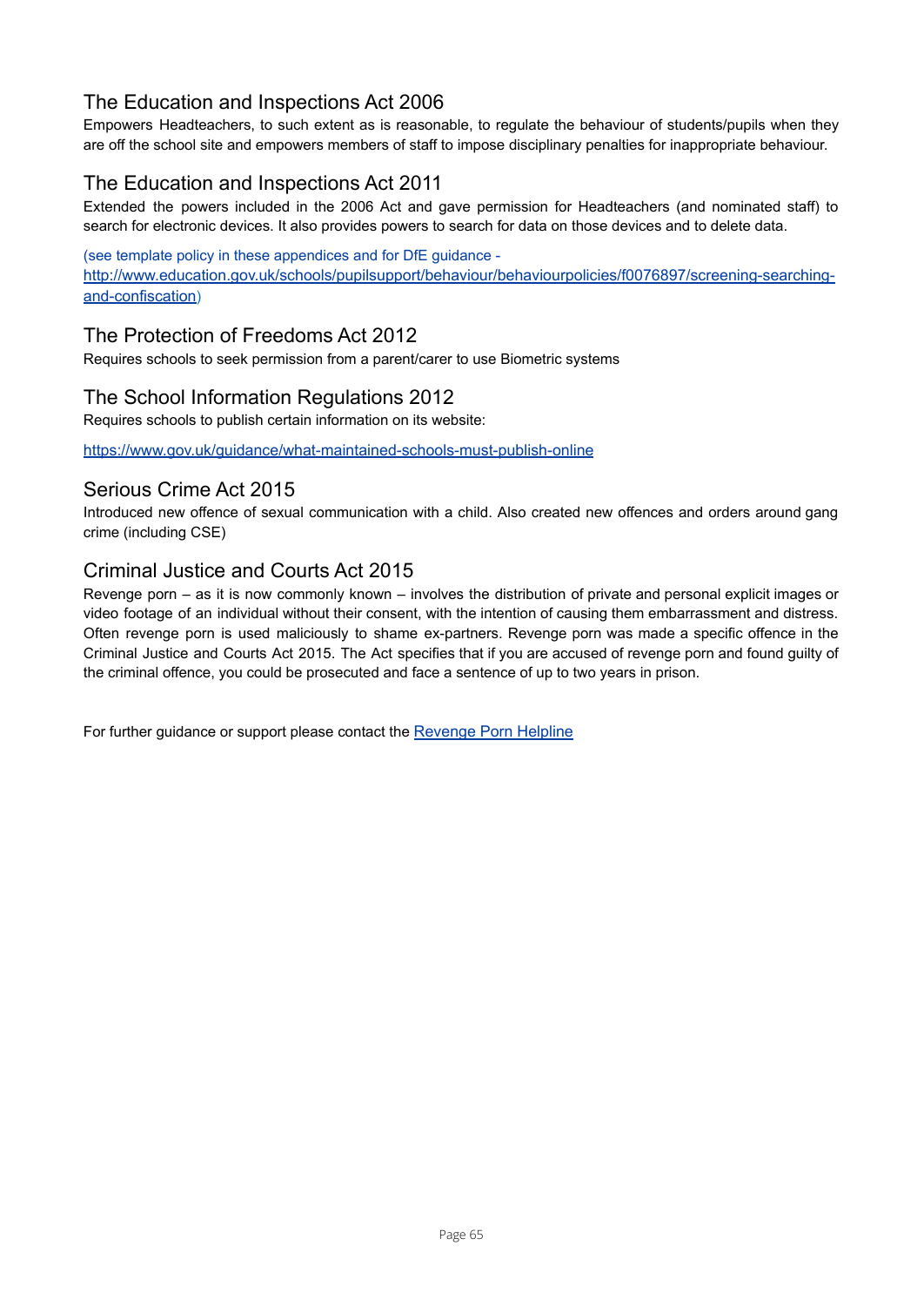## The Education and Inspections Act 2006

Empowers Headteachers, to such extent as is reasonable, to regulate the behaviour of students/pupils when they are off the school site and empowers members of staff to impose disciplinary penalties for inappropriate behaviour.

## The Education and Inspections Act 2011

Extended the powers included in the 2006 Act and gave permission for Headteachers (and nominated staff) to search for electronic devices. It also provides powers to search for data on those devices and to delete data.

(see template policy in these appendices and for DfE guidance - [http://www.education.gov.uk/schools/pupilsupport/behaviour/behaviourpolicies/f0076897/screening-searching-and-confiscation](http://www.education.gov.uk/schools/pupilsupport/behaviour/behaviourpolicies/f0076897/screening-searching-and-confiscation))

## The Protection of Freedoms Act 2012

Requires schools to seek permission from a parent/carer to use Biometric systems

## The School Information Regulations 2012

Requires schools to publish certain information on its website:

[https://www.gov.uk/guidance/what-maintained-schools-must-publish-online](https://www.gov.uk/guidance/what-maintained-schools-must-publish-online)

## Serious Crime Act 2015

Introduced new offence of sexual communication with a child. Also created new offences and orders around gang crime (including CSE)

## Criminal Justice and Courts Act 2015

Revenge porn – as it is now commonly known – involves the distribution of private and personal explicit images or video footage of an individual without their consent, with the intention of causing them embarrassment and distress. Often revenge porn is used maliciously to shame ex-partners. Revenge porn was made a specific offence in the Criminal Justice and Courts Act 2015. The Act specifies that if you are accused of revenge porn and found guilty of the criminal offence, you could be prosecuted and face a sentence of up to two years in prison.

For further guidance or support please contact the Revenge Porn Helpline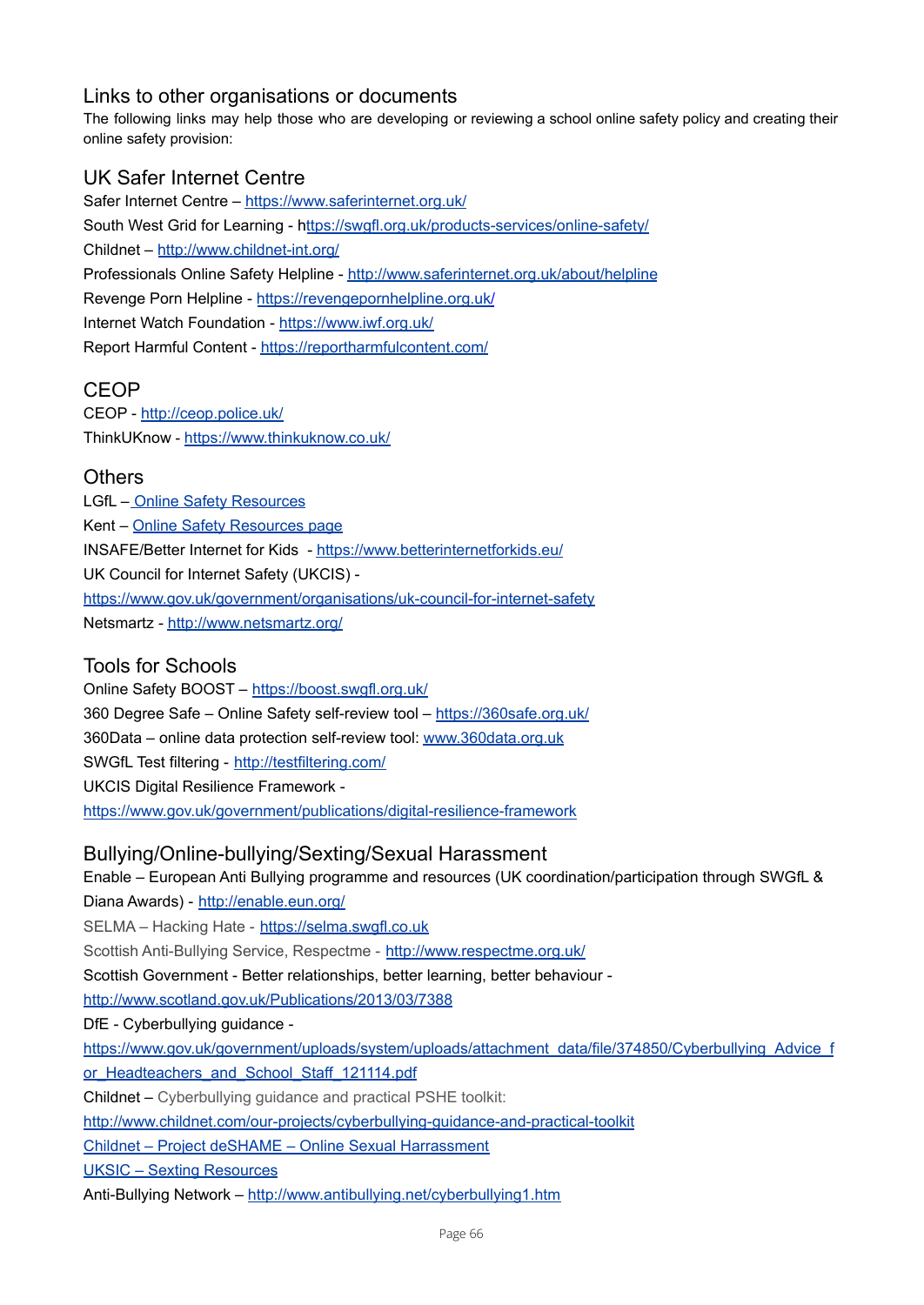## Links to other organisations or documents

The following links may help those who are developing or reviewing a school online safety policy and creating their online safety provision:

### UK Safer Internet Centre

Safer Internet Centre – https://www.saferinternet.org.uk/

South West Grid for Learning - https://swgfl.org.uk/products-services/online-safety/

Childnet – http://www.childnet-int.org/

Professionals Online Safety Helpline - http://www.saferinternet.org.uk/about/helpline

Revenge Porn Helpline - https://revengepornhelpline.org.uk/

Internet Watch Foundation - https://www.iwf.org.uk/

Report Harmful Content - https://reportharmfulcontent.com/

### CEOP

CEOP - http://ceop.police.uk/

ThinkUKnow - https://www.thinkuknow.co.uk/

### Others

LGfL – Online Safety Resources

Kent – Online Safety Resources page

INSAFE/Better Internet for Kids - https://www.betterinternetforkids.eu/

UK Council for Internet Safety (UKCIS) - https://www.gov.uk/government/organisations/uk-council-for-internet-safety

Netsmartz - http://www.netsmartz.org/

### Tools for Schools

Online Safety BOOST – https://boost.swgfl.org.uk/

360 Degree Safe – Online Safety self-review tool – https://360safe.org.uk/

360Data – online data protection self-review tool: www.360data.org.uk

SWGfL Test filtering - http://testfiltering.com/

UKCIS Digital Resilience Framework - https://www.gov.uk/government/publications/digital-resilience-framework

### Bullying/Online-bullying/Sexting/Sexual Harassment

Enable – European Anti Bullying programme and resources (UK coordination/participation through SWGfL & Diana Awards) - http://enable.eun.org/

SELMA – Hacking Hate - https://selma.swgfl.co.uk

Scottish Anti-Bullying Service, Respectme - http://www.respectme.org.uk/

Scottish Government - Better relationships, better learning, better behaviour - http://www.scotland.gov.uk/Publications/2013/03/7388

DfE - Cyberbullying guidance - https://www.gov.uk/government/uploads/system/uploads/attachment_data/file/374850/Cyberbullying_Advice_for_Headteachers_and_School_Staff_121114.pdf

Childnet – Cyberbullying guidance and practical PSHE toolkit: http://www.childnet.com/our-projects/cyberbullying-guidance-and-practical-toolkit

Childnet – Project deSHAME – Online Sexual Harrassment

UKSIC – Sexting Resources

Anti-Bullying Network – http://www.antibullying.net/cyberbullying1.htm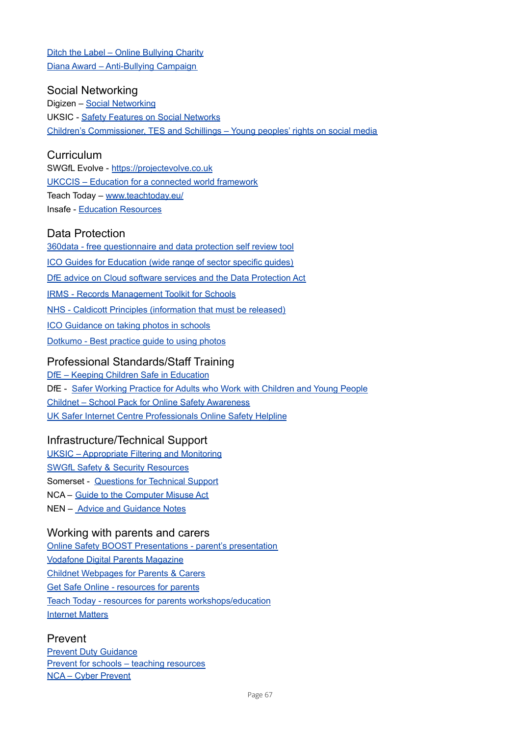Ditch the Label – Online Bullying Charity
Diana Award – Anti-Bullying Campaign

## Social Networking

Digizen – Social Networking
UKSIC - Safety Features on Social Networks
Children's Commissioner, TES and Schillings – Young peoples' rights on social media

## Curriculum

SWGfL Evolve - https://projectevolve.co.uk
UKCCIS – Education for a connected world framework
Teach Today – www.teachtoday.eu/
Insafe - Education Resources

## Data Protection

360data - free questionnaire and data protection self review tool
ICO Guides for Education (wide range of sector specific guides)
DfE advice on Cloud software services and the Data Protection Act
IRMS - Records Management Toolkit for Schools
NHS - Caldicott Principles (information that must be released)
ICO Guidance on taking photos in schools
Dotkumo - Best practice guide to using photos

## Professional Standards/Staff Training

DfE – Keeping Children Safe in Education
DfE - Safer Working Practice for Adults who Work with Children and Young People
Childnet – School Pack for Online Safety Awareness
UK Safer Internet Centre Professionals Online Safety Helpline

## Infrastructure/Technical Support

UKSIC – Appropriate Filtering and Monitoring
SWGfL Safety & Security Resources
Somerset - Questions for Technical Support
NCA – Guide to the Computer Misuse Act
NEN – Advice and Guidance Notes

## Working with parents and carers

Online Safety BOOST Presentations - parent's presentation
Vodafone Digital Parents Magazine
Childnet Webpages for Parents & Carers
Get Safe Online - resources for parents
Teach Today - resources for parents workshops/education
Internet Matters

## Prevent

Prevent Duty Guidance
Prevent for schools – teaching resources
NCA – Cyber Prevent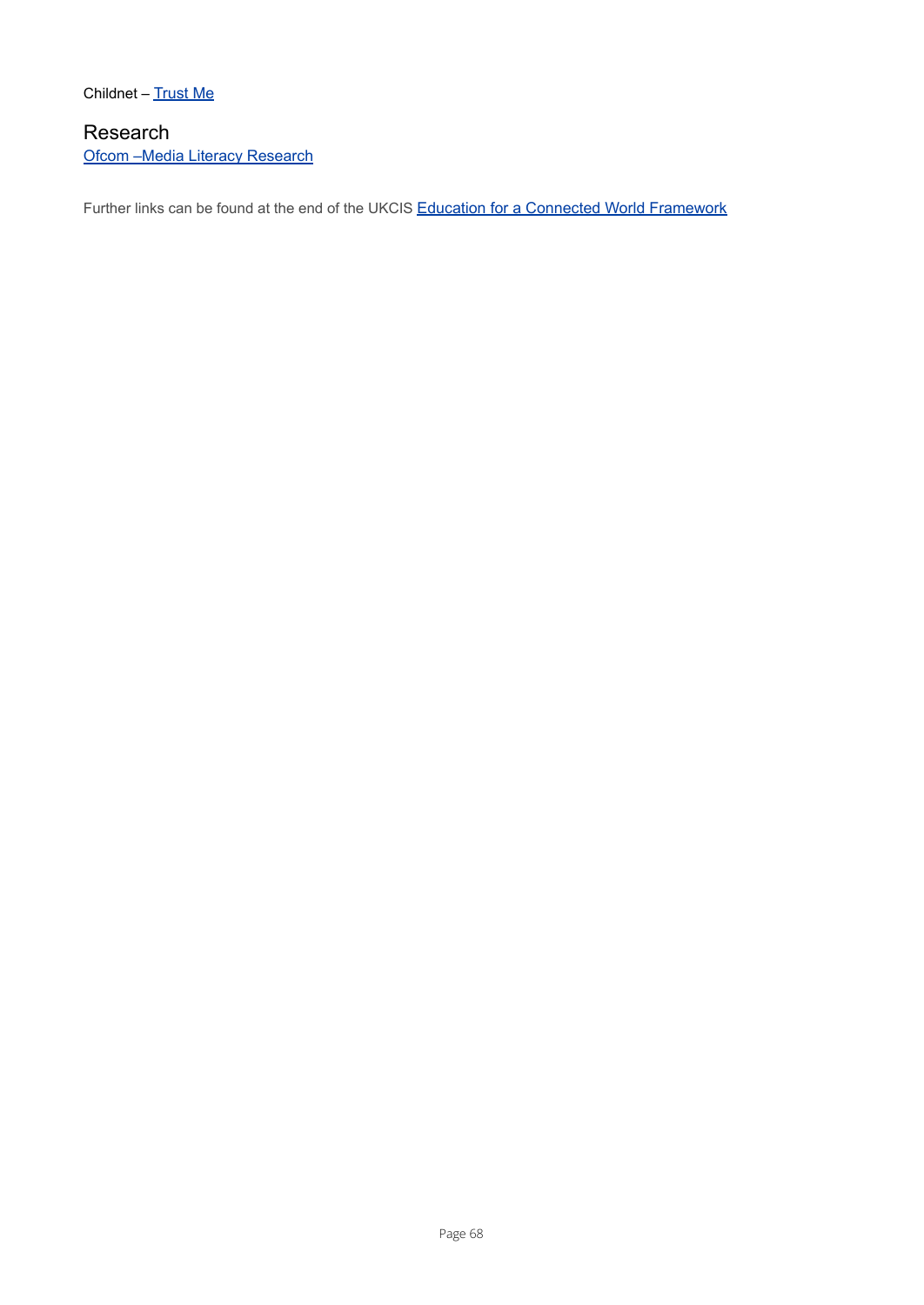Childnet – Trust Me

## Research

Ofcom –Media Literacy Research

Further links can be found at the end of the UKCIS Education for a Connected World Framework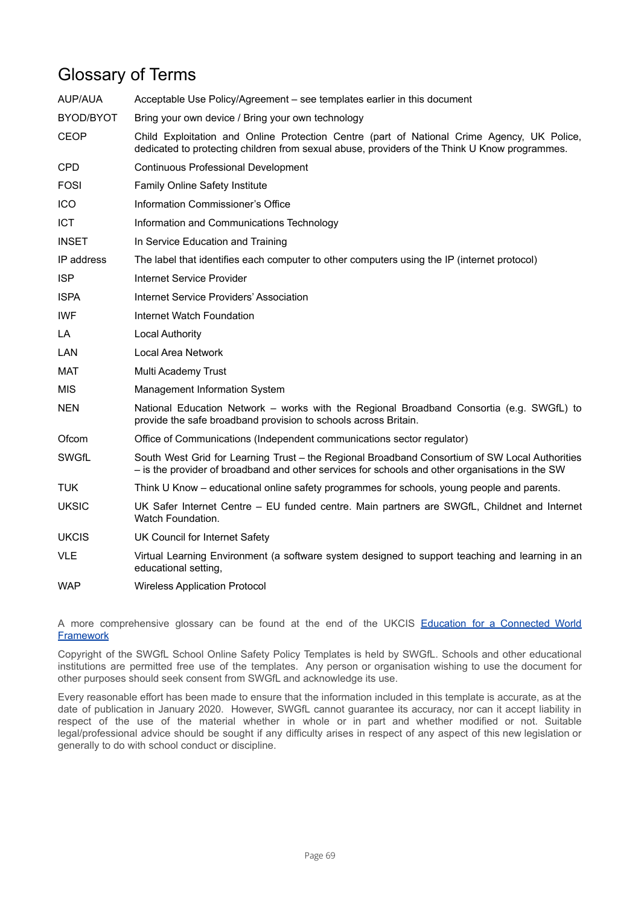# Glossary of Terms

| | |
|---|---|
| AUP/AUA | Acceptable Use Policy/Agreement – see templates earlier in this document |
| BYOD/BYOT | Bring your own device / Bring your own technology |
| CEOP | Child Exploitation and Online Protection Centre (part of National Crime Agency, UK Police, dedicated to protecting children from sexual abuse, providers of the Think U Know programmes. |
| CPD | Continuous Professional Development |
| FOSI | Family Online Safety Institute |
| ICO | Information Commissioner's Office |
| ICT | Information and Communications Technology |
| INSET | In Service Education and Training |
| IP address | The label that identifies each computer to other computers using the IP (internet protocol) |
| ISP | Internet Service Provider |
| ISPA | Internet Service Providers' Association |
| IWF | Internet Watch Foundation |
| LA | Local Authority |
| LAN | Local Area Network |
| MAT | Multi Academy Trust |
| MIS | Management Information System |
| NEN | National Education Network – works with the Regional Broadband Consortia (e.g. SWGfL) to provide the safe broadband provision to schools across Britain. |
| Ofcom | Office of Communications (Independent communications sector regulator) |
| SWGfL | South West Grid for Learning Trust – the Regional Broadband Consortium of SW Local Authorities – is the provider of broadband and other services for schools and other organisations in the SW |
| TUK | Think U Know – educational online safety programmes for schools, young people and parents. |
| UKSIC | UK Safer Internet Centre – EU funded centre. Main partners are SWGfL, Childnet and Internet Watch Foundation. |
| UKCIS | UK Council for Internet Safety |
| VLE | Virtual Learning Environment (a software system designed to support teaching and learning in an educational setting, |
| WAP | Wireless Application Protocol |

A more comprehensive glossary can be found at the end of the UKCIS [Education for a Connected World Framework]

Copyright of the SWGfL School Online Safety Policy Templates is held by SWGfL. Schools and other educational institutions are permitted free use of the templates. Any person or organisation wishing to use the document for other purposes should seek consent from SWGfL and acknowledge its use.

Every reasonable effort has been made to ensure that the information included in this template is accurate, as at the date of publication in January 2020. However, SWGfL cannot guarantee its accuracy, nor can it accept liability in respect of the use of the material whether in whole or in part and whether modified or not. Suitable legal/professional advice should be sought if any difficulty arises in respect of any aspect of this new legislation or generally to do with school conduct or discipline.